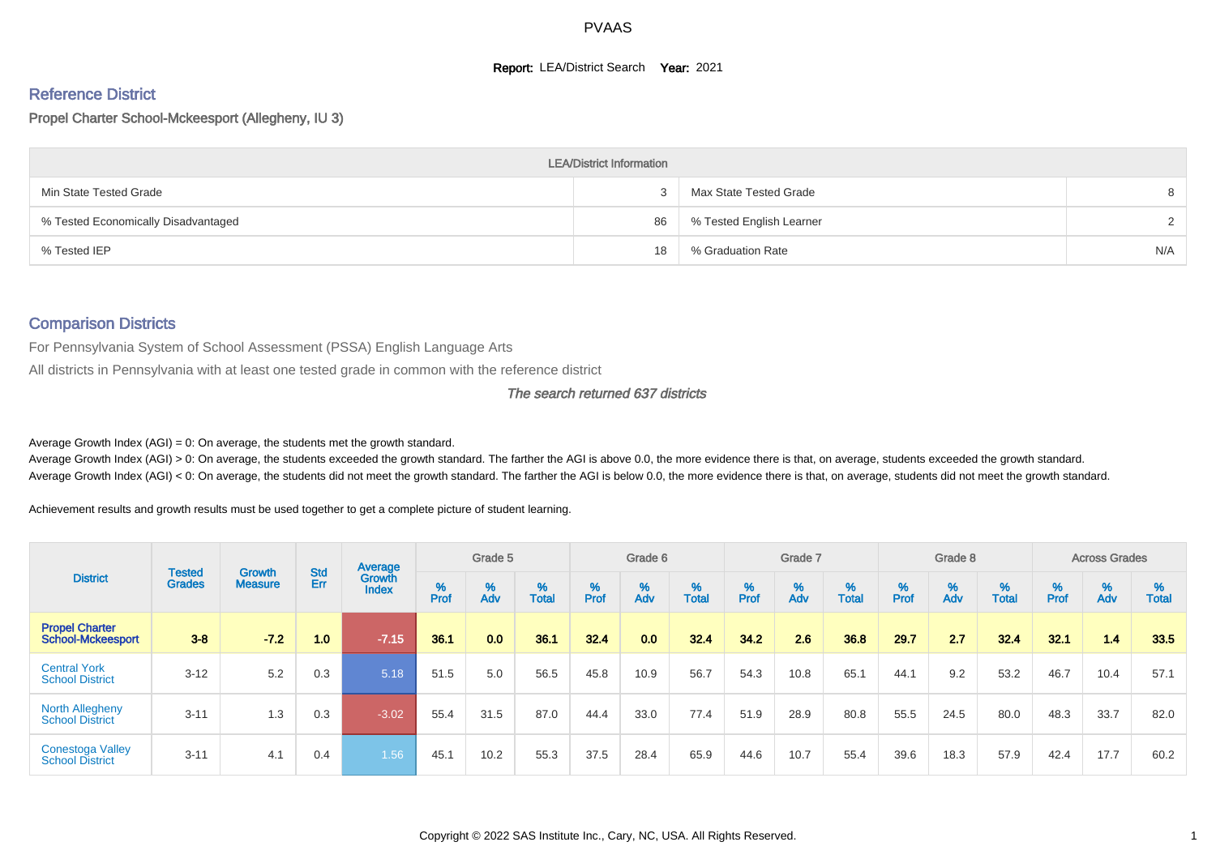# PVAAS

**Report:** LEA/District Search **Year:** 2021

## Reference District

### Propel Charter School-Mckeesport (Allegheny, IU 3)

| LEA/District Information | | | |
|---|---|---|---|
| Min State Tested Grade | 3 | Max State Tested Grade | 8 |
| % Tested Economically Disadvantaged | 86 | % Tested English Learner | 2 |
| % Tested IEP | 18 | % Graduation Rate | N/A |

## Comparison Districts

For Pennsylvania System of School Assessment (PSSA) English Language Arts

All districts in Pennsylvania with at least one tested grade in common with the reference district

*The search returned 637 districts*

Average Growth Index (AGI) = 0: On average, the students met the growth standard.

Average Growth Index (AGI) > 0: On average, the students exceeded the growth standard. The farther the AGI is above 0.0, the more evidence there is that, on average, students exceeded the growth standard.

Average Growth Index (AGI) < 0: On average, the students did not meet the growth standard. The farther the AGI is below 0.0, the more evidence there is that, on average, students did not meet the growth standard.

Achievement results and growth results must be used together to get a complete picture of student learning.

| District | Tested Grades | Growth Measure | Std Err | Average Growth Index | Grade 5 | | | Grade 6 | | | Grade 7 | | | Grade 8 | | | Across Grades | | |
|---|---|---|---|---|---|---|---|---|---|---|---|---|---|---|---|---|---|---|---|
| | | | | | % Prof | % Adv | % Total | % Prof | % Adv | % Total | % Prof | % Adv | % Total | % Prof | % Adv | % Total | % Prof | % Adv | % Total |
| **Propel Charter School-Mckeesport** | **3-8** | **-7.2** | **1.0** | **-7.15** | **36.1** | **0.0** | **36.1** | **32.4** | **0.0** | **32.4** | **34.2** | **2.6** | **36.8** | **29.7** | **2.7** | **32.4** | **32.1** | **1.4** | **33.5** |
| Central York School District | 3-12 | 5.2 | 0.3 | 5.18 | 51.5 | 5.0 | 56.5 | 45.8 | 10.9 | 56.7 | 54.3 | 10.8 | 65.1 | 44.1 | 9.2 | 53.2 | 46.7 | 10.4 | 57.1 |
| North Allegheny School District | 3-11 | 1.3 | 0.3 | -3.02 | 55.4 | 31.5 | 87.0 | 44.4 | 33.0 | 77.4 | 51.9 | 28.9 | 80.8 | 55.5 | 24.5 | 80.0 | 48.3 | 33.7 | 82.0 |
| Conestoga Valley School District | 3-11 | 4.1 | 0.4 | 1.56 | 45.1 | 10.2 | 55.3 | 37.5 | 28.4 | 65.9 | 44.6 | 10.7 | 55.4 | 39.6 | 18.3 | 57.9 | 42.4 | 17.7 | 60.2 |

Copyright © 2022 SAS Institute Inc., Cary, NC, USA. All Rights Reserved.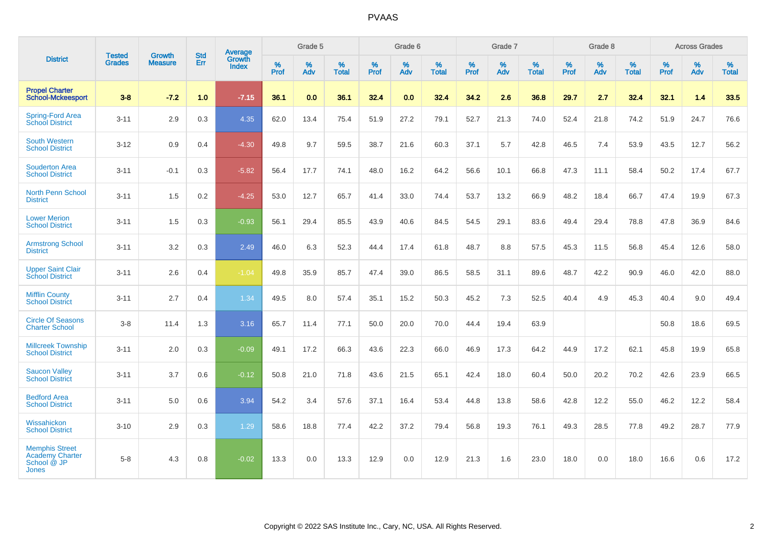| District | Tested Grades | Growth Measure | Std Err | Average Growth Index | Grade 5 | | | Grade 6 | | | Grade 7 | | | Grade 8 | | | Across Grades | | |
|---|---|---|---|---|---|---|---|---|---|---|---|---|---|---|---|---|---|---|---|
| | | | | | % Prof | % Adv | % Total | % Prof | % Adv | % Total | % Prof | % Adv | % Total | % Prof | % Adv | % Total | % Prof | % Adv | % Total |
| **Propel Charter School-Mckeesport** | **3-8** | **-7.2** | **1.0** | **-7.15** | **36.1** | **0.0** | **36.1** | **32.4** | **0.0** | **32.4** | **34.2** | **2.6** | **36.8** | **29.7** | **2.7** | **32.4** | **32.1** | **1.4** | **33.5** |
| Spring-Ford Area School District | 3-11 | 2.9 | 0.3 | 4.35 | 62.0 | 13.4 | 75.4 | 51.9 | 27.2 | 79.1 | 52.7 | 21.3 | 74.0 | 52.4 | 21.8 | 74.2 | 51.9 | 24.7 | 76.6 |
| South Western School District | 3-12 | 0.9 | 0.4 | -4.30 | 49.8 | 9.7 | 59.5 | 38.7 | 21.6 | 60.3 | 37.1 | 5.7 | 42.8 | 46.5 | 7.4 | 53.9 | 43.5 | 12.7 | 56.2 |
| Souderton Area School District | 3-11 | -0.1 | 0.3 | -5.82 | 56.4 | 17.7 | 74.1 | 48.0 | 16.2 | 64.2 | 56.6 | 10.1 | 66.8 | 47.3 | 11.1 | 58.4 | 50.2 | 17.4 | 67.7 |
| North Penn School District | 3-11 | 1.5 | 0.2 | -4.25 | 53.0 | 12.7 | 65.7 | 41.4 | 33.0 | 74.4 | 53.7 | 13.2 | 66.9 | 48.2 | 18.4 | 66.7 | 47.4 | 19.9 | 67.3 |
| Lower Merion School District | 3-11 | 1.5 | 0.3 | -0.93 | 56.1 | 29.4 | 85.5 | 43.9 | 40.6 | 84.5 | 54.5 | 29.1 | 83.6 | 49.4 | 29.4 | 78.8 | 47.8 | 36.9 | 84.6 |
| Armstrong School District | 3-11 | 3.2 | 0.3 | 2.49 | 46.0 | 6.3 | 52.3 | 44.4 | 17.4 | 61.8 | 48.7 | 8.8 | 57.5 | 45.3 | 11.5 | 56.8 | 45.4 | 12.6 | 58.0 |
| Upper Saint Clair School District | 3-11 | 2.6 | 0.4 | -1.04 | 49.8 | 35.9 | 85.7 | 47.4 | 39.0 | 86.5 | 58.5 | 31.1 | 89.6 | 48.7 | 42.2 | 90.9 | 46.0 | 42.0 | 88.0 |
| Mifflin County School District | 3-11 | 2.7 | 0.4 | 1.34 | 49.5 | 8.0 | 57.4 | 35.1 | 15.2 | 50.3 | 45.2 | 7.3 | 52.5 | 40.4 | 4.9 | 45.3 | 40.4 | 9.0 | 49.4 |
| Circle Of Seasons Charter School | 3-8 | 11.4 | 1.3 | 3.16 | 65.7 | 11.4 | 77.1 | 50.0 | 20.0 | 70.0 | 44.4 | 19.4 | 63.9 | | | | 50.8 | 18.6 | 69.5 |
| Millcreek Township School District | 3-11 | 2.0 | 0.3 | -0.09 | 49.1 | 17.2 | 66.3 | 43.6 | 22.3 | 66.0 | 46.9 | 17.3 | 64.2 | 44.9 | 17.2 | 62.1 | 45.8 | 19.9 | 65.8 |
| Saucon Valley School District | 3-11 | 3.7 | 0.6 | -0.12 | 50.8 | 21.0 | 71.8 | 43.6 | 21.5 | 65.1 | 42.4 | 18.0 | 60.4 | 50.0 | 20.2 | 70.2 | 42.6 | 23.9 | 66.5 |
| Bedford Area School District | 3-11 | 5.0 | 0.6 | 3.94 | 54.2 | 3.4 | 57.6 | 37.1 | 16.4 | 53.4 | 44.8 | 13.8 | 58.6 | 42.8 | 12.2 | 55.0 | 46.2 | 12.2 | 58.4 |
| Wissahickon School District | 3-10 | 2.9 | 0.3 | 1.29 | 58.6 | 18.8 | 77.4 | 42.2 | 37.2 | 79.4 | 56.8 | 19.3 | 76.1 | 49.3 | 28.5 | 77.8 | 49.2 | 28.7 | 77.9 |
| Memphis Street Academy Charter School @ JP Jones | 5-8 | 4.3 | 0.8 | -0.02 | 13.3 | 0.0 | 13.3 | 12.9 | 0.0 | 12.9 | 21.3 | 1.6 | 23.0 | 18.0 | 0.0 | 18.0 | 16.6 | 0.6 | 17.2 |

Copyright © 2022 SAS Institute Inc., Cary, NC, USA. All Rights Reserved.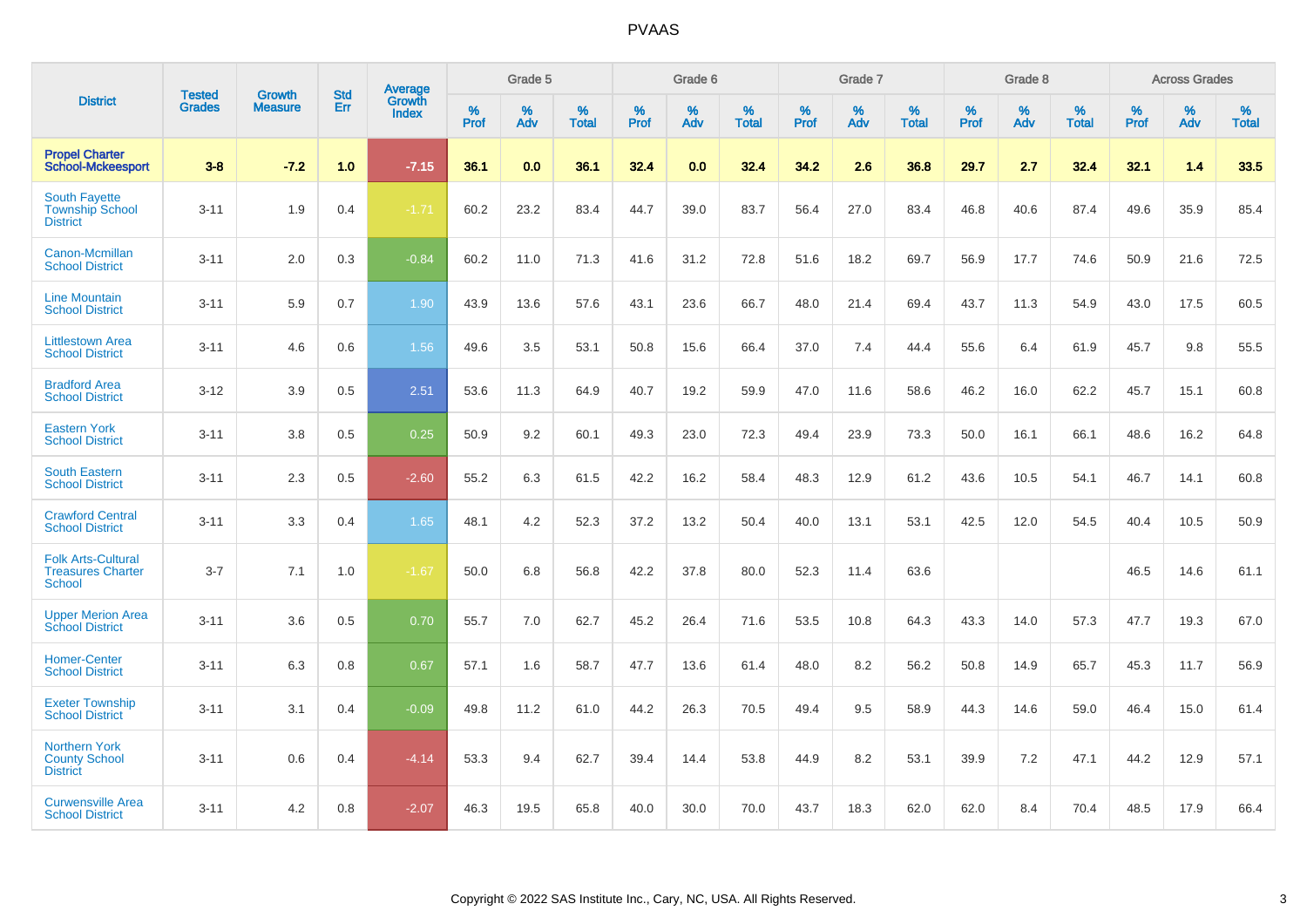| District | Tested Grades | Growth Measure | Std Err | Average Growth Index | Grade 5 | | | Grade 6 | | | Grade 7 | | | Grade 8 | | | Across Grades | | |
|---|---|---|---|---|---|---|---|---|---|---|---|---|---|---|---|---|---|---|---|
| | | | | | % Prof | % Adv | % Total | % Prof | % Adv | % Total | % Prof | % Adv | % Total | % Prof | % Adv | % Total | % Prof | % Adv | % Total |
| **Propel Charter School-Mckeesport** | **3-8** | **-7.2** | **1.0** | **-7.15** | **36.1** | **0.0** | **36.1** | **32.4** | **0.0** | **32.4** | **34.2** | **2.6** | **36.8** | **29.7** | **2.7** | **32.4** | **32.1** | **1.4** | **33.5** |
| South Fayette Township School District | 3-11 | 1.9 | 0.4 | -1.71 | 60.2 | 23.2 | 83.4 | 44.7 | 39.0 | 83.7 | 56.4 | 27.0 | 83.4 | 46.8 | 40.6 | 87.4 | 49.6 | 35.9 | 85.4 |
| Canon-Mcmillan School District | 3-11 | 2.0 | 0.3 | -0.84 | 60.2 | 11.0 | 71.3 | 41.6 | 31.2 | 72.8 | 51.6 | 18.2 | 69.7 | 56.9 | 17.7 | 74.6 | 50.9 | 21.6 | 72.5 |
| Line Mountain School District | 3-11 | 5.9 | 0.7 | 1.90 | 43.9 | 13.6 | 57.6 | 43.1 | 23.6 | 66.7 | 48.0 | 21.4 | 69.4 | 43.7 | 11.3 | 54.9 | 43.0 | 17.5 | 60.5 |
| Littlestown Area School District | 3-11 | 4.6 | 0.6 | 1.56 | 49.6 | 3.5 | 53.1 | 50.8 | 15.6 | 66.4 | 37.0 | 7.4 | 44.4 | 55.6 | 6.4 | 61.9 | 45.7 | 9.8 | 55.5 |
| Bradford Area School District | 3-12 | 3.9 | 0.5 | 2.51 | 53.6 | 11.3 | 64.9 | 40.7 | 19.2 | 59.9 | 47.0 | 11.6 | 58.6 | 46.2 | 16.0 | 62.2 | 45.7 | 15.1 | 60.8 |
| Eastern York School District | 3-11 | 3.8 | 0.5 | 0.25 | 50.9 | 9.2 | 60.1 | 49.3 | 23.0 | 72.3 | 49.4 | 23.9 | 73.3 | 50.0 | 16.1 | 66.1 | 48.6 | 16.2 | 64.8 |
| South Eastern School District | 3-11 | 2.3 | 0.5 | -2.60 | 55.2 | 6.3 | 61.5 | 42.2 | 16.2 | 58.4 | 48.3 | 12.9 | 61.2 | 43.6 | 10.5 | 54.1 | 46.7 | 14.1 | 60.8 |
| Crawford Central School District | 3-11 | 3.3 | 0.4 | 1.65 | 48.1 | 4.2 | 52.3 | 37.2 | 13.2 | 50.4 | 40.0 | 13.1 | 53.1 | 42.5 | 12.0 | 54.5 | 40.4 | 10.5 | 50.9 |
| Folk Arts-Cultural Treasures Charter School | 3-7 | 7.1 | 1.0 | -1.67 | 50.0 | 6.8 | 56.8 | 42.2 | 37.8 | 80.0 | 52.3 | 11.4 | 63.6 | | | | 46.5 | 14.6 | 61.1 |
| Upper Merion Area School District | 3-11 | 3.6 | 0.5 | 0.70 | 55.7 | 7.0 | 62.7 | 45.2 | 26.4 | 71.6 | 53.5 | 10.8 | 64.3 | 43.3 | 14.0 | 57.3 | 47.7 | 19.3 | 67.0 |
| Homer-Center School District | 3-11 | 6.3 | 0.8 | 0.67 | 57.1 | 1.6 | 58.7 | 47.7 | 13.6 | 61.4 | 48.0 | 8.2 | 56.2 | 50.8 | 14.9 | 65.7 | 45.3 | 11.7 | 56.9 |
| Exeter Township School District | 3-11 | 3.1 | 0.4 | -0.09 | 49.8 | 11.2 | 61.0 | 44.2 | 26.3 | 70.5 | 49.4 | 9.5 | 58.9 | 44.3 | 14.6 | 59.0 | 46.4 | 15.0 | 61.4 |
| Northern York County School District | 3-11 | 0.6 | 0.4 | -4.14 | 53.3 | 9.4 | 62.7 | 39.4 | 14.4 | 53.8 | 44.9 | 8.2 | 53.1 | 39.9 | 7.2 | 47.1 | 44.2 | 12.9 | 57.1 |
| Curwensville Area School District | 3-11 | 4.2 | 0.8 | -2.07 | 46.3 | 19.5 | 65.8 | 40.0 | 30.0 | 70.0 | 43.7 | 18.3 | 62.0 | 62.0 | 8.4 | 70.4 | 48.5 | 17.9 | 66.4 |

Copyright © 2022 SAS Institute Inc., Cary, NC, USA. All Rights Reserved.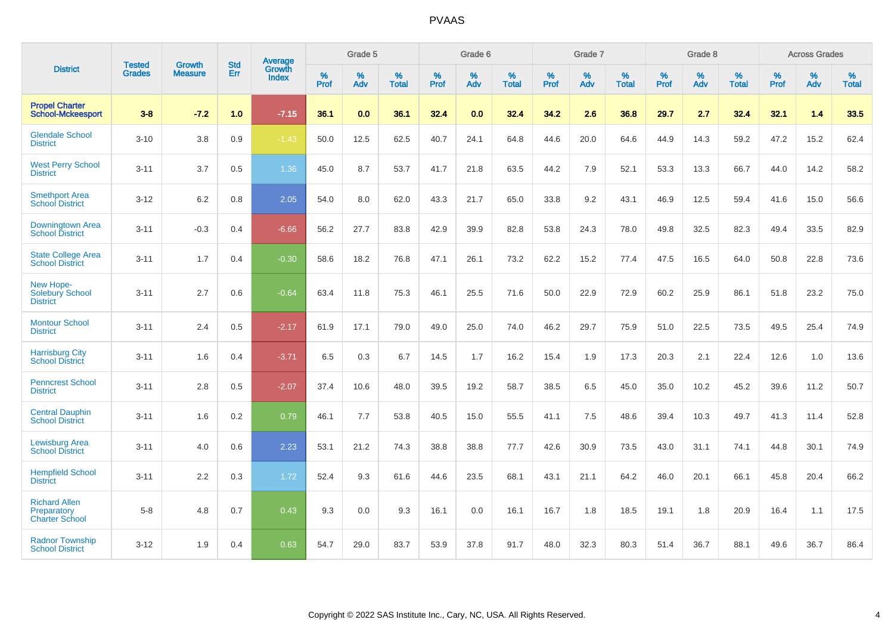| District | Tested Grades | Growth Measure | Std Err | Average Growth Index | Grade 5 | | | Grade 6 | | | Grade 7 | | | Grade 8 | | | Across Grades | | |
|---|---|---|---|---|---|---|---|---|---|---|---|---|---|---|---|---|---|---|---|
| | | | | | % Prof | % Adv | % Total | % Prof | % Adv | % Total | % Prof | % Adv | % Total | % Prof | % Adv | % Total | % Prof | % Adv | % Total |
| **Propel Charter School-Mckeesport** | **3-8** | **-7.2** | **1.0** | **-7.15** | **36.1** | **0.0** | **36.1** | **32.4** | **0.0** | **32.4** | **34.2** | **2.6** | **36.8** | **29.7** | **2.7** | **32.4** | **32.1** | **1.4** | **33.5** |
| Glendale School District | 3-10 | 3.8 | 0.9 | -1.43 | 50.0 | 12.5 | 62.5 | 40.7 | 24.1 | 64.8 | 44.6 | 20.0 | 64.6 | 44.9 | 14.3 | 59.2 | 47.2 | 15.2 | 62.4 |
| West Perry School District | 3-11 | 3.7 | 0.5 | 1.36 | 45.0 | 8.7 | 53.7 | 41.7 | 21.8 | 63.5 | 44.2 | 7.9 | 52.1 | 53.3 | 13.3 | 66.7 | 44.0 | 14.2 | 58.2 |
| Smethport Area School District | 3-12 | 6.2 | 0.8 | 2.05 | 54.0 | 8.0 | 62.0 | 43.3 | 21.7 | 65.0 | 33.8 | 9.2 | 43.1 | 46.9 | 12.5 | 59.4 | 41.6 | 15.0 | 56.6 |
| Downingtown Area School District | 3-11 | -0.3 | 0.4 | -6.66 | 56.2 | 27.7 | 83.8 | 42.9 | 39.9 | 82.8 | 53.8 | 24.3 | 78.0 | 49.8 | 32.5 | 82.3 | 49.4 | 33.5 | 82.9 |
| State College Area School District | 3-11 | 1.7 | 0.4 | -0.30 | 58.6 | 18.2 | 76.8 | 47.1 | 26.1 | 73.2 | 62.2 | 15.2 | 77.4 | 47.5 | 16.5 | 64.0 | 50.8 | 22.8 | 73.6 |
| New Hope-Solebury School District | 3-11 | 2.7 | 0.6 | -0.64 | 63.4 | 11.8 | 75.3 | 46.1 | 25.5 | 71.6 | 50.0 | 22.9 | 72.9 | 60.2 | 25.9 | 86.1 | 51.8 | 23.2 | 75.0 |
| Montour School District | 3-11 | 2.4 | 0.5 | -2.17 | 61.9 | 17.1 | 79.0 | 49.0 | 25.0 | 74.0 | 46.2 | 29.7 | 75.9 | 51.0 | 22.5 | 73.5 | 49.5 | 25.4 | 74.9 |
| Harrisburg City School District | 3-11 | 1.6 | 0.4 | -3.71 | 6.5 | 0.3 | 6.7 | 14.5 | 1.7 | 16.2 | 15.4 | 1.9 | 17.3 | 20.3 | 2.1 | 22.4 | 12.6 | 1.0 | 13.6 |
| Penncrest School District | 3-11 | 2.8 | 0.5 | -2.07 | 37.4 | 10.6 | 48.0 | 39.5 | 19.2 | 58.7 | 38.5 | 6.5 | 45.0 | 35.0 | 10.2 | 45.2 | 39.6 | 11.2 | 50.7 |
| Central Dauphin School District | 3-11 | 1.6 | 0.2 | 0.79 | 46.1 | 7.7 | 53.8 | 40.5 | 15.0 | 55.5 | 41.1 | 7.5 | 48.6 | 39.4 | 10.3 | 49.7 | 41.3 | 11.4 | 52.8 |
| Lewisburg Area School District | 3-11 | 4.0 | 0.6 | 2.23 | 53.1 | 21.2 | 74.3 | 38.8 | 38.8 | 77.7 | 42.6 | 30.9 | 73.5 | 43.0 | 31.1 | 74.1 | 44.8 | 30.1 | 74.9 |
| Hempfield School District | 3-11 | 2.2 | 0.3 | 1.72 | 52.4 | 9.3 | 61.6 | 44.6 | 23.5 | 68.1 | 43.1 | 21.1 | 64.2 | 46.0 | 20.1 | 66.1 | 45.8 | 20.4 | 66.2 |
| Richard Allen Preparatory Charter School | 5-8 | 4.8 | 0.7 | 0.43 | 9.3 | 0.0 | 9.3 | 16.1 | 0.0 | 16.1 | 16.7 | 1.8 | 18.5 | 19.1 | 1.8 | 20.9 | 16.4 | 1.1 | 17.5 |
| Radnor Township School District | 3-12 | 1.9 | 0.4 | 0.63 | 54.7 | 29.0 | 83.7 | 53.9 | 37.8 | 91.7 | 48.0 | 32.3 | 80.3 | 51.4 | 36.7 | 88.1 | 49.6 | 36.7 | 86.4 |

Copyright © 2022 SAS Institute Inc., Cary, NC, USA. All Rights Reserved.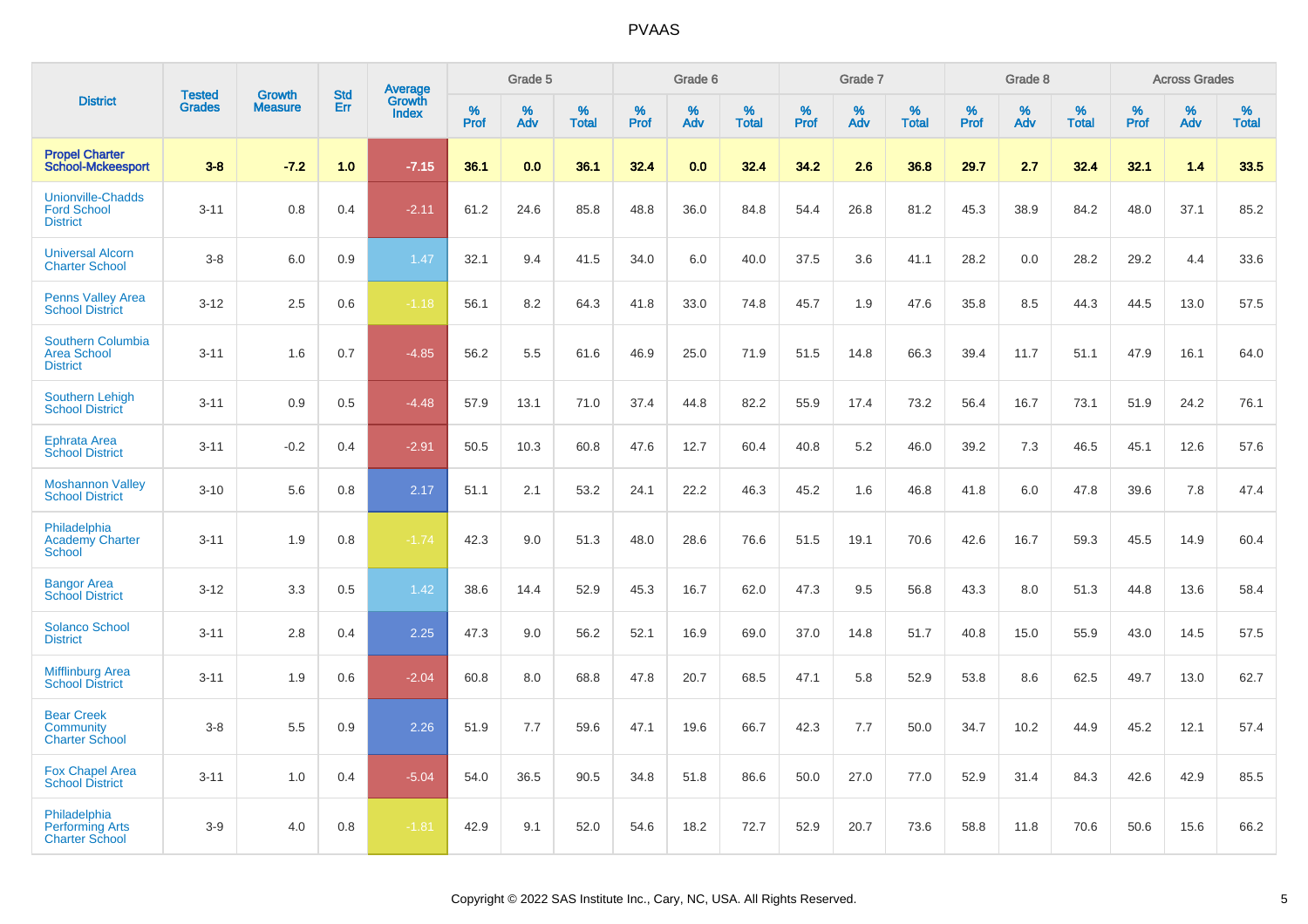# PVAAS

| District | Tested Grades | Growth Measure | Std Err | Average Growth Index | Grade 5 | | | Grade 6 | | | Grade 7 | | | Grade 8 | | | Across Grades | | |
|---|---|---|---|---|---|---|---|---|---|---|---|---|---|---|---|---|---|---|---|
| | | | | | % Prof | % Adv | % Total | % Prof | % Adv | % Total | % Prof | % Adv | % Total | % Prof | % Adv | % Total | % Prof | % Adv | % Total |
| **Propel Charter School-Mckeesport** | **3-8** | **-7.2** | **1.0** | **-7.15** | **36.1** | **0.0** | **36.1** | **32.4** | **0.0** | **32.4** | **34.2** | **2.6** | **36.8** | **29.7** | **2.7** | **32.4** | **32.1** | **1.4** | **33.5** |
| Unionville-Chadds Ford School District | 3-11 | 0.8 | 0.4 | -2.11 | 61.2 | 24.6 | 85.8 | 48.8 | 36.0 | 84.8 | 54.4 | 26.8 | 81.2 | 45.3 | 38.9 | 84.2 | 48.0 | 37.1 | 85.2 |
| Universal Alcorn Charter School | 3-8 | 6.0 | 0.9 | 1.47 | 32.1 | 9.4 | 41.5 | 34.0 | 6.0 | 40.0 | 37.5 | 3.6 | 41.1 | 28.2 | 0.0 | 28.2 | 29.2 | 4.4 | 33.6 |
| Penns Valley Area School District | 3-12 | 2.5 | 0.6 | -1.18 | 56.1 | 8.2 | 64.3 | 41.8 | 33.0 | 74.8 | 45.7 | 1.9 | 47.6 | 35.8 | 8.5 | 44.3 | 44.5 | 13.0 | 57.5 |
| Southern Columbia Area School District | 3-11 | 1.6 | 0.7 | -4.85 | 56.2 | 5.5 | 61.6 | 46.9 | 25.0 | 71.9 | 51.5 | 14.8 | 66.3 | 39.4 | 11.7 | 51.1 | 47.9 | 16.1 | 64.0 |
| Southern Lehigh School District | 3-11 | 0.9 | 0.5 | -4.48 | 57.9 | 13.1 | 71.0 | 37.4 | 44.8 | 82.2 | 55.9 | 17.4 | 73.2 | 56.4 | 16.7 | 73.1 | 51.9 | 24.2 | 76.1 |
| Ephrata Area School District | 3-11 | -0.2 | 0.4 | -2.91 | 50.5 | 10.3 | 60.8 | 47.6 | 12.7 | 60.4 | 40.8 | 5.2 | 46.0 | 39.2 | 7.3 | 46.5 | 45.1 | 12.6 | 57.6 |
| Moshannon Valley School District | 3-10 | 5.6 | 0.8 | 2.17 | 51.1 | 2.1 | 53.2 | 24.1 | 22.2 | 46.3 | 45.2 | 1.6 | 46.8 | 41.8 | 6.0 | 47.8 | 39.6 | 7.8 | 47.4 |
| Philadelphia Academy Charter School | 3-11 | 1.9 | 0.8 | -1.74 | 42.3 | 9.0 | 51.3 | 48.0 | 28.6 | 76.6 | 51.5 | 19.1 | 70.6 | 42.6 | 16.7 | 59.3 | 45.5 | 14.9 | 60.4 |
| Bangor Area School District | 3-12 | 3.3 | 0.5 | 1.42 | 38.6 | 14.4 | 52.9 | 45.3 | 16.7 | 62.0 | 47.3 | 9.5 | 56.8 | 43.3 | 8.0 | 51.3 | 44.8 | 13.6 | 58.4 |
| Solanco School District | 3-11 | 2.8 | 0.4 | 2.25 | 47.3 | 9.0 | 56.2 | 52.1 | 16.9 | 69.0 | 37.0 | 14.8 | 51.7 | 40.8 | 15.0 | 55.9 | 43.0 | 14.5 | 57.5 |
| Mifflinburg Area School District | 3-11 | 1.9 | 0.6 | -2.04 | 60.8 | 8.0 | 68.8 | 47.8 | 20.7 | 68.5 | 47.1 | 5.8 | 52.9 | 53.8 | 8.6 | 62.5 | 49.7 | 13.0 | 62.7 |
| Bear Creek Community Charter School | 3-8 | 5.5 | 0.9 | 2.26 | 51.9 | 7.7 | 59.6 | 47.1 | 19.6 | 66.7 | 42.3 | 7.7 | 50.0 | 34.7 | 10.2 | 44.9 | 45.2 | 12.1 | 57.4 |
| Fox Chapel Area School District | 3-11 | 1.0 | 0.4 | -5.04 | 54.0 | 36.5 | 90.5 | 34.8 | 51.8 | 86.6 | 50.0 | 27.0 | 77.0 | 52.9 | 31.4 | 84.3 | 42.6 | 42.9 | 85.5 |
| Philadelphia Performing Arts Charter School | 3-9 | 4.0 | 0.8 | -1.81 | 42.9 | 9.1 | 52.0 | 54.6 | 18.2 | 72.7 | 52.9 | 20.7 | 73.6 | 58.8 | 11.8 | 70.6 | 50.6 | 15.6 | 66.2 |

Copyright © 2022 SAS Institute Inc., Cary, NC, USA. All Rights Reserved.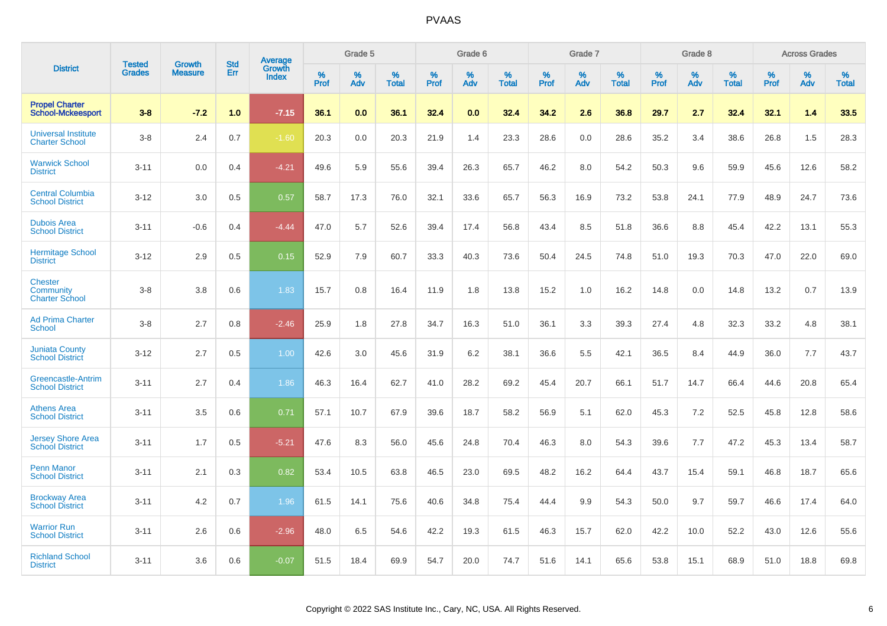# PVAAS

| District | Tested Grades | Growth Measure | Std Err | Average Growth Index | Grade 5 | | | Grade 6 | | | Grade 7 | | | Grade 8 | | | Across Grades | | |
|---|---|---|---|---|---|---|---|---|---|---|---|---|---|---|---|---|---|---|---|
| | | | | | % Prof | % Adv | % Total | % Prof | % Adv | % Total | % Prof | % Adv | % Total | % Prof | % Adv | % Total | % Prof | % Adv | % Total |
| **Propel Charter School-Mckeesport** | **3-8** | **-7.2** | **1.0** | **-7.15** | **36.1** | **0.0** | **36.1** | **32.4** | **0.0** | **32.4** | **34.2** | **2.6** | **36.8** | **29.7** | **2.7** | **32.4** | **32.1** | **1.4** | **33.5** |
| Universal Institute Charter School | 3-8 | 2.4 | 0.7 | -1.60 | 20.3 | 0.0 | 20.3 | 21.9 | 1.4 | 23.3 | 28.6 | 0.0 | 28.6 | 35.2 | 3.4 | 38.6 | 26.8 | 1.5 | 28.3 |
| Warwick School District | 3-11 | 0.0 | 0.4 | -4.21 | 49.6 | 5.9 | 55.6 | 39.4 | 26.3 | 65.7 | 46.2 | 8.0 | 54.2 | 50.3 | 9.6 | 59.9 | 45.6 | 12.6 | 58.2 |
| Central Columbia School District | 3-12 | 3.0 | 0.5 | 0.57 | 58.7 | 17.3 | 76.0 | 32.1 | 33.6 | 65.7 | 56.3 | 16.9 | 73.2 | 53.8 | 24.1 | 77.9 | 48.9 | 24.7 | 73.6 |
| Dubois Area School District | 3-11 | -0.6 | 0.4 | -4.44 | 47.0 | 5.7 | 52.6 | 39.4 | 17.4 | 56.8 | 43.4 | 8.5 | 51.8 | 36.6 | 8.8 | 45.4 | 42.2 | 13.1 | 55.3 |
| Hermitage School District | 3-12 | 2.9 | 0.5 | 0.15 | 52.9 | 7.9 | 60.7 | 33.3 | 40.3 | 73.6 | 50.4 | 24.5 | 74.8 | 51.0 | 19.3 | 70.3 | 47.0 | 22.0 | 69.0 |
| Chester Community Charter School | 3-8 | 3.8 | 0.6 | 1.83 | 15.7 | 0.8 | 16.4 | 11.9 | 1.8 | 13.8 | 15.2 | 1.0 | 16.2 | 14.8 | 0.0 | 14.8 | 13.2 | 0.7 | 13.9 |
| Ad Prima Charter School | 3-8 | 2.7 | 0.8 | -2.46 | 25.9 | 1.8 | 27.8 | 34.7 | 16.3 | 51.0 | 36.1 | 3.3 | 39.3 | 27.4 | 4.8 | 32.3 | 33.2 | 4.8 | 38.1 |
| Juniata County School District | 3-12 | 2.7 | 0.5 | 1.00 | 42.6 | 3.0 | 45.6 | 31.9 | 6.2 | 38.1 | 36.6 | 5.5 | 42.1 | 36.5 | 8.4 | 44.9 | 36.0 | 7.7 | 43.7 |
| Greencastle-Antrim School District | 3-11 | 2.7 | 0.4 | 1.86 | 46.3 | 16.4 | 62.7 | 41.0 | 28.2 | 69.2 | 45.4 | 20.7 | 66.1 | 51.7 | 14.7 | 66.4 | 44.6 | 20.8 | 65.4 |
| Athens Area School District | 3-11 | 3.5 | 0.6 | 0.71 | 57.1 | 10.7 | 67.9 | 39.6 | 18.7 | 58.2 | 56.9 | 5.1 | 62.0 | 45.3 | 7.2 | 52.5 | 45.8 | 12.8 | 58.6 |
| Jersey Shore Area School District | 3-11 | 1.7 | 0.5 | -5.21 | 47.6 | 8.3 | 56.0 | 45.6 | 24.8 | 70.4 | 46.3 | 8.0 | 54.3 | 39.6 | 7.7 | 47.2 | 45.3 | 13.4 | 58.7 |
| Penn Manor School District | 3-11 | 2.1 | 0.3 | 0.82 | 53.4 | 10.5 | 63.8 | 46.5 | 23.0 | 69.5 | 48.2 | 16.2 | 64.4 | 43.7 | 15.4 | 59.1 | 46.8 | 18.7 | 65.6 |
| Brockway Area School District | 3-11 | 4.2 | 0.7 | 1.96 | 61.5 | 14.1 | 75.6 | 40.6 | 34.8 | 75.4 | 44.4 | 9.9 | 54.3 | 50.0 | 9.7 | 59.7 | 46.6 | 17.4 | 64.0 |
| Warrior Run School District | 3-11 | 2.6 | 0.6 | -2.96 | 48.0 | 6.5 | 54.6 | 42.2 | 19.3 | 61.5 | 46.3 | 15.7 | 62.0 | 42.2 | 10.0 | 52.2 | 43.0 | 12.6 | 55.6 |
| Richland School District | 3-11 | 3.6 | 0.6 | -0.07 | 51.5 | 18.4 | 69.9 | 54.7 | 20.0 | 74.7 | 51.6 | 14.1 | 65.6 | 53.8 | 15.1 | 68.9 | 51.0 | 18.8 | 69.8 |

Copyright © 2022 SAS Institute Inc., Cary, NC, USA. All Rights Reserved.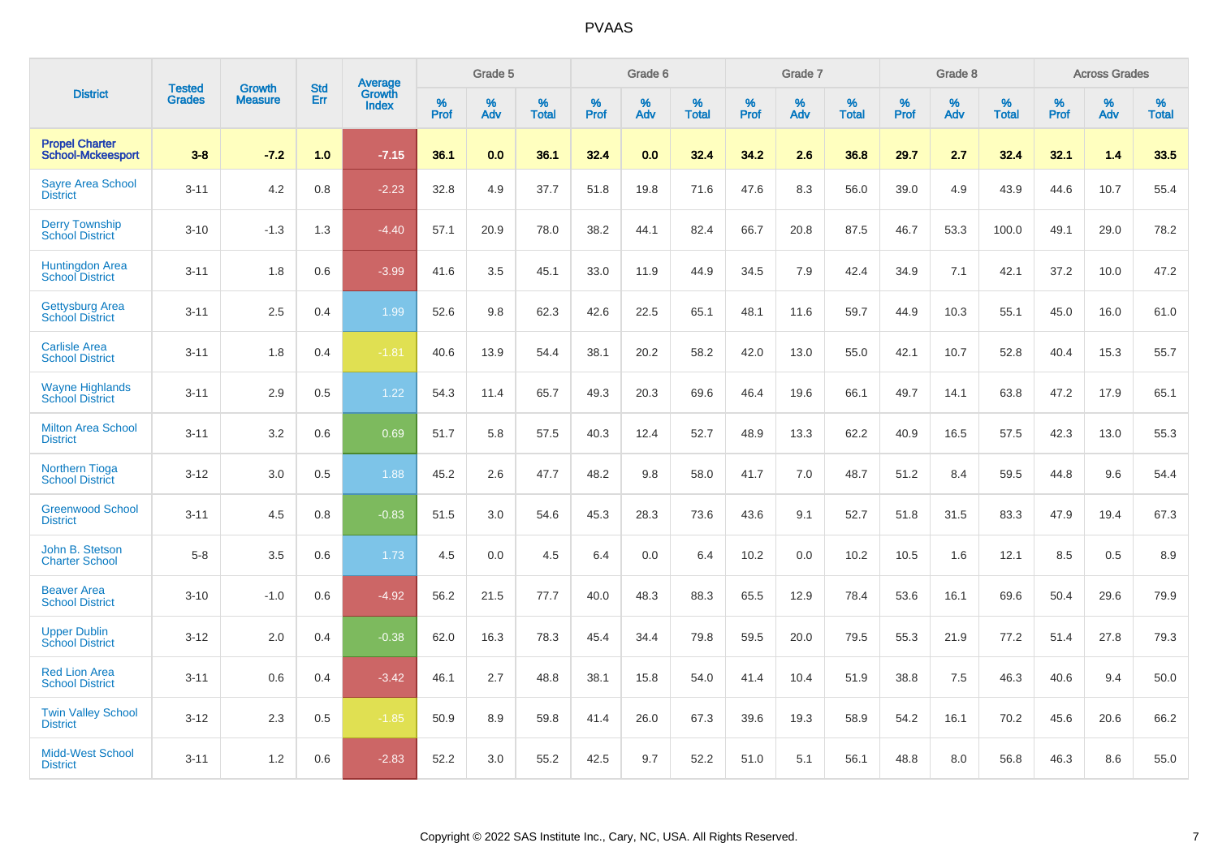# PVAAS

| District | Tested Grades | Growth Measure | Std Err | Average Growth Index | Grade 5 | | | Grade 6 | | | Grade 7 | | | Grade 8 | | | Across Grades | | |
|---|---|---|---|---|---|---|---|---|---|---|---|---|---|---|---|---|---|---|---|
| | | | | | % Prof | % Adv | % Total | % Prof | % Adv | % Total | % Prof | % Adv | % Total | % Prof | % Adv | % Total | % Prof | % Adv | % Total |
| **Propel Charter School-Mckeesport** | **3-8** | **-7.2** | **1.0** | **-7.15** | **36.1** | **0.0** | **36.1** | **32.4** | **0.0** | **32.4** | **34.2** | **2.6** | **36.8** | **29.7** | **2.7** | **32.4** | **32.1** | **1.4** | **33.5** |
| Sayre Area School District | 3-11 | 4.2 | 0.8 | -2.23 | 32.8 | 4.9 | 37.7 | 51.8 | 19.8 | 71.6 | 47.6 | 8.3 | 56.0 | 39.0 | 4.9 | 43.9 | 44.6 | 10.7 | 55.4 |
| Derry Township School District | 3-10 | -1.3 | 1.3 | -4.40 | 57.1 | 20.9 | 78.0 | 38.2 | 44.1 | 82.4 | 66.7 | 20.8 | 87.5 | 46.7 | 53.3 | 100.0 | 49.1 | 29.0 | 78.2 |
| Huntingdon Area School District | 3-11 | 1.8 | 0.6 | -3.99 | 41.6 | 3.5 | 45.1 | 33.0 | 11.9 | 44.9 | 34.5 | 7.9 | 42.4 | 34.9 | 7.1 | 42.1 | 37.2 | 10.0 | 47.2 |
| Gettysburg Area School District | 3-11 | 2.5 | 0.4 | 1.99 | 52.6 | 9.8 | 62.3 | 42.6 | 22.5 | 65.1 | 48.1 | 11.6 | 59.7 | 44.9 | 10.3 | 55.1 | 45.0 | 16.0 | 61.0 |
| Carlisle Area School District | 3-11 | 1.8 | 0.4 | -1.81 | 40.6 | 13.9 | 54.4 | 38.1 | 20.2 | 58.2 | 42.0 | 13.0 | 55.0 | 42.1 | 10.7 | 52.8 | 40.4 | 15.3 | 55.7 |
| Wayne Highlands School District | 3-11 | 2.9 | 0.5 | 1.22 | 54.3 | 11.4 | 65.7 | 49.3 | 20.3 | 69.6 | 46.4 | 19.6 | 66.1 | 49.7 | 14.1 | 63.8 | 47.2 | 17.9 | 65.1 |
| Milton Area School District | 3-11 | 3.2 | 0.6 | 0.69 | 51.7 | 5.8 | 57.5 | 40.3 | 12.4 | 52.7 | 48.9 | 13.3 | 62.2 | 40.9 | 16.5 | 57.5 | 42.3 | 13.0 | 55.3 |
| Northern Tioga School District | 3-12 | 3.0 | 0.5 | 1.88 | 45.2 | 2.6 | 47.7 | 48.2 | 9.8 | 58.0 | 41.7 | 7.0 | 48.7 | 51.2 | 8.4 | 59.5 | 44.8 | 9.6 | 54.4 |
| Greenwood School District | 3-11 | 4.5 | 0.8 | -0.83 | 51.5 | 3.0 | 54.6 | 45.3 | 28.3 | 73.6 | 43.6 | 9.1 | 52.7 | 51.8 | 31.5 | 83.3 | 47.9 | 19.4 | 67.3 |
| John B. Stetson Charter School | 5-8 | 3.5 | 0.6 | 1.73 | 4.5 | 0.0 | 4.5 | 6.4 | 0.0 | 6.4 | 10.2 | 0.0 | 10.2 | 10.5 | 1.6 | 12.1 | 8.5 | 0.5 | 8.9 |
| Beaver Area School District | 3-10 | -1.0 | 0.6 | -4.92 | 56.2 | 21.5 | 77.7 | 40.0 | 48.3 | 88.3 | 65.5 | 12.9 | 78.4 | 53.6 | 16.1 | 69.6 | 50.4 | 29.6 | 79.9 |
| Upper Dublin School District | 3-12 | 2.0 | 0.4 | -0.38 | 62.0 | 16.3 | 78.3 | 45.4 | 34.4 | 79.8 | 59.5 | 20.0 | 79.5 | 55.3 | 21.9 | 77.2 | 51.4 | 27.8 | 79.3 |
| Red Lion Area School District | 3-11 | 0.6 | 0.4 | -3.42 | 46.1 | 2.7 | 48.8 | 38.1 | 15.8 | 54.0 | 41.4 | 10.4 | 51.9 | 38.8 | 7.5 | 46.3 | 40.6 | 9.4 | 50.0 |
| Twin Valley School District | 3-12 | 2.3 | 0.5 | -1.85 | 50.9 | 8.9 | 59.8 | 41.4 | 26.0 | 67.3 | 39.6 | 19.3 | 58.9 | 54.2 | 16.1 | 70.2 | 45.6 | 20.6 | 66.2 |
| Midd-West School District | 3-11 | 1.2 | 0.6 | -2.83 | 52.2 | 3.0 | 55.2 | 42.5 | 9.7 | 52.2 | 51.0 | 5.1 | 56.1 | 48.8 | 8.0 | 56.8 | 46.3 | 8.6 | 55.0 |

Copyright © 2022 SAS Institute Inc., Cary, NC, USA. All Rights Reserved.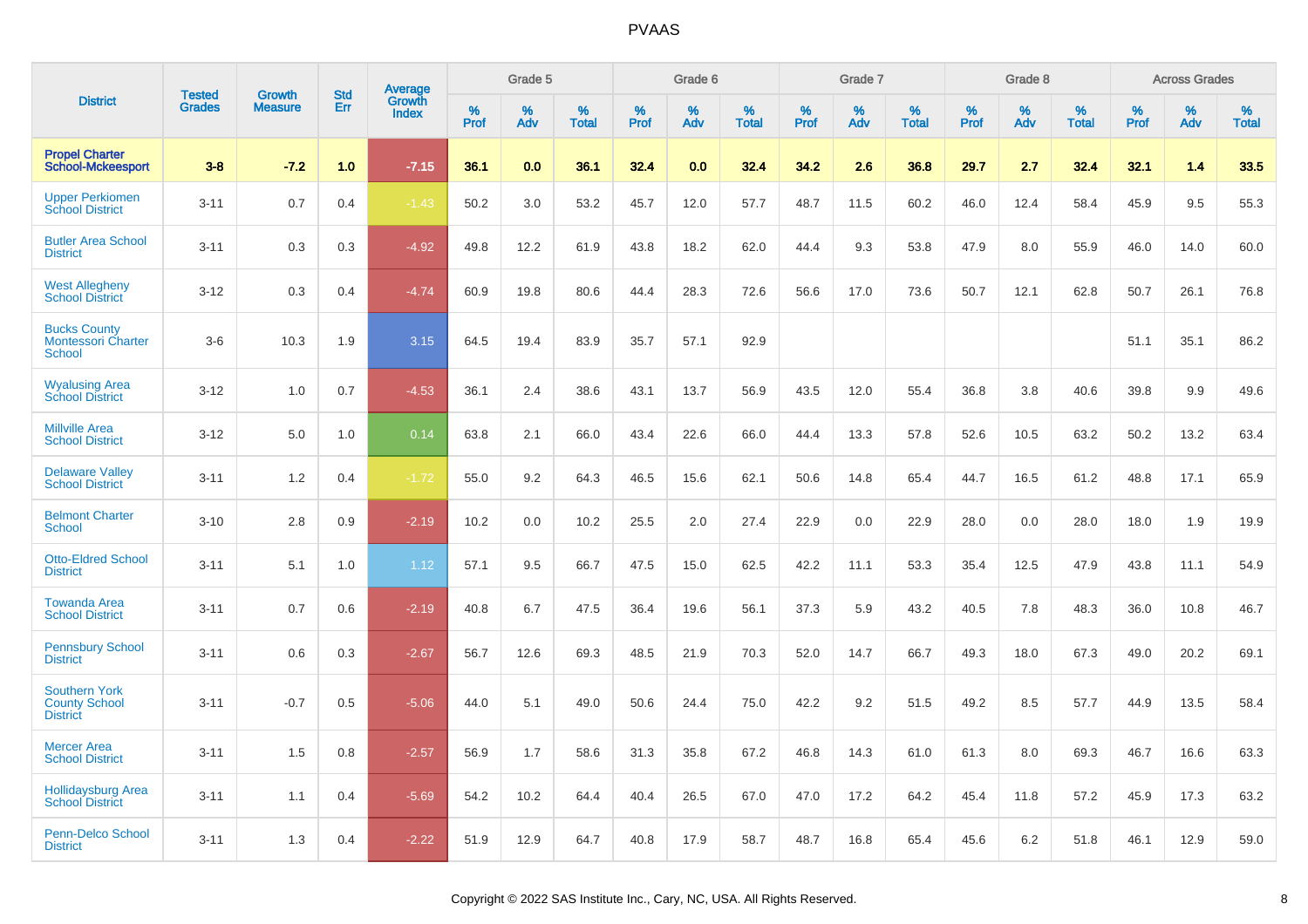| District | Tested Grades | Growth Measure | Std Err | Average Growth Index | Grade 5 | | | Grade 6 | | | Grade 7 | | | Grade 8 | | | Across Grades | | |
|---|---|---|---|---|---|---|---|---|---|---|---|---|---|---|---|---|---|---|---|
| | | | | | % Prof | % Adv | % Total | % Prof | % Adv | % Total | % Prof | % Adv | % Total | % Prof | % Adv | % Total | % Prof | % Adv | % Total |
| **Propel Charter School-Mckeesport** | **3-8** | **-7.2** | **1.0** | **-7.15** | **36.1** | **0.0** | **36.1** | **32.4** | **0.0** | **32.4** | **34.2** | **2.6** | **36.8** | **29.7** | **2.7** | **32.4** | **32.1** | **1.4** | **33.5** |
| Upper Perkiomen School District | 3-11 | 0.7 | 0.4 | -1.43 | 50.2 | 3.0 | 53.2 | 45.7 | 12.0 | 57.7 | 48.7 | 11.5 | 60.2 | 46.0 | 12.4 | 58.4 | 45.9 | 9.5 | 55.3 |
| Butler Area School District | 3-11 | 0.3 | 0.3 | -4.92 | 49.8 | 12.2 | 61.9 | 43.8 | 18.2 | 62.0 | 44.4 | 9.3 | 53.8 | 47.9 | 8.0 | 55.9 | 46.0 | 14.0 | 60.0 |
| West Allegheny School District | 3-12 | 0.3 | 0.4 | -4.74 | 60.9 | 19.8 | 80.6 | 44.4 | 28.3 | 72.6 | 56.6 | 17.0 | 73.6 | 50.7 | 12.1 | 62.8 | 50.7 | 26.1 | 76.8 |
| Bucks County Montessori Charter School | 3-6 | 10.3 | 1.9 | 3.15 | 64.5 | 19.4 | 83.9 | 35.7 | 57.1 | 92.9 | | | | | | | 51.1 | 35.1 | 86.2 |
| Wyalusing Area School District | 3-12 | 1.0 | 0.7 | -4.53 | 36.1 | 2.4 | 38.6 | 43.1 | 13.7 | 56.9 | 43.5 | 12.0 | 55.4 | 36.8 | 3.8 | 40.6 | 39.8 | 9.9 | 49.6 |
| Millville Area School District | 3-12 | 5.0 | 1.0 | 0.14 | 63.8 | 2.1 | 66.0 | 43.4 | 22.6 | 66.0 | 44.4 | 13.3 | 57.8 | 52.6 | 10.5 | 63.2 | 50.2 | 13.2 | 63.4 |
| Delaware Valley School District | 3-11 | 1.2 | 0.4 | -1.72 | 55.0 | 9.2 | 64.3 | 46.5 | 15.6 | 62.1 | 50.6 | 14.8 | 65.4 | 44.7 | 16.5 | 61.2 | 48.8 | 17.1 | 65.9 |
| Belmont Charter School | 3-10 | 2.8 | 0.9 | -2.19 | 10.2 | 0.0 | 10.2 | 25.5 | 2.0 | 27.4 | 22.9 | 0.0 | 22.9 | 28.0 | 0.0 | 28.0 | 18.0 | 1.9 | 19.9 |
| Otto-Eldred School District | 3-11 | 5.1 | 1.0 | 1.12 | 57.1 | 9.5 | 66.7 | 47.5 | 15.0 | 62.5 | 42.2 | 11.1 | 53.3 | 35.4 | 12.5 | 47.9 | 43.8 | 11.1 | 54.9 |
| Towanda Area School District | 3-11 | 0.7 | 0.6 | -2.19 | 40.8 | 6.7 | 47.5 | 36.4 | 19.6 | 56.1 | 37.3 | 5.9 | 43.2 | 40.5 | 7.8 | 48.3 | 36.0 | 10.8 | 46.7 |
| Pennsbury School District | 3-11 | 0.6 | 0.3 | -2.67 | 56.7 | 12.6 | 69.3 | 48.5 | 21.9 | 70.3 | 52.0 | 14.7 | 66.7 | 49.3 | 18.0 | 67.3 | 49.0 | 20.2 | 69.1 |
| Southern York County School District | 3-11 | -0.7 | 0.5 | -5.06 | 44.0 | 5.1 | 49.0 | 50.6 | 24.4 | 75.0 | 42.2 | 9.2 | 51.5 | 49.2 | 8.5 | 57.7 | 44.9 | 13.5 | 58.4 |
| Mercer Area School District | 3-11 | 1.5 | 0.8 | -2.57 | 56.9 | 1.7 | 58.6 | 31.3 | 35.8 | 67.2 | 46.8 | 14.3 | 61.0 | 61.3 | 8.0 | 69.3 | 46.7 | 16.6 | 63.3 |
| Hollidaysburg Area School District | 3-11 | 1.1 | 0.4 | -5.69 | 54.2 | 10.2 | 64.4 | 40.4 | 26.5 | 67.0 | 47.0 | 17.2 | 64.2 | 45.4 | 11.8 | 57.2 | 45.9 | 17.3 | 63.2 |
| Penn-Delco School District | 3-11 | 1.3 | 0.4 | -2.22 | 51.9 | 12.9 | 64.7 | 40.8 | 17.9 | 58.7 | 48.7 | 16.8 | 65.4 | 45.6 | 6.2 | 51.8 | 46.1 | 12.9 | 59.0 |

Copyright © 2022 SAS Institute Inc., Cary, NC, USA. All Rights Reserved.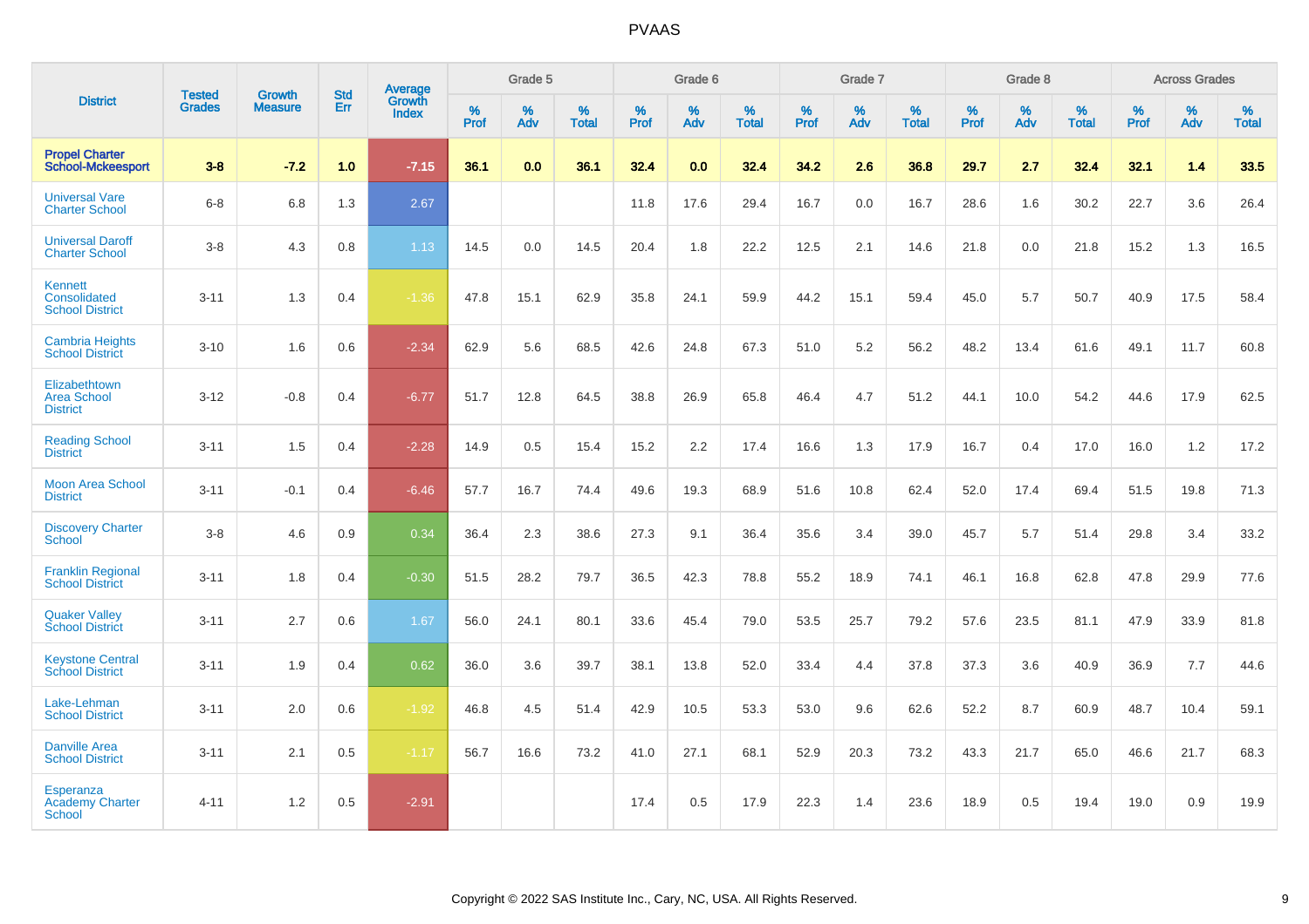| District | Tested Grades | Growth Measure | Std Err | Average Growth Index | Grade 5 | | | Grade 6 | | | Grade 7 | | | Grade 8 | | | Across Grades | | |
|---|---|---|---|---|---|---|---|---|---|---|---|---|---|---|---|---|---|---|---|
| | | | | | % Prof | % Adv | % Total | % Prof | % Adv | % Total | % Prof | % Adv | % Total | % Prof | % Adv | % Total | % Prof | % Adv | % Total |
| **Propel Charter School-Mckeesport** | **3-8** | **-7.2** | **1.0** | **-7.15** | **36.1** | **0.0** | **36.1** | **32.4** | **0.0** | **32.4** | **34.2** | **2.6** | **36.8** | **29.7** | **2.7** | **32.4** | **32.1** | **1.4** | **33.5** |
| Universal Vare Charter School | 6-8 | 6.8 | 1.3 | 2.67 | | | | 11.8 | 17.6 | 29.4 | 16.7 | 0.0 | 16.7 | 28.6 | 1.6 | 30.2 | 22.7 | 3.6 | 26.4 |
| Universal Daroff Charter School | 3-8 | 4.3 | 0.8 | 1.13 | 14.5 | 0.0 | 14.5 | 20.4 | 1.8 | 22.2 | 12.5 | 2.1 | 14.6 | 21.8 | 0.0 | 21.8 | 15.2 | 1.3 | 16.5 |
| Kennett Consolidated School District | 3-11 | 1.3 | 0.4 | -1.36 | 47.8 | 15.1 | 62.9 | 35.8 | 24.1 | 59.9 | 44.2 | 15.1 | 59.4 | 45.0 | 5.7 | 50.7 | 40.9 | 17.5 | 58.4 |
| Cambria Heights School District | 3-10 | 1.6 | 0.6 | -2.34 | 62.9 | 5.6 | 68.5 | 42.6 | 24.8 | 67.3 | 51.0 | 5.2 | 56.2 | 48.2 | 13.4 | 61.6 | 49.1 | 11.7 | 60.8 |
| Elizabethtown Area School District | 3-12 | -0.8 | 0.4 | -6.77 | 51.7 | 12.8 | 64.5 | 38.8 | 26.9 | 65.8 | 46.4 | 4.7 | 51.2 | 44.1 | 10.0 | 54.2 | 44.6 | 17.9 | 62.5 |
| Reading School District | 3-11 | 1.5 | 0.4 | -2.28 | 14.9 | 0.5 | 15.4 | 15.2 | 2.2 | 17.4 | 16.6 | 1.3 | 17.9 | 16.7 | 0.4 | 17.0 | 16.0 | 1.2 | 17.2 |
| Moon Area School District | 3-11 | -0.1 | 0.4 | -6.46 | 57.7 | 16.7 | 74.4 | 49.6 | 19.3 | 68.9 | 51.6 | 10.8 | 62.4 | 52.0 | 17.4 | 69.4 | 51.5 | 19.8 | 71.3 |
| Discovery Charter School | 3-8 | 4.6 | 0.9 | 0.34 | 36.4 | 2.3 | 38.6 | 27.3 | 9.1 | 36.4 | 35.6 | 3.4 | 39.0 | 45.7 | 5.7 | 51.4 | 29.8 | 3.4 | 33.2 |
| Franklin Regional School District | 3-11 | 1.8 | 0.4 | -0.30 | 51.5 | 28.2 | 79.7 | 36.5 | 42.3 | 78.8 | 55.2 | 18.9 | 74.1 | 46.1 | 16.8 | 62.8 | 47.8 | 29.9 | 77.6 |
| Quaker Valley School District | 3-11 | 2.7 | 0.6 | 1.67 | 56.0 | 24.1 | 80.1 | 33.6 | 45.4 | 79.0 | 53.5 | 25.7 | 79.2 | 57.6 | 23.5 | 81.1 | 47.9 | 33.9 | 81.8 |
| Keystone Central School District | 3-11 | 1.9 | 0.4 | 0.62 | 36.0 | 3.6 | 39.7 | 38.1 | 13.8 | 52.0 | 33.4 | 4.4 | 37.8 | 37.3 | 3.6 | 40.9 | 36.9 | 7.7 | 44.6 |
| Lake-Lehman School District | 3-11 | 2.0 | 0.6 | -1.92 | 46.8 | 4.5 | 51.4 | 42.9 | 10.5 | 53.3 | 53.0 | 9.6 | 62.6 | 52.2 | 8.7 | 60.9 | 48.7 | 10.4 | 59.1 |
| Danville Area School District | 3-11 | 2.1 | 0.5 | -1.17 | 56.7 | 16.6 | 73.2 | 41.0 | 27.1 | 68.1 | 52.9 | 20.3 | 73.2 | 43.3 | 21.7 | 65.0 | 46.6 | 21.7 | 68.3 |
| Esperanza Academy Charter School | 4-11 | 1.2 | 0.5 | -2.91 | | | | 17.4 | 0.5 | 17.9 | 22.3 | 1.4 | 23.6 | 18.9 | 0.5 | 19.4 | 19.0 | 0.9 | 19.9 |

Copyright © 2022 SAS Institute Inc., Cary, NC, USA. All Rights Reserved.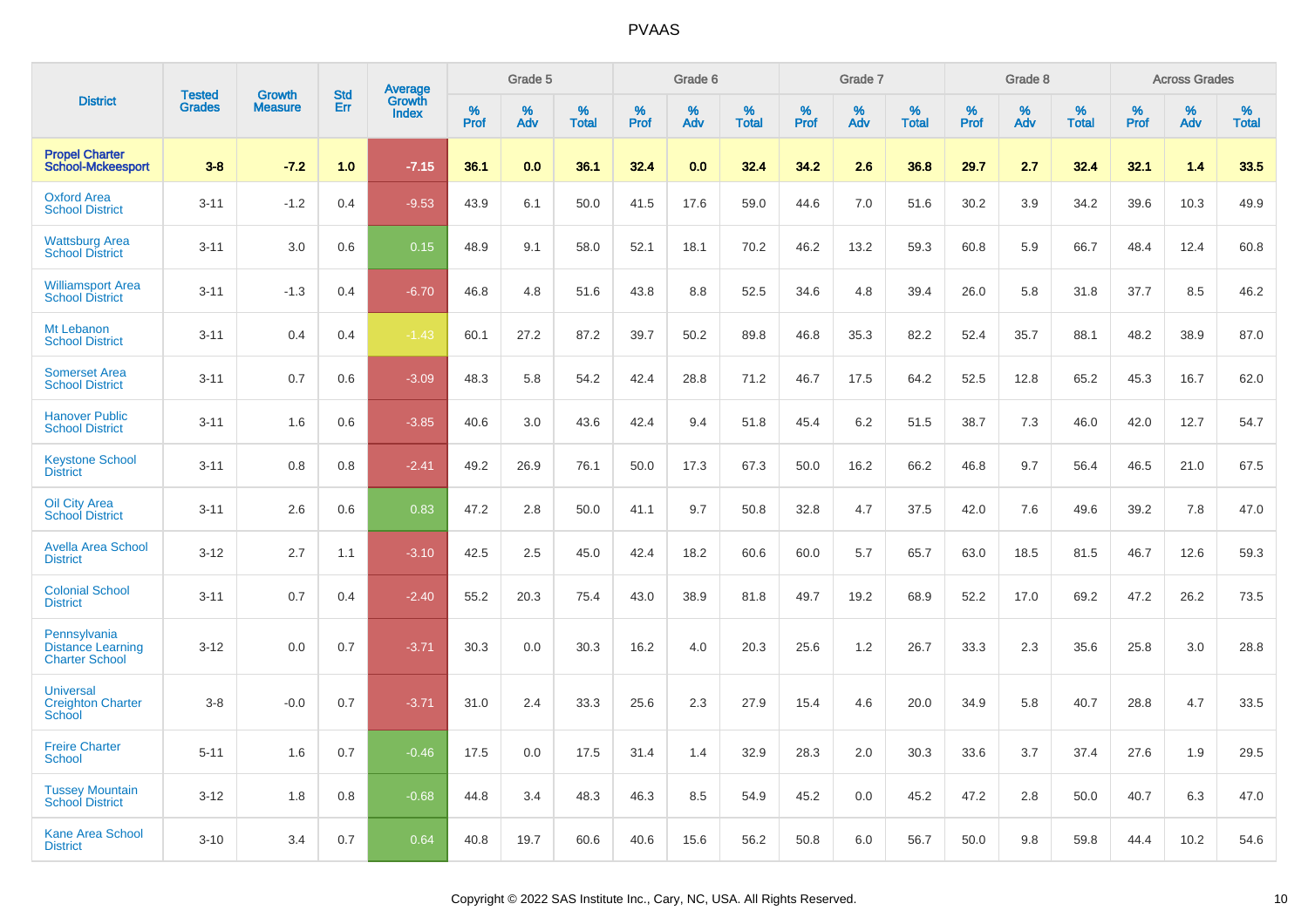# PVAAS

| District | Tested Grades | Growth Measure | Std Err | Average Growth Index | Grade 5 | | | Grade 6 | | | Grade 7 | | | Grade 8 | | | Across Grades | | |
|---|---|---|---|---|---|---|---|---|---|---|---|---|---|---|---|---|---|---|---|
| | | | | | % Prof | % Adv | % Total | % Prof | % Adv | % Total | % Prof | % Adv | % Total | % Prof | % Adv | % Total | % Prof | % Adv | % Total |
| **Propel Charter School-Mckeesport** | **3-8** | **-7.2** | **1.0** | **-7.15** | **36.1** | **0.0** | **36.1** | **32.4** | **0.0** | **32.4** | **34.2** | **2.6** | **36.8** | **29.7** | **2.7** | **32.4** | **32.1** | **1.4** | **33.5** |
| Oxford Area School District | 3-11 | -1.2 | 0.4 | -9.53 | 43.9 | 6.1 | 50.0 | 41.5 | 17.6 | 59.0 | 44.6 | 7.0 | 51.6 | 30.2 | 3.9 | 34.2 | 39.6 | 10.3 | 49.9 |
| Wattsburg Area School District | 3-11 | 3.0 | 0.6 | 0.15 | 48.9 | 9.1 | 58.0 | 52.1 | 18.1 | 70.2 | 46.2 | 13.2 | 59.3 | 60.8 | 5.9 | 66.7 | 48.4 | 12.4 | 60.8 |
| Williamsport Area School District | 3-11 | -1.3 | 0.4 | -6.70 | 46.8 | 4.8 | 51.6 | 43.8 | 8.8 | 52.5 | 34.6 | 4.8 | 39.4 | 26.0 | 5.8 | 31.8 | 37.7 | 8.5 | 46.2 |
| Mt Lebanon School District | 3-11 | 0.4 | 0.4 | -1.43 | 60.1 | 27.2 | 87.2 | 39.7 | 50.2 | 89.8 | 46.8 | 35.3 | 82.2 | 52.4 | 35.7 | 88.1 | 48.2 | 38.9 | 87.0 |
| Somerset Area School District | 3-11 | 0.7 | 0.6 | -3.09 | 48.3 | 5.8 | 54.2 | 42.4 | 28.8 | 71.2 | 46.7 | 17.5 | 64.2 | 52.5 | 12.8 | 65.2 | 45.3 | 16.7 | 62.0 |
| Hanover Public School District | 3-11 | 1.6 | 0.6 | -3.85 | 40.6 | 3.0 | 43.6 | 42.4 | 9.4 | 51.8 | 45.4 | 6.2 | 51.5 | 38.7 | 7.3 | 46.0 | 42.0 | 12.7 | 54.7 |
| Keystone School District | 3-11 | 0.8 | 0.8 | -2.41 | 49.2 | 26.9 | 76.1 | 50.0 | 17.3 | 67.3 | 50.0 | 16.2 | 66.2 | 46.8 | 9.7 | 56.4 | 46.5 | 21.0 | 67.5 |
| Oil City Area School District | 3-11 | 2.6 | 0.6 | 0.83 | 47.2 | 2.8 | 50.0 | 41.1 | 9.7 | 50.8 | 32.8 | 4.7 | 37.5 | 42.0 | 7.6 | 49.6 | 39.2 | 7.8 | 47.0 |
| Avella Area School District | 3-12 | 2.7 | 1.1 | -3.10 | 42.5 | 2.5 | 45.0 | 42.4 | 18.2 | 60.6 | 60.0 | 5.7 | 65.7 | 63.0 | 18.5 | 81.5 | 46.7 | 12.6 | 59.3 |
| Colonial School District | 3-11 | 0.7 | 0.4 | -2.40 | 55.2 | 20.3 | 75.4 | 43.0 | 38.9 | 81.8 | 49.7 | 19.2 | 68.9 | 52.2 | 17.0 | 69.2 | 47.2 | 26.2 | 73.5 |
| Pennsylvania Distance Learning Charter School | 3-12 | 0.0 | 0.7 | -3.71 | 30.3 | 0.0 | 30.3 | 16.2 | 4.0 | 20.3 | 25.6 | 1.2 | 26.7 | 33.3 | 2.3 | 35.6 | 25.8 | 3.0 | 28.8 |
| Universal Creighton Charter School | 3-8 | -0.0 | 0.7 | -3.71 | 31.0 | 2.4 | 33.3 | 25.6 | 2.3 | 27.9 | 15.4 | 4.6 | 20.0 | 34.9 | 5.8 | 40.7 | 28.8 | 4.7 | 33.5 |
| Freire Charter School | 5-11 | 1.6 | 0.7 | -0.46 | 17.5 | 0.0 | 17.5 | 31.4 | 1.4 | 32.9 | 28.3 | 2.0 | 30.3 | 33.6 | 3.7 | 37.4 | 27.6 | 1.9 | 29.5 |
| Tussey Mountain School District | 3-12 | 1.8 | 0.8 | -0.68 | 44.8 | 3.4 | 48.3 | 46.3 | 8.5 | 54.9 | 45.2 | 0.0 | 45.2 | 47.2 | 2.8 | 50.0 | 40.7 | 6.3 | 47.0 |
| Kane Area School District | 3-10 | 3.4 | 0.7 | 0.64 | 40.8 | 19.7 | 60.6 | 40.6 | 15.6 | 56.2 | 50.8 | 6.0 | 56.7 | 50.0 | 9.8 | 59.8 | 44.4 | 10.2 | 54.6 |

Copyright © 2022 SAS Institute Inc., Cary, NC, USA. All Rights Reserved.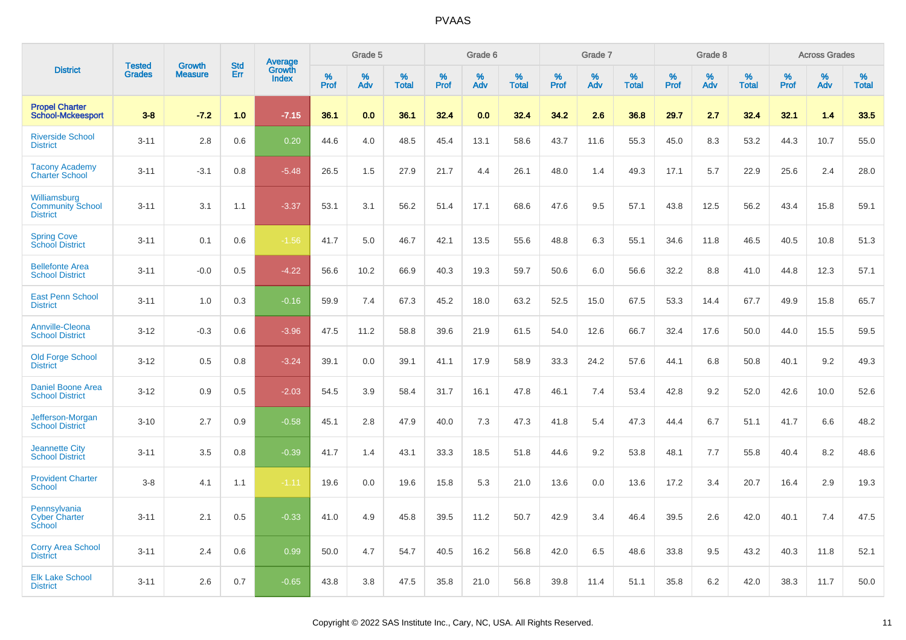| District | Tested Grades | Growth Measure | Std Err | Average Growth Index | Grade 5 | | | Grade 6 | | | Grade 7 | | | Grade 8 | | | Across Grades | | |
|---|---|---|---|---|---|---|---|---|---|---|---|---|---|---|---|---|---|---|---|
| | | | | | % Prof | % Adv | % Total | % Prof | % Adv | % Total | % Prof | % Adv | % Total | % Prof | % Adv | % Total | % Prof | % Adv | % Total |
| **Propel Charter School-Mckeesport** | **3-8** | **-7.2** | **1.0** | **-7.15** | **36.1** | **0.0** | **36.1** | **32.4** | **0.0** | **32.4** | **34.2** | **2.6** | **36.8** | **29.7** | **2.7** | **32.4** | **32.1** | **1.4** | **33.5** |
| Riverside School District | 3-11 | 2.8 | 0.6 | 0.20 | 44.6 | 4.0 | 48.5 | 45.4 | 13.1 | 58.6 | 43.7 | 11.6 | 55.3 | 45.0 | 8.3 | 53.2 | 44.3 | 10.7 | 55.0 |
| Tacony Academy Charter School | 3-11 | -3.1 | 0.8 | -5.48 | 26.5 | 1.5 | 27.9 | 21.7 | 4.4 | 26.1 | 48.0 | 1.4 | 49.3 | 17.1 | 5.7 | 22.9 | 25.6 | 2.4 | 28.0 |
| Williamsburg Community School District | 3-11 | 3.1 | 1.1 | -3.37 | 53.1 | 3.1 | 56.2 | 51.4 | 17.1 | 68.6 | 47.6 | 9.5 | 57.1 | 43.8 | 12.5 | 56.2 | 43.4 | 15.8 | 59.1 |
| Spring Cove School District | 3-11 | 0.1 | 0.6 | -1.56 | 41.7 | 5.0 | 46.7 | 42.1 | 13.5 | 55.6 | 48.8 | 6.3 | 55.1 | 34.6 | 11.8 | 46.5 | 40.5 | 10.8 | 51.3 |
| Bellefonte Area School District | 3-11 | -0.0 | 0.5 | -4.22 | 56.6 | 10.2 | 66.9 | 40.3 | 19.3 | 59.7 | 50.6 | 6.0 | 56.6 | 32.2 | 8.8 | 41.0 | 44.8 | 12.3 | 57.1 |
| East Penn School District | 3-11 | 1.0 | 0.3 | -0.16 | 59.9 | 7.4 | 67.3 | 45.2 | 18.0 | 63.2 | 52.5 | 15.0 | 67.5 | 53.3 | 14.4 | 67.7 | 49.9 | 15.8 | 65.7 |
| Annville-Cleona School District | 3-12 | -0.3 | 0.6 | -3.96 | 47.5 | 11.2 | 58.8 | 39.6 | 21.9 | 61.5 | 54.0 | 12.6 | 66.7 | 32.4 | 17.6 | 50.0 | 44.0 | 15.5 | 59.5 |
| Old Forge School District | 3-12 | 0.5 | 0.8 | -3.24 | 39.1 | 0.0 | 39.1 | 41.1 | 17.9 | 58.9 | 33.3 | 24.2 | 57.6 | 44.1 | 6.8 | 50.8 | 40.1 | 9.2 | 49.3 |
| Daniel Boone Area School District | 3-12 | 0.9 | 0.5 | -2.03 | 54.5 | 3.9 | 58.4 | 31.7 | 16.1 | 47.8 | 46.1 | 7.4 | 53.4 | 42.8 | 9.2 | 52.0 | 42.6 | 10.0 | 52.6 |
| Jefferson-Morgan School District | 3-10 | 2.7 | 0.9 | -0.58 | 45.1 | 2.8 | 47.9 | 40.0 | 7.3 | 47.3 | 41.8 | 5.4 | 47.3 | 44.4 | 6.7 | 51.1 | 41.7 | 6.6 | 48.2 |
| Jeannette City School District | 3-11 | 3.5 | 0.8 | -0.39 | 41.7 | 1.4 | 43.1 | 33.3 | 18.5 | 51.8 | 44.6 | 9.2 | 53.8 | 48.1 | 7.7 | 55.8 | 40.4 | 8.2 | 48.6 |
| Provident Charter School | 3-8 | 4.1 | 1.1 | -1.11 | 19.6 | 0.0 | 19.6 | 15.8 | 5.3 | 21.0 | 13.6 | 0.0 | 13.6 | 17.2 | 3.4 | 20.7 | 16.4 | 2.9 | 19.3 |
| Pennsylvania Cyber Charter School | 3-11 | 2.1 | 0.5 | -0.33 | 41.0 | 4.9 | 45.8 | 39.5 | 11.2 | 50.7 | 42.9 | 3.4 | 46.4 | 39.5 | 2.6 | 42.0 | 40.1 | 7.4 | 47.5 |
| Corry Area School District | 3-11 | 2.4 | 0.6 | 0.99 | 50.0 | 4.7 | 54.7 | 40.5 | 16.2 | 56.8 | 42.0 | 6.5 | 48.6 | 33.8 | 9.5 | 43.2 | 40.3 | 11.8 | 52.1 |
| Elk Lake School District | 3-11 | 2.6 | 0.7 | -0.65 | 43.8 | 3.8 | 47.5 | 35.8 | 21.0 | 56.8 | 39.8 | 11.4 | 51.1 | 35.8 | 6.2 | 42.0 | 38.3 | 11.7 | 50.0 |

Copyright © 2022 SAS Institute Inc., Cary, NC, USA. All Rights Reserved.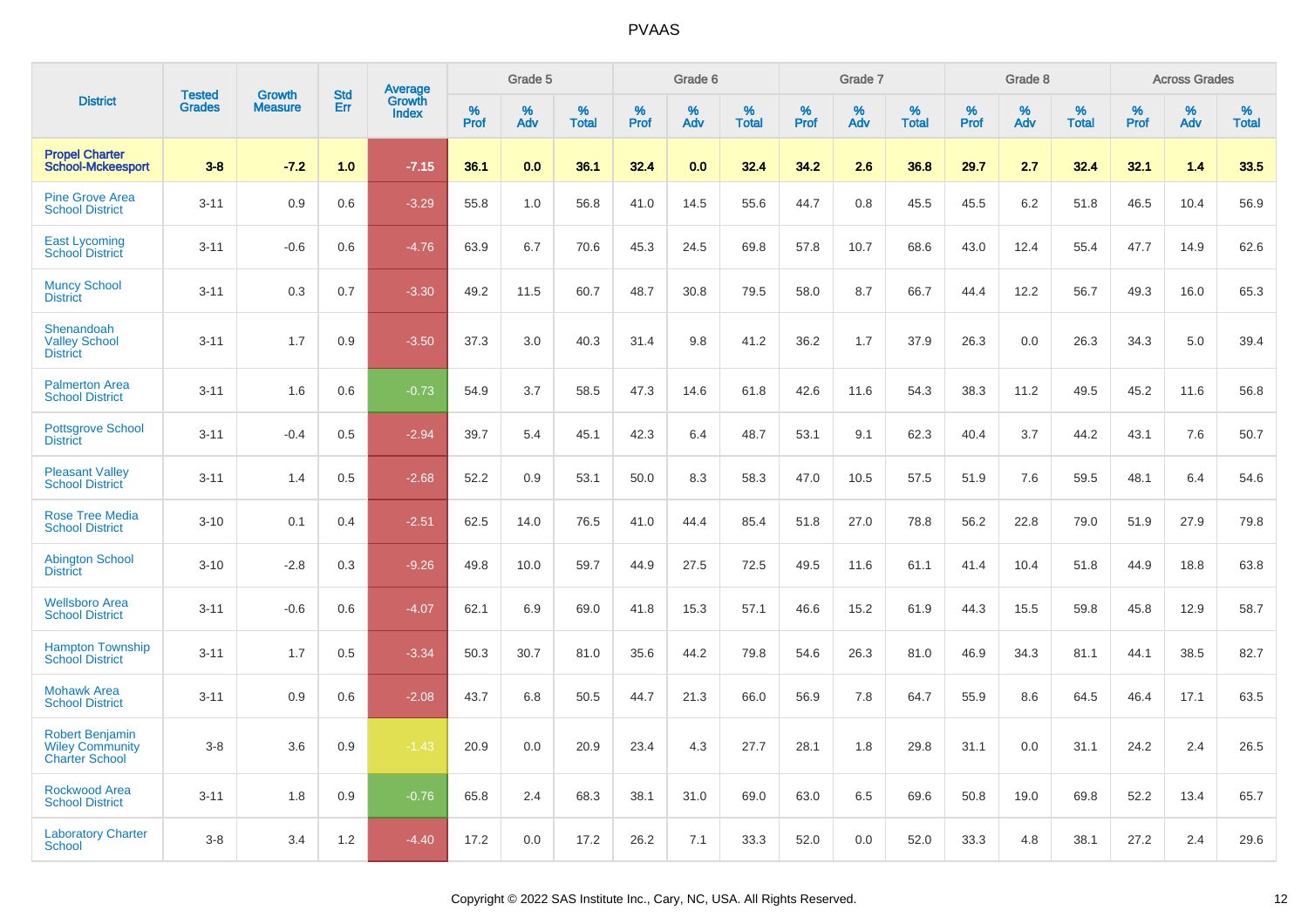| District | Tested Grades | Growth Measure | Std Err | Average Growth Index | Grade 5 | | | Grade 6 | | | Grade 7 | | | Grade 8 | | | Across Grades | | |
|---|---|---|---|---|---|---|---|---|---|---|---|---|---|---|---|---|---|---|---|
| | | | | | % Prof | % Adv | % Total | % Prof | % Adv | % Total | % Prof | % Adv | % Total | % Prof | % Adv | % Total | % Prof | % Adv | % Total |
| **Propel Charter School-Mckeesport** | **3-8** | **-7.2** | **1.0** | **-7.15** | **36.1** | **0.0** | **36.1** | **32.4** | **0.0** | **32.4** | **34.2** | **2.6** | **36.8** | **29.7** | **2.7** | **32.4** | **32.1** | **1.4** | **33.5** |
| Pine Grove Area School District | 3-11 | 0.9 | 0.6 | -3.29 | 55.8 | 1.0 | 56.8 | 41.0 | 14.5 | 55.6 | 44.7 | 0.8 | 45.5 | 45.5 | 6.2 | 51.8 | 46.5 | 10.4 | 56.9 |
| East Lycoming School District | 3-11 | -0.6 | 0.6 | -4.76 | 63.9 | 6.7 | 70.6 | 45.3 | 24.5 | 69.8 | 57.8 | 10.7 | 68.6 | 43.0 | 12.4 | 55.4 | 47.7 | 14.9 | 62.6 |
| Muncy School District | 3-11 | 0.3 | 0.7 | -3.30 | 49.2 | 11.5 | 60.7 | 48.7 | 30.8 | 79.5 | 58.0 | 8.7 | 66.7 | 44.4 | 12.2 | 56.7 | 49.3 | 16.0 | 65.3 |
| Shenandoah Valley School District | 3-11 | 1.7 | 0.9 | -3.50 | 37.3 | 3.0 | 40.3 | 31.4 | 9.8 | 41.2 | 36.2 | 1.7 | 37.9 | 26.3 | 0.0 | 26.3 | 34.3 | 5.0 | 39.4 |
| Palmerton Area School District | 3-11 | 1.6 | 0.6 | -0.73 | 54.9 | 3.7 | 58.5 | 47.3 | 14.6 | 61.8 | 42.6 | 11.6 | 54.3 | 38.3 | 11.2 | 49.5 | 45.2 | 11.6 | 56.8 |
| Pottsgrove School District | 3-11 | -0.4 | 0.5 | -2.94 | 39.7 | 5.4 | 45.1 | 42.3 | 6.4 | 48.7 | 53.1 | 9.1 | 62.3 | 40.4 | 3.7 | 44.2 | 43.1 | 7.6 | 50.7 |
| Pleasant Valley School District | 3-11 | 1.4 | 0.5 | -2.68 | 52.2 | 0.9 | 53.1 | 50.0 | 8.3 | 58.3 | 47.0 | 10.5 | 57.5 | 51.9 | 7.6 | 59.5 | 48.1 | 6.4 | 54.6 |
| Rose Tree Media School District | 3-10 | 0.1 | 0.4 | -2.51 | 62.5 | 14.0 | 76.5 | 41.0 | 44.4 | 85.4 | 51.8 | 27.0 | 78.8 | 56.2 | 22.8 | 79.0 | 51.9 | 27.9 | 79.8 |
| Abington School District | 3-10 | -2.8 | 0.3 | -9.26 | 49.8 | 10.0 | 59.7 | 44.9 | 27.5 | 72.5 | 49.5 | 11.6 | 61.1 | 41.4 | 10.4 | 51.8 | 44.9 | 18.8 | 63.8 |
| Wellsboro Area School District | 3-11 | -0.6 | 0.6 | -4.07 | 62.1 | 6.9 | 69.0 | 41.8 | 15.3 | 57.1 | 46.6 | 15.2 | 61.9 | 44.3 | 15.5 | 59.8 | 45.8 | 12.9 | 58.7 |
| Hampton Township School District | 3-11 | 1.7 | 0.5 | -3.34 | 50.3 | 30.7 | 81.0 | 35.6 | 44.2 | 79.8 | 54.6 | 26.3 | 81.0 | 46.9 | 34.3 | 81.1 | 44.1 | 38.5 | 82.7 |
| Mohawk Area School District | 3-11 | 0.9 | 0.6 | -2.08 | 43.7 | 6.8 | 50.5 | 44.7 | 21.3 | 66.0 | 56.9 | 7.8 | 64.7 | 55.9 | 8.6 | 64.5 | 46.4 | 17.1 | 63.5 |
| Robert Benjamin Wiley Community Charter School | 3-8 | 3.6 | 0.9 | -1.43 | 20.9 | 0.0 | 20.9 | 23.4 | 4.3 | 27.7 | 28.1 | 1.8 | 29.8 | 31.1 | 0.0 | 31.1 | 24.2 | 2.4 | 26.5 |
| Rockwood Area School District | 3-11 | 1.8 | 0.9 | -0.76 | 65.8 | 2.4 | 68.3 | 38.1 | 31.0 | 69.0 | 63.0 | 6.5 | 69.6 | 50.8 | 19.0 | 69.8 | 52.2 | 13.4 | 65.7 |
| Laboratory Charter School | 3-8 | 3.4 | 1.2 | -4.40 | 17.2 | 0.0 | 17.2 | 26.2 | 7.1 | 33.3 | 52.0 | 0.0 | 52.0 | 33.3 | 4.8 | 38.1 | 27.2 | 2.4 | 29.6 |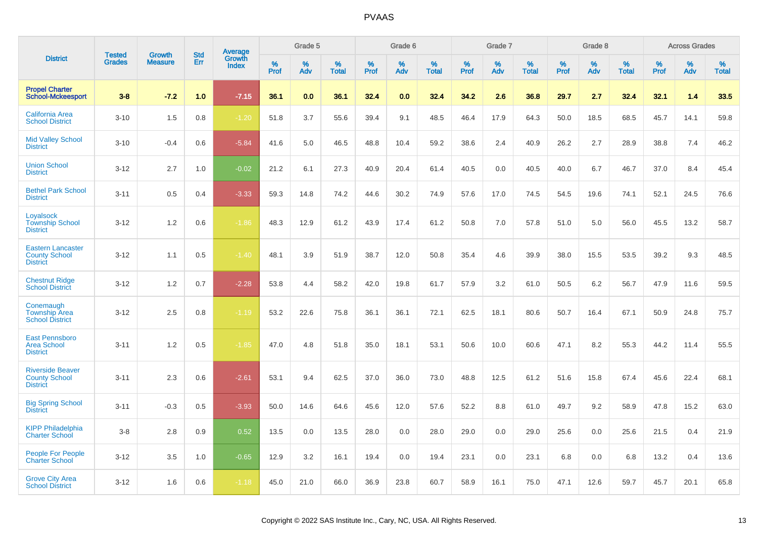# PVAAS

| District | Tested Grades | Growth Measure | Std Err | Average Growth Index | Grade 5 | | | Grade 6 | | | Grade 7 | | | Grade 8 | | | Across Grades | | |
|---|---|---|---|---|---|---|---|---|---|---|---|---|---|---|---|---|---|---|---|
| | | | | | % Prof | % Adv | % Total | % Prof | % Adv | % Total | % Prof | % Adv | % Total | % Prof | % Adv | % Total | % Prof | % Adv | % Total |
| **Propel Charter School-Mckeesport** | **3-8** | **-7.2** | **1.0** | **-7.15** | **36.1** | **0.0** | **36.1** | **32.4** | **0.0** | **32.4** | **34.2** | **2.6** | **36.8** | **29.7** | **2.7** | **32.4** | **32.1** | **1.4** | **33.5** |
| California Area School District | 3-10 | 1.5 | 0.8 | -1.20 | 51.8 | 3.7 | 55.6 | 39.4 | 9.1 | 48.5 | 46.4 | 17.9 | 64.3 | 50.0 | 18.5 | 68.5 | 45.7 | 14.1 | 59.8 |
| Mid Valley School District | 3-10 | -0.4 | 0.6 | -5.84 | 41.6 | 5.0 | 46.5 | 48.8 | 10.4 | 59.2 | 38.6 | 2.4 | 40.9 | 26.2 | 2.7 | 28.9 | 38.8 | 7.4 | 46.2 |
| Union School District | 3-12 | 2.7 | 1.0 | -0.02 | 21.2 | 6.1 | 27.3 | 40.9 | 20.4 | 61.4 | 40.5 | 0.0 | 40.5 | 40.0 | 6.7 | 46.7 | 37.0 | 8.4 | 45.4 |
| Bethel Park School District | 3-11 | 0.5 | 0.4 | -3.33 | 59.3 | 14.8 | 74.2 | 44.6 | 30.2 | 74.9 | 57.6 | 17.0 | 74.5 | 54.5 | 19.6 | 74.1 | 52.1 | 24.5 | 76.6 |
| Loyalsock Township School District | 3-12 | 1.2 | 0.6 | -1.86 | 48.3 | 12.9 | 61.2 | 43.9 | 17.4 | 61.2 | 50.8 | 7.0 | 57.8 | 51.0 | 5.0 | 56.0 | 45.5 | 13.2 | 58.7 |
| Eastern Lancaster County School District | 3-12 | 1.1 | 0.5 | -1.40 | 48.1 | 3.9 | 51.9 | 38.7 | 12.0 | 50.8 | 35.4 | 4.6 | 39.9 | 38.0 | 15.5 | 53.5 | 39.2 | 9.3 | 48.5 |
| Chestnut Ridge School District | 3-12 | 1.2 | 0.7 | -2.28 | 53.8 | 4.4 | 58.2 | 42.0 | 19.8 | 61.7 | 57.9 | 3.2 | 61.0 | 50.5 | 6.2 | 56.7 | 47.9 | 11.6 | 59.5 |
| Conemaugh Township Area School District | 3-12 | 2.5 | 0.8 | -1.19 | 53.2 | 22.6 | 75.8 | 36.1 | 36.1 | 72.1 | 62.5 | 18.1 | 80.6 | 50.7 | 16.4 | 67.1 | 50.9 | 24.8 | 75.7 |
| East Pennsboro Area School District | 3-11 | 1.2 | 0.5 | -1.85 | 47.0 | 4.8 | 51.8 | 35.0 | 18.1 | 53.1 | 50.6 | 10.0 | 60.6 | 47.1 | 8.2 | 55.3 | 44.2 | 11.4 | 55.5 |
| Riverside Beaver County School District | 3-11 | 2.3 | 0.6 | -2.61 | 53.1 | 9.4 | 62.5 | 37.0 | 36.0 | 73.0 | 48.8 | 12.5 | 61.2 | 51.6 | 15.8 | 67.4 | 45.6 | 22.4 | 68.1 |
| Big Spring School District | 3-11 | -0.3 | 0.5 | -3.93 | 50.0 | 14.6 | 64.6 | 45.6 | 12.0 | 57.6 | 52.2 | 8.8 | 61.0 | 49.7 | 9.2 | 58.9 | 47.8 | 15.2 | 63.0 |
| KIPP Philadelphia Charter School | 3-8 | 2.8 | 0.9 | 0.52 | 13.5 | 0.0 | 13.5 | 28.0 | 0.0 | 28.0 | 29.0 | 0.0 | 29.0 | 25.6 | 0.0 | 25.6 | 21.5 | 0.4 | 21.9 |
| People For People Charter School | 3-12 | 3.5 | 1.0 | -0.65 | 12.9 | 3.2 | 16.1 | 19.4 | 0.0 | 19.4 | 23.1 | 0.0 | 23.1 | 6.8 | 0.0 | 6.8 | 13.2 | 0.4 | 13.6 |
| Grove City Area School District | 3-12 | 1.6 | 0.6 | -1.18 | 45.0 | 21.0 | 66.0 | 36.9 | 23.8 | 60.7 | 58.9 | 16.1 | 75.0 | 47.1 | 12.6 | 59.7 | 45.7 | 20.1 | 65.8 |

Copyright © 2022 SAS Institute Inc., Cary, NC, USA. All Rights Reserved.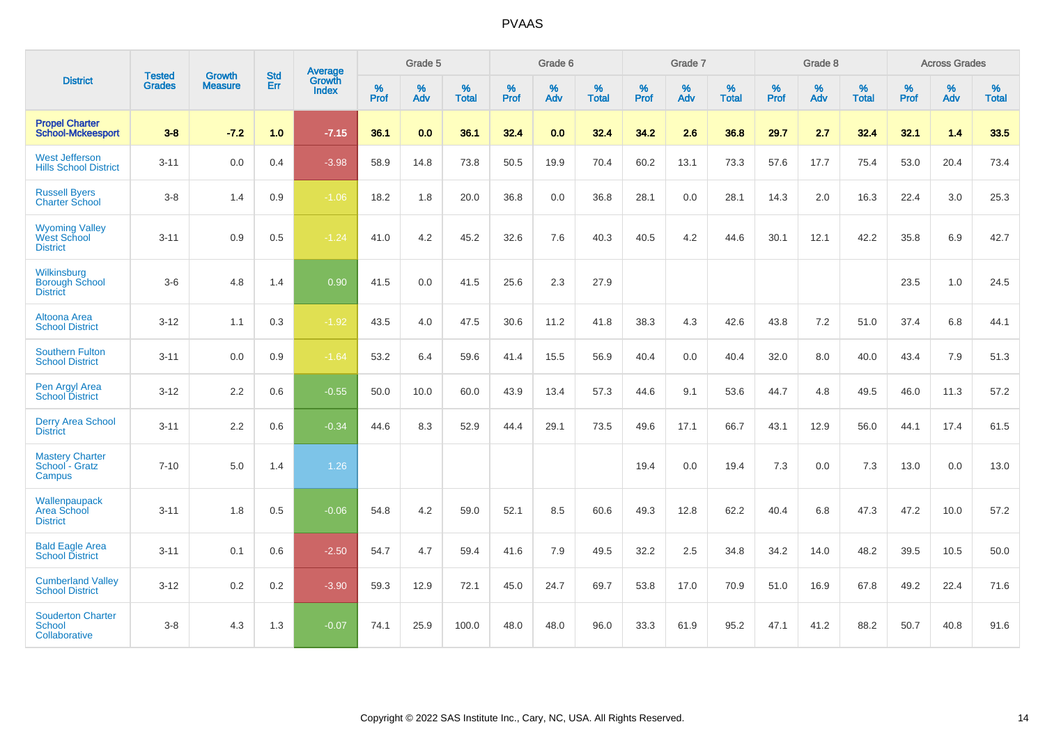| District | Tested Grades | Growth Measure | Std Err | Average Growth Index | Grade 5 | | | Grade 6 | | | Grade 7 | | | Grade 8 | | | Across Grades | | |
|---|---|---|---|---|---|---|---|---|---|---|---|---|---|---|---|---|---|---|---|
| | | | | | % Prof | % Adv | % Total | % Prof | % Adv | % Total | % Prof | % Adv | % Total | % Prof | % Adv | % Total | % Prof | % Adv | % Total |
| **Propel Charter School-Mckeesport** | **3-8** | **-7.2** | **1.0** | **-7.15** | **36.1** | **0.0** | **36.1** | **32.4** | **0.0** | **32.4** | **34.2** | **2.6** | **36.8** | **29.7** | **2.7** | **32.4** | **32.1** | **1.4** | **33.5** |
| West Jefferson Hills School District | 3-11 | 0.0 | 0.4 | -3.98 | 58.9 | 14.8 | 73.8 | 50.5 | 19.9 | 70.4 | 60.2 | 13.1 | 73.3 | 57.6 | 17.7 | 75.4 | 53.0 | 20.4 | 73.4 |
| Russell Byers Charter School | 3-8 | 1.4 | 0.9 | -1.06 | 18.2 | 1.8 | 20.0 | 36.8 | 0.0 | 36.8 | 28.1 | 0.0 | 28.1 | 14.3 | 2.0 | 16.3 | 22.4 | 3.0 | 25.3 |
| Wyoming Valley West School District | 3-11 | 0.9 | 0.5 | -1.24 | 41.0 | 4.2 | 45.2 | 32.6 | 7.6 | 40.3 | 40.5 | 4.2 | 44.6 | 30.1 | 12.1 | 42.2 | 35.8 | 6.9 | 42.7 |
| Wilkinsburg Borough School District | 3-6 | 4.8 | 1.4 | 0.90 | 41.5 | 0.0 | 41.5 | 25.6 | 2.3 | 27.9 | | | | | | | 23.5 | 1.0 | 24.5 |
| Altoona Area School District | 3-12 | 1.1 | 0.3 | -1.92 | 43.5 | 4.0 | 47.5 | 30.6 | 11.2 | 41.8 | 38.3 | 4.3 | 42.6 | 43.8 | 7.2 | 51.0 | 37.4 | 6.8 | 44.1 |
| Southern Fulton School District | 3-11 | 0.0 | 0.9 | -1.64 | 53.2 | 6.4 | 59.6 | 41.4 | 15.5 | 56.9 | 40.4 | 0.0 | 40.4 | 32.0 | 8.0 | 40.0 | 43.4 | 7.9 | 51.3 |
| Pen Argyl Area School District | 3-12 | 2.2 | 0.6 | -0.55 | 50.0 | 10.0 | 60.0 | 43.9 | 13.4 | 57.3 | 44.6 | 9.1 | 53.6 | 44.7 | 4.8 | 49.5 | 46.0 | 11.3 | 57.2 |
| Derry Area School District | 3-11 | 2.2 | 0.6 | -0.34 | 44.6 | 8.3 | 52.9 | 44.4 | 29.1 | 73.5 | 49.6 | 17.1 | 66.7 | 43.1 | 12.9 | 56.0 | 44.1 | 17.4 | 61.5 |
| Mastery Charter School - Gratz Campus | 7-10 | 5.0 | 1.4 | 1.26 | | | | | | | 19.4 | 0.0 | 19.4 | 7.3 | 0.0 | 7.3 | 13.0 | 0.0 | 13.0 |
| Wallenpaupack Area School District | 3-11 | 1.8 | 0.5 | -0.06 | 54.8 | 4.2 | 59.0 | 52.1 | 8.5 | 60.6 | 49.3 | 12.8 | 62.2 | 40.4 | 6.8 | 47.3 | 47.2 | 10.0 | 57.2 |
| Bald Eagle Area School District | 3-11 | 0.1 | 0.6 | -2.50 | 54.7 | 4.7 | 59.4 | 41.6 | 7.9 | 49.5 | 32.2 | 2.5 | 34.8 | 34.2 | 14.0 | 48.2 | 39.5 | 10.5 | 50.0 |
| Cumberland Valley School District | 3-12 | 0.2 | 0.2 | -3.90 | 59.3 | 12.9 | 72.1 | 45.0 | 24.7 | 69.7 | 53.8 | 17.0 | 70.9 | 51.0 | 16.9 | 67.8 | 49.2 | 22.4 | 71.6 |
| Souderton Charter School Collaborative | 3-8 | 4.3 | 1.3 | -0.07 | 74.1 | 25.9 | 100.0 | 48.0 | 48.0 | 96.0 | 33.3 | 61.9 | 95.2 | 47.1 | 41.2 | 88.2 | 50.7 | 40.8 | 91.6 |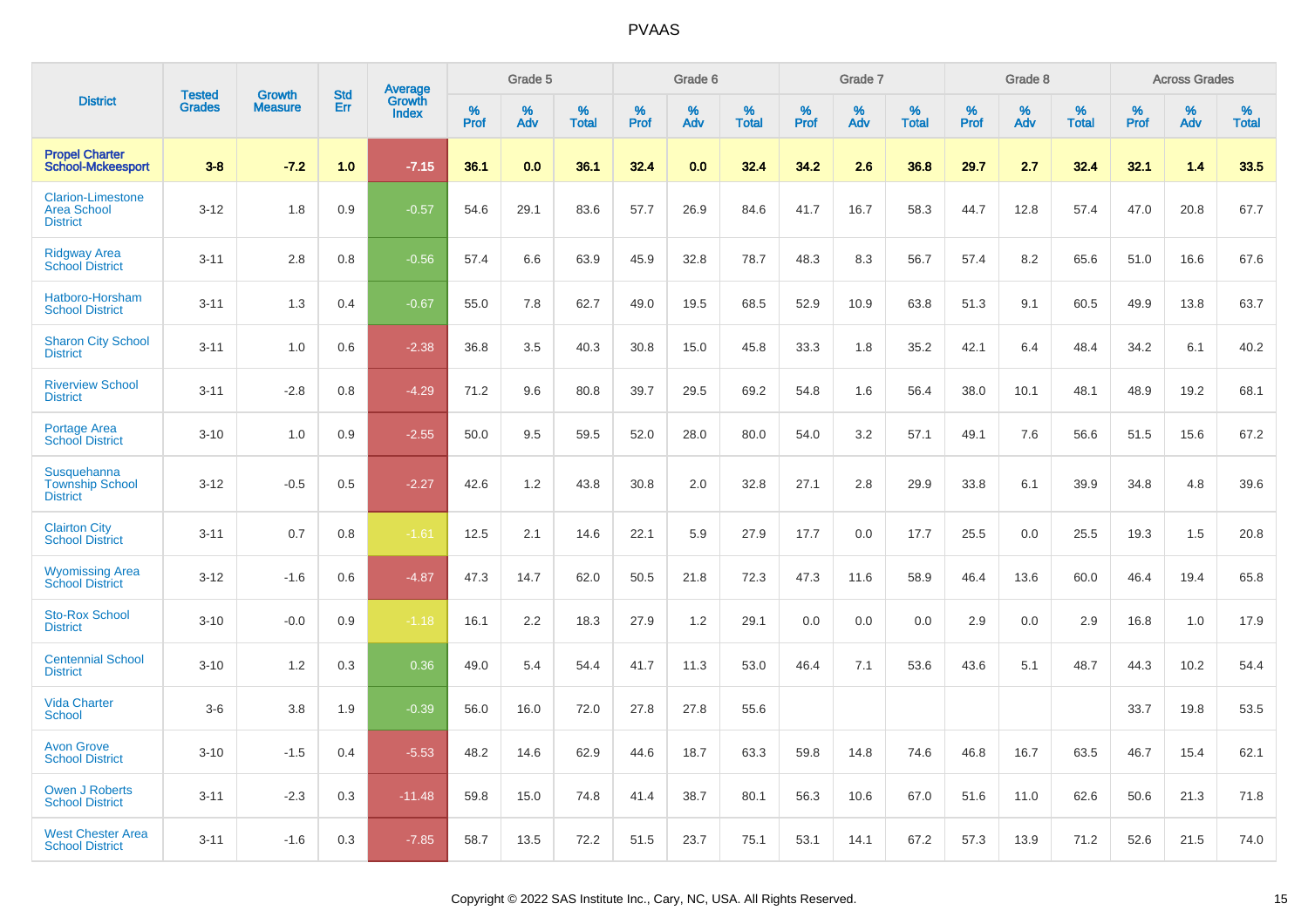| District | Tested Grades | Growth Measure | Std Err | Average Growth Index | Grade 5 | | | Grade 6 | | | Grade 7 | | | Grade 8 | | | Across Grades | | |
|---|---|---|---|---|---|---|---|---|---|---|---|---|---|---|---|---|---|---|---|
| | | | | | % Prof | % Adv | % Total | % Prof | % Adv | % Total | % Prof | % Adv | % Total | % Prof | % Adv | % Total | % Prof | % Adv | % Total |
| **Propel Charter School-Mckeesport** | **3-8** | **-7.2** | **1.0** | **-7.15** | **36.1** | **0.0** | **36.1** | **32.4** | **0.0** | **32.4** | **34.2** | **2.6** | **36.8** | **29.7** | **2.7** | **32.4** | **32.1** | **1.4** | **33.5** |
| Clarion-Limestone Area School District | 3-12 | 1.8 | 0.9 | -0.57 | 54.6 | 29.1 | 83.6 | 57.7 | 26.9 | 84.6 | 41.7 | 16.7 | 58.3 | 44.7 | 12.8 | 57.4 | 47.0 | 20.8 | 67.7 |
| Ridgway Area School District | 3-11 | 2.8 | 0.8 | -0.56 | 57.4 | 6.6 | 63.9 | 45.9 | 32.8 | 78.7 | 48.3 | 8.3 | 56.7 | 57.4 | 8.2 | 65.6 | 51.0 | 16.6 | 67.6 |
| Hatboro-Horsham School District | 3-11 | 1.3 | 0.4 | -0.67 | 55.0 | 7.8 | 62.7 | 49.0 | 19.5 | 68.5 | 52.9 | 10.9 | 63.8 | 51.3 | 9.1 | 60.5 | 49.9 | 13.8 | 63.7 |
| Sharon City School District | 3-11 | 1.0 | 0.6 | -2.38 | 36.8 | 3.5 | 40.3 | 30.8 | 15.0 | 45.8 | 33.3 | 1.8 | 35.2 | 42.1 | 6.4 | 48.4 | 34.2 | 6.1 | 40.2 |
| Riverview School District | 3-11 | -2.8 | 0.8 | -4.29 | 71.2 | 9.6 | 80.8 | 39.7 | 29.5 | 69.2 | 54.8 | 1.6 | 56.4 | 38.0 | 10.1 | 48.1 | 48.9 | 19.2 | 68.1 |
| Portage Area School District | 3-10 | 1.0 | 0.9 | -2.55 | 50.0 | 9.5 | 59.5 | 52.0 | 28.0 | 80.0 | 54.0 | 3.2 | 57.1 | 49.1 | 7.6 | 56.6 | 51.5 | 15.6 | 67.2 |
| Susquehanna Township School District | 3-12 | -0.5 | 0.5 | -2.27 | 42.6 | 1.2 | 43.8 | 30.8 | 2.0 | 32.8 | 27.1 | 2.8 | 29.9 | 33.8 | 6.1 | 39.9 | 34.8 | 4.8 | 39.6 |
| Clairton City School District | 3-11 | 0.7 | 0.8 | -1.61 | 12.5 | 2.1 | 14.6 | 22.1 | 5.9 | 27.9 | 17.7 | 0.0 | 17.7 | 25.5 | 0.0 | 25.5 | 19.3 | 1.5 | 20.8 |
| Wyomissing Area School District | 3-12 | -1.6 | 0.6 | -4.87 | 47.3 | 14.7 | 62.0 | 50.5 | 21.8 | 72.3 | 47.3 | 11.6 | 58.9 | 46.4 | 13.6 | 60.0 | 46.4 | 19.4 | 65.8 |
| Sto-Rox School District | 3-10 | -0.0 | 0.9 | -1.18 | 16.1 | 2.2 | 18.3 | 27.9 | 1.2 | 29.1 | 0.0 | 0.0 | 0.0 | 2.9 | 0.0 | 2.9 | 16.8 | 1.0 | 17.9 |
| Centennial School District | 3-10 | 1.2 | 0.3 | 0.36 | 49.0 | 5.4 | 54.4 | 41.7 | 11.3 | 53.0 | 46.4 | 7.1 | 53.6 | 43.6 | 5.1 | 48.7 | 44.3 | 10.2 | 54.4 |
| Vida Charter School | 3-6 | 3.8 | 1.9 | -0.39 | 56.0 | 16.0 | 72.0 | 27.8 | 27.8 | 55.6 | | | | | | | 33.7 | 19.8 | 53.5 |
| Avon Grove School District | 3-10 | -1.5 | 0.4 | -5.53 | 48.2 | 14.6 | 62.9 | 44.6 | 18.7 | 63.3 | 59.8 | 14.8 | 74.6 | 46.8 | 16.7 | 63.5 | 46.7 | 15.4 | 62.1 |
| Owen J Roberts School District | 3-11 | -2.3 | 0.3 | -11.48 | 59.8 | 15.0 | 74.8 | 41.4 | 38.7 | 80.1 | 56.3 | 10.6 | 67.0 | 51.6 | 11.0 | 62.6 | 50.6 | 21.3 | 71.8 |
| West Chester Area School District | 3-11 | -1.6 | 0.3 | -7.85 | 58.7 | 13.5 | 72.2 | 51.5 | 23.7 | 75.1 | 53.1 | 14.1 | 67.2 | 57.3 | 13.9 | 71.2 | 52.6 | 21.5 | 74.0 |

Copyright © 2022 SAS Institute Inc., Cary, NC, USA. All Rights Reserved.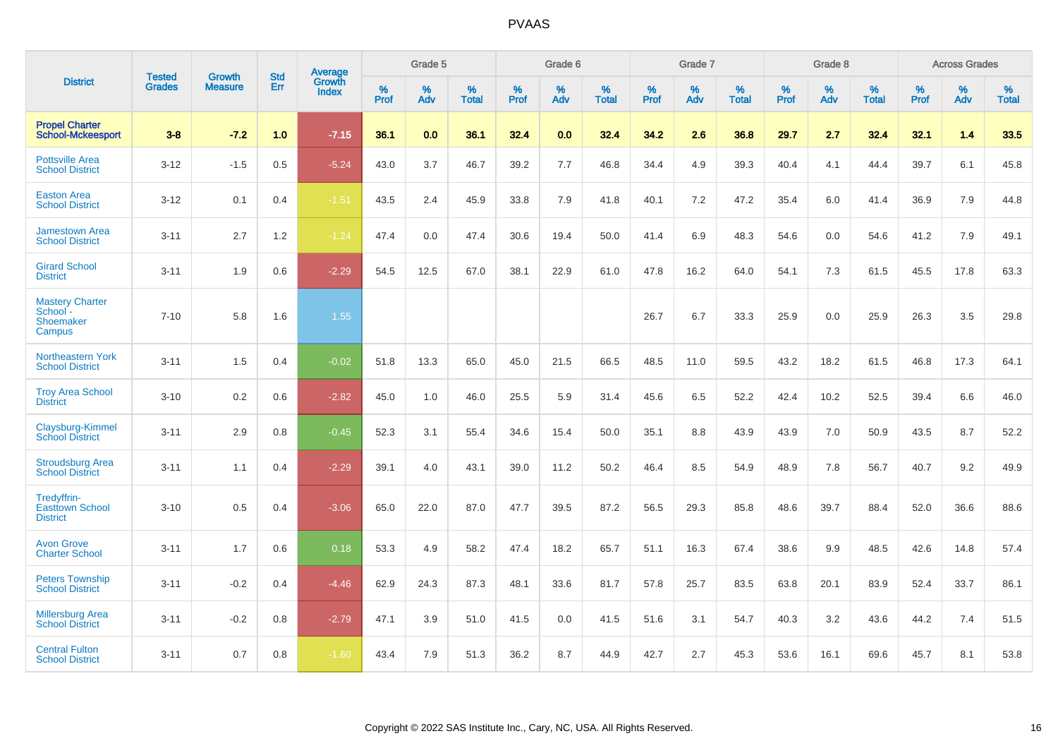# PVAAS

| District | Tested Grades | Growth Measure | Std Err | Average Growth Index | Grade 5 | | | Grade 6 | | | Grade 7 | | | Grade 8 | | | Across Grades | | |
|---|---|---|---|---|---|---|---|---|---|---|---|---|---|---|---|---|---|---|---|
| | | | | | % Prof | % Adv | % Total | % Prof | % Adv | % Total | % Prof | % Adv | % Total | % Prof | % Adv | % Total | % Prof | % Adv | % Total |
| **Propel Charter School-Mckeesport** | **3-8** | **-7.2** | **1.0** | **-7.15** | **36.1** | **0.0** | **36.1** | **32.4** | **0.0** | **32.4** | **34.2** | **2.6** | **36.8** | **29.7** | **2.7** | **32.4** | **32.1** | **1.4** | **33.5** |
| Pottsville Area School District | 3-12 | -1.5 | 0.5 | -5.24 | 43.0 | 3.7 | 46.7 | 39.2 | 7.7 | 46.8 | 34.4 | 4.9 | 39.3 | 40.4 | 4.1 | 44.4 | 39.7 | 6.1 | 45.8 |
| Easton Area School District | 3-12 | 0.1 | 0.4 | -1.51 | 43.5 | 2.4 | 45.9 | 33.8 | 7.9 | 41.8 | 40.1 | 7.2 | 47.2 | 35.4 | 6.0 | 41.4 | 36.9 | 7.9 | 44.8 |
| Jamestown Area School District | 3-11 | 2.7 | 1.2 | -1.24 | 47.4 | 0.0 | 47.4 | 30.6 | 19.4 | 50.0 | 41.4 | 6.9 | 48.3 | 54.6 | 0.0 | 54.6 | 41.2 | 7.9 | 49.1 |
| Girard School District | 3-11 | 1.9 | 0.6 | -2.29 | 54.5 | 12.5 | 67.0 | 38.1 | 22.9 | 61.0 | 47.8 | 16.2 | 64.0 | 54.1 | 7.3 | 61.5 | 45.5 | 17.8 | 63.3 |
| Mastery Charter School - Shoemaker Campus | 7-10 | 5.8 | 1.6 | 1.55 | | | | | | | 26.7 | 6.7 | 33.3 | 25.9 | 0.0 | 25.9 | 26.3 | 3.5 | 29.8 |
| Northeastern York School District | 3-11 | 1.5 | 0.4 | -0.02 | 51.8 | 13.3 | 65.0 | 45.0 | 21.5 | 66.5 | 48.5 | 11.0 | 59.5 | 43.2 | 18.2 | 61.5 | 46.8 | 17.3 | 64.1 |
| Troy Area School District | 3-10 | 0.2 | 0.6 | -2.82 | 45.0 | 1.0 | 46.0 | 25.5 | 5.9 | 31.4 | 45.6 | 6.5 | 52.2 | 42.4 | 10.2 | 52.5 | 39.4 | 6.6 | 46.0 |
| Claysburg-Kimmel School District | 3-11 | 2.9 | 0.8 | -0.45 | 52.3 | 3.1 | 55.4 | 34.6 | 15.4 | 50.0 | 35.1 | 8.8 | 43.9 | 43.9 | 7.0 | 50.9 | 43.5 | 8.7 | 52.2 |
| Stroudsburg Area School District | 3-11 | 1.1 | 0.4 | -2.29 | 39.1 | 4.0 | 43.1 | 39.0 | 11.2 | 50.2 | 46.4 | 8.5 | 54.9 | 48.9 | 7.8 | 56.7 | 40.7 | 9.2 | 49.9 |
| Tredyffrin-Easttown School District | 3-10 | 0.5 | 0.4 | -3.06 | 65.0 | 22.0 | 87.0 | 47.7 | 39.5 | 87.2 | 56.5 | 29.3 | 85.8 | 48.6 | 39.7 | 88.4 | 52.0 | 36.6 | 88.6 |
| Avon Grove Charter School | 3-11 | 1.7 | 0.6 | 0.18 | 53.3 | 4.9 | 58.2 | 47.4 | 18.2 | 65.7 | 51.1 | 16.3 | 67.4 | 38.6 | 9.9 | 48.5 | 42.6 | 14.8 | 57.4 |
| Peters Township School District | 3-11 | -0.2 | 0.4 | -4.46 | 62.9 | 24.3 | 87.3 | 48.1 | 33.6 | 81.7 | 57.8 | 25.7 | 83.5 | 63.8 | 20.1 | 83.9 | 52.4 | 33.7 | 86.1 |
| Millersburg Area School District | 3-11 | -0.2 | 0.8 | -2.79 | 47.1 | 3.9 | 51.0 | 41.5 | 0.0 | 41.5 | 51.6 | 3.1 | 54.7 | 40.3 | 3.2 | 43.6 | 44.2 | 7.4 | 51.5 |
| Central Fulton School District | 3-11 | 0.7 | 0.8 | -1.60 | 43.4 | 7.9 | 51.3 | 36.2 | 8.7 | 44.9 | 42.7 | 2.7 | 45.3 | 53.6 | 16.1 | 69.6 | 45.7 | 8.1 | 53.8 |

Copyright © 2022 SAS Institute Inc., Cary, NC, USA. All Rights Reserved.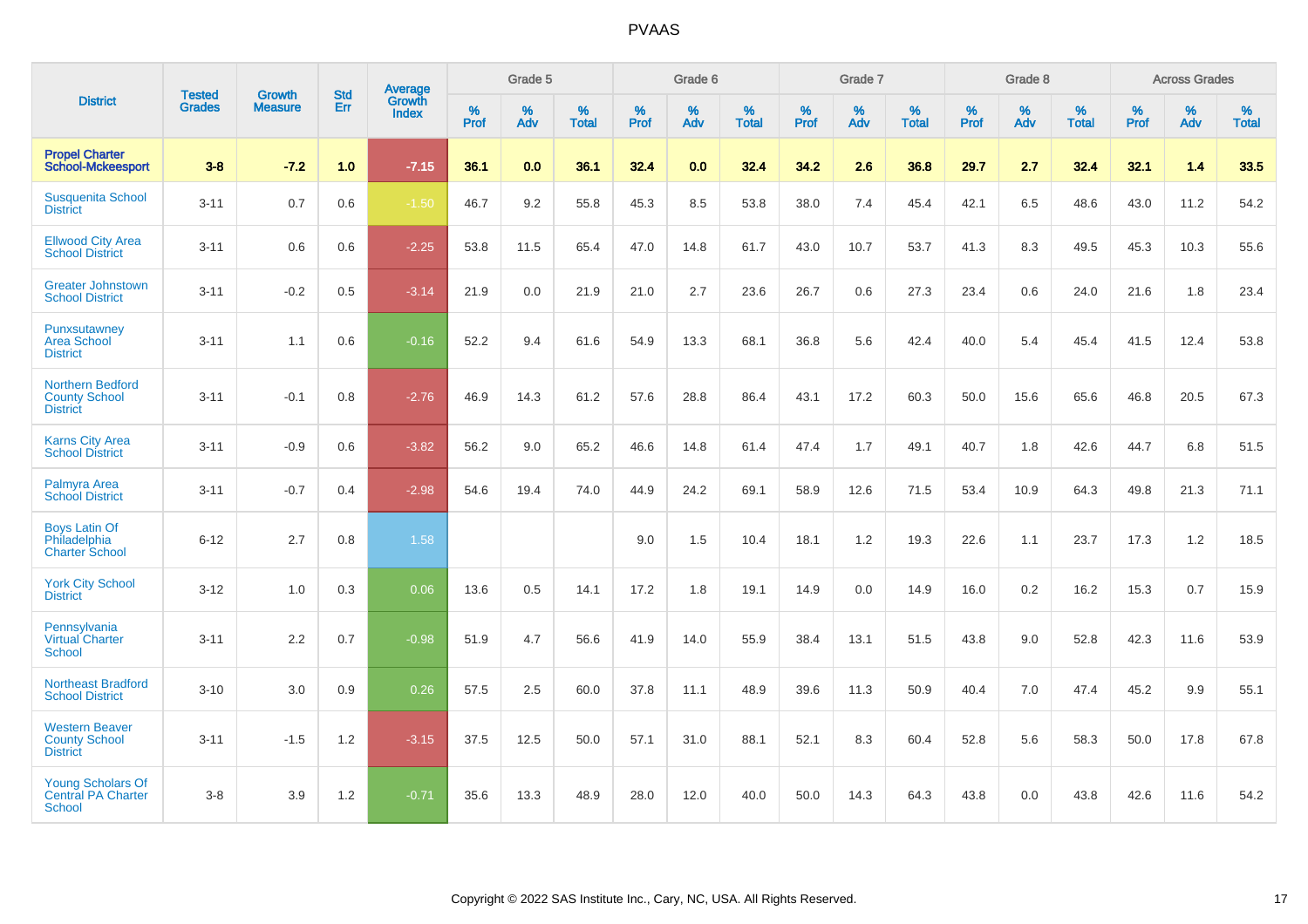| District | Tested Grades | Growth Measure | Std Err | Average Growth Index | Grade 5 | | | Grade 6 | | | Grade 7 | | | Grade 8 | | | Across Grades | | |
|---|---|---|---|---|---|---|---|---|---|---|---|---|---|---|---|---|---|---|---|
| | | | | | % Prof | % Adv | % Total | % Prof | % Adv | % Total | % Prof | % Adv | % Total | % Prof | % Adv | % Total | % Prof | % Adv | % Total |
| **Propel Charter School-Mckeesport** | **3-8** | **-7.2** | **1.0** | **-7.15** | **36.1** | **0.0** | **36.1** | **32.4** | **0.0** | **32.4** | **34.2** | **2.6** | **36.8** | **29.7** | **2.7** | **32.4** | **32.1** | **1.4** | **33.5** |
| Susquenita School District | 3-11 | 0.7 | 0.6 | -1.50 | 46.7 | 9.2 | 55.8 | 45.3 | 8.5 | 53.8 | 38.0 | 7.4 | 45.4 | 42.1 | 6.5 | 48.6 | 43.0 | 11.2 | 54.2 |
| Ellwood City Area School District | 3-11 | 0.6 | 0.6 | -2.25 | 53.8 | 11.5 | 65.4 | 47.0 | 14.8 | 61.7 | 43.0 | 10.7 | 53.7 | 41.3 | 8.3 | 49.5 | 45.3 | 10.3 | 55.6 |
| Greater Johnstown School District | 3-11 | -0.2 | 0.5 | -3.14 | 21.9 | 0.0 | 21.9 | 21.0 | 2.7 | 23.6 | 26.7 | 0.6 | 27.3 | 23.4 | 0.6 | 24.0 | 21.6 | 1.8 | 23.4 |
| Punxsutawney Area School District | 3-11 | 1.1 | 0.6 | -0.16 | 52.2 | 9.4 | 61.6 | 54.9 | 13.3 | 68.1 | 36.8 | 5.6 | 42.4 | 40.0 | 5.4 | 45.4 | 41.5 | 12.4 | 53.8 |
| Northern Bedford County School District | 3-11 | -0.1 | 0.8 | -2.76 | 46.9 | 14.3 | 61.2 | 57.6 | 28.8 | 86.4 | 43.1 | 17.2 | 60.3 | 50.0 | 15.6 | 65.6 | 46.8 | 20.5 | 67.3 |
| Karns City Area School District | 3-11 | -0.9 | 0.6 | -3.82 | 56.2 | 9.0 | 65.2 | 46.6 | 14.8 | 61.4 | 47.4 | 1.7 | 49.1 | 40.7 | 1.8 | 42.6 | 44.7 | 6.8 | 51.5 |
| Palmyra Area School District | 3-11 | -0.7 | 0.4 | -2.98 | 54.6 | 19.4 | 74.0 | 44.9 | 24.2 | 69.1 | 58.9 | 12.6 | 71.5 | 53.4 | 10.9 | 64.3 | 49.8 | 21.3 | 71.1 |
| Boys Latin Of Philadelphia Charter School | 6-12 | 2.7 | 0.8 | 1.58 | | | | 9.0 | 1.5 | 10.4 | 18.1 | 1.2 | 19.3 | 22.6 | 1.1 | 23.7 | 17.3 | 1.2 | 18.5 |
| York City School District | 3-12 | 1.0 | 0.3 | 0.06 | 13.6 | 0.5 | 14.1 | 17.2 | 1.8 | 19.1 | 14.9 | 0.0 | 14.9 | 16.0 | 0.2 | 16.2 | 15.3 | 0.7 | 15.9 |
| Pennsylvania Virtual Charter School | 3-11 | 2.2 | 0.7 | -0.98 | 51.9 | 4.7 | 56.6 | 41.9 | 14.0 | 55.9 | 38.4 | 13.1 | 51.5 | 43.8 | 9.0 | 52.8 | 42.3 | 11.6 | 53.9 |
| Northeast Bradford School District | 3-10 | 3.0 | 0.9 | 0.26 | 57.5 | 2.5 | 60.0 | 37.8 | 11.1 | 48.9 | 39.6 | 11.3 | 50.9 | 40.4 | 7.0 | 47.4 | 45.2 | 9.9 | 55.1 |
| Western Beaver County School District | 3-11 | -1.5 | 1.2 | -3.15 | 37.5 | 12.5 | 50.0 | 57.1 | 31.0 | 88.1 | 52.1 | 8.3 | 60.4 | 52.8 | 5.6 | 58.3 | 50.0 | 17.8 | 67.8 |
| Young Scholars Of Central PA Charter School | 3-8 | 3.9 | 1.2 | -0.71 | 35.6 | 13.3 | 48.9 | 28.0 | 12.0 | 40.0 | 50.0 | 14.3 | 64.3 | 43.8 | 0.0 | 43.8 | 42.6 | 11.6 | 54.2 |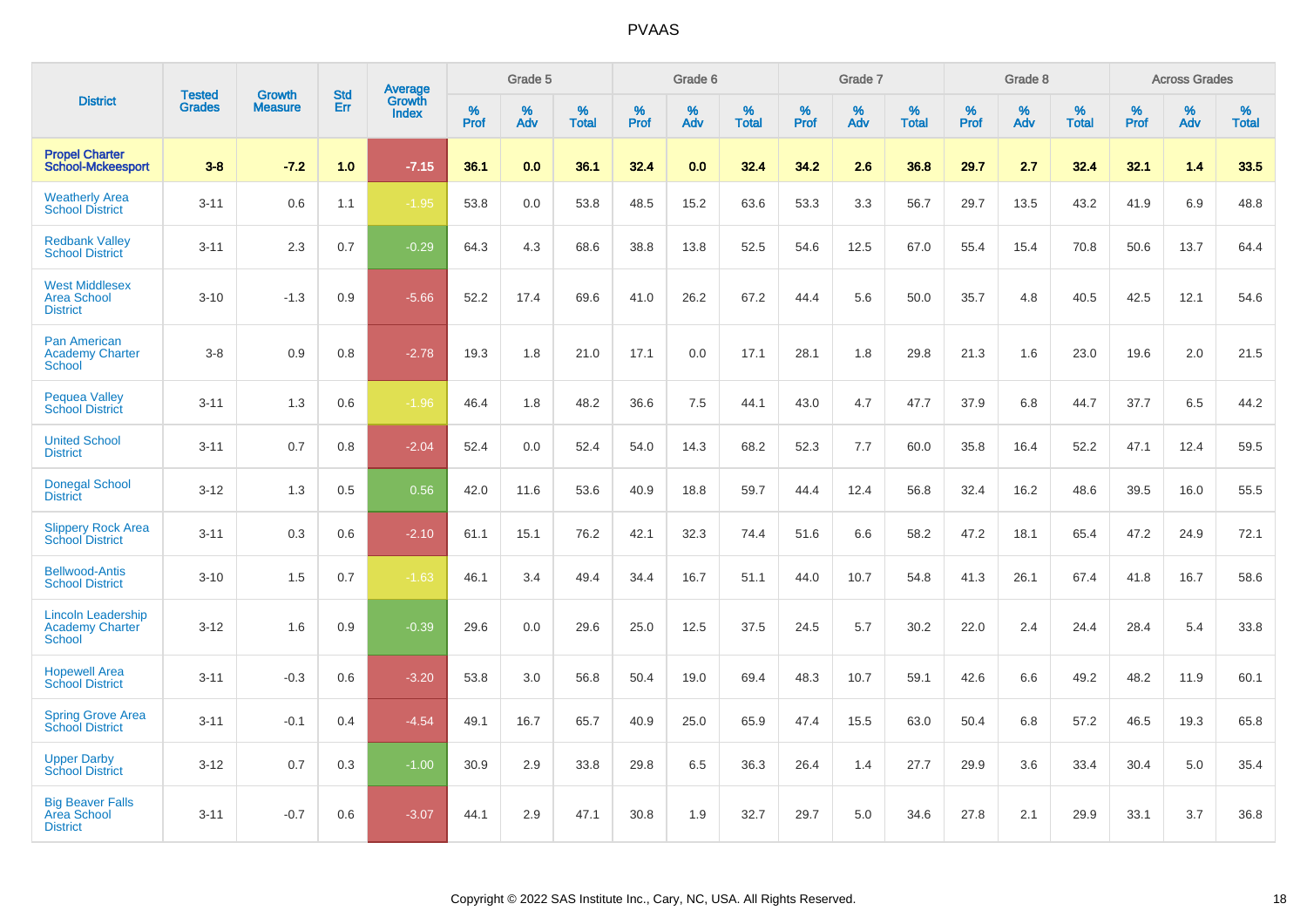# PVAAS

| District | Tested Grades | Growth Measure | Std Err | Average Growth Index | Grade 5 | | | Grade 6 | | | Grade 7 | | | Grade 8 | | | Across Grades | | |
|---|---|---|---|---|---|---|---|---|---|---|---|---|---|---|---|---|---|---|---|
| | | | | | % Prof | % Adv | % Total | % Prof | % Adv | % Total | % Prof | % Adv | % Total | % Prof | % Adv | % Total | % Prof | % Adv | % Total |
| **Propel Charter School-Mckeesport** | **3-8** | **-7.2** | **1.0** | **-7.15** | **36.1** | **0.0** | **36.1** | **32.4** | **0.0** | **32.4** | **34.2** | **2.6** | **36.8** | **29.7** | **2.7** | **32.4** | **32.1** | **1.4** | **33.5** |
| Weatherly Area School District | 3-11 | 0.6 | 1.1 | -1.95 | 53.8 | 0.0 | 53.8 | 48.5 | 15.2 | 63.6 | 53.3 | 3.3 | 56.7 | 29.7 | 13.5 | 43.2 | 41.9 | 6.9 | 48.8 |
| Redbank Valley School District | 3-11 | 2.3 | 0.7 | -0.29 | 64.3 | 4.3 | 68.6 | 38.8 | 13.8 | 52.5 | 54.6 | 12.5 | 67.0 | 55.4 | 15.4 | 70.8 | 50.6 | 13.7 | 64.4 |
| West Middlesex Area School District | 3-10 | -1.3 | 0.9 | -5.66 | 52.2 | 17.4 | 69.6 | 41.0 | 26.2 | 67.2 | 44.4 | 5.6 | 50.0 | 35.7 | 4.8 | 40.5 | 42.5 | 12.1 | 54.6 |
| Pan American Academy Charter School | 3-8 | 0.9 | 0.8 | -2.78 | 19.3 | 1.8 | 21.0 | 17.1 | 0.0 | 17.1 | 28.1 | 1.8 | 29.8 | 21.3 | 1.6 | 23.0 | 19.6 | 2.0 | 21.5 |
| Pequea Valley School District | 3-11 | 1.3 | 0.6 | -1.96 | 46.4 | 1.8 | 48.2 | 36.6 | 7.5 | 44.1 | 43.0 | 4.7 | 47.7 | 37.9 | 6.8 | 44.7 | 37.7 | 6.5 | 44.2 |
| United School District | 3-11 | 0.7 | 0.8 | -2.04 | 52.4 | 0.0 | 52.4 | 54.0 | 14.3 | 68.2 | 52.3 | 7.7 | 60.0 | 35.8 | 16.4 | 52.2 | 47.1 | 12.4 | 59.5 |
| Donegal School District | 3-12 | 1.3 | 0.5 | 0.56 | 42.0 | 11.6 | 53.6 | 40.9 | 18.8 | 59.7 | 44.4 | 12.4 | 56.8 | 32.4 | 16.2 | 48.6 | 39.5 | 16.0 | 55.5 |
| Slippery Rock Area School District | 3-11 | 0.3 | 0.6 | -2.10 | 61.1 | 15.1 | 76.2 | 42.1 | 32.3 | 74.4 | 51.6 | 6.6 | 58.2 | 47.2 | 18.1 | 65.4 | 47.2 | 24.9 | 72.1 |
| Bellwood-Antis School District | 3-10 | 1.5 | 0.7 | -1.63 | 46.1 | 3.4 | 49.4 | 34.4 | 16.7 | 51.1 | 44.0 | 10.7 | 54.8 | 41.3 | 26.1 | 67.4 | 41.8 | 16.7 | 58.6 |
| Lincoln Leadership Academy Charter School | 3-12 | 1.6 | 0.9 | -0.39 | 29.6 | 0.0 | 29.6 | 25.0 | 12.5 | 37.5 | 24.5 | 5.7 | 30.2 | 22.0 | 2.4 | 24.4 | 28.4 | 5.4 | 33.8 |
| Hopewell Area School District | 3-11 | -0.3 | 0.6 | -3.20 | 53.8 | 3.0 | 56.8 | 50.4 | 19.0 | 69.4 | 48.3 | 10.7 | 59.1 | 42.6 | 6.6 | 49.2 | 48.2 | 11.9 | 60.1 |
| Spring Grove Area School District | 3-11 | -0.1 | 0.4 | -4.54 | 49.1 | 16.7 | 65.7 | 40.9 | 25.0 | 65.9 | 47.4 | 15.5 | 63.0 | 50.4 | 6.8 | 57.2 | 46.5 | 19.3 | 65.8 |
| Upper Darby School District | 3-12 | 0.7 | 0.3 | -1.00 | 30.9 | 2.9 | 33.8 | 29.8 | 6.5 | 36.3 | 26.4 | 1.4 | 27.7 | 29.9 | 3.6 | 33.4 | 30.4 | 5.0 | 35.4 |
| Big Beaver Falls Area School District | 3-11 | -0.7 | 0.6 | -3.07 | 44.1 | 2.9 | 47.1 | 30.8 | 1.9 | 32.7 | 29.7 | 5.0 | 34.6 | 27.8 | 2.1 | 29.9 | 33.1 | 3.7 | 36.8 |

Copyright © 2022 SAS Institute Inc., Cary, NC, USA. All Rights Reserved.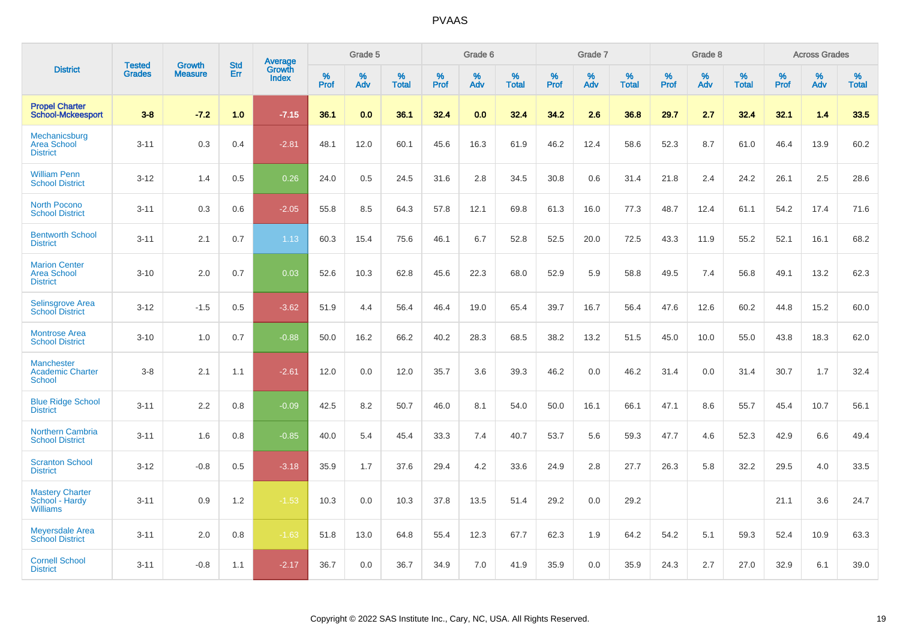| District | Tested Grades | Growth Measure | Std Err | Average Growth Index | Grade 5 | | | Grade 6 | | | Grade 7 | | | Grade 8 | | | Across Grades | | |
|---|---|---|---|---|---|---|---|---|---|---|---|---|---|---|---|---|---|---|---|
| | | | | | % Prof | % Adv | % Total | % Prof | % Adv | % Total | % Prof | % Adv | % Total | % Prof | % Adv | % Total | % Prof | % Adv | % Total |
| **Propel Charter School-Mckeesport** | **3-8** | **-7.2** | **1.0** | **-7.15** | **36.1** | **0.0** | **36.1** | **32.4** | **0.0** | **32.4** | **34.2** | **2.6** | **36.8** | **29.7** | **2.7** | **32.4** | **32.1** | **1.4** | **33.5** |
| Mechanicsburg Area School District | 3-11 | 0.3 | 0.4 | -2.81 | 48.1 | 12.0 | 60.1 | 45.6 | 16.3 | 61.9 | 46.2 | 12.4 | 58.6 | 52.3 | 8.7 | 61.0 | 46.4 | 13.9 | 60.2 |
| William Penn School District | 3-12 | 1.4 | 0.5 | 0.26 | 24.0 | 0.5 | 24.5 | 31.6 | 2.8 | 34.5 | 30.8 | 0.6 | 31.4 | 21.8 | 2.4 | 24.2 | 26.1 | 2.5 | 28.6 |
| North Pocono School District | 3-11 | 0.3 | 0.6 | -2.05 | 55.8 | 8.5 | 64.3 | 57.8 | 12.1 | 69.8 | 61.3 | 16.0 | 77.3 | 48.7 | 12.4 | 61.1 | 54.2 | 17.4 | 71.6 |
| Bentworth School District | 3-11 | 2.1 | 0.7 | 1.13 | 60.3 | 15.4 | 75.6 | 46.1 | 6.7 | 52.8 | 52.5 | 20.0 | 72.5 | 43.3 | 11.9 | 55.2 | 52.1 | 16.1 | 68.2 |
| Marion Center Area School District | 3-10 | 2.0 | 0.7 | 0.03 | 52.6 | 10.3 | 62.8 | 45.6 | 22.3 | 68.0 | 52.9 | 5.9 | 58.8 | 49.5 | 7.4 | 56.8 | 49.1 | 13.2 | 62.3 |
| Selinsgrove Area School District | 3-12 | -1.5 | 0.5 | -3.62 | 51.9 | 4.4 | 56.4 | 46.4 | 19.0 | 65.4 | 39.7 | 16.7 | 56.4 | 47.6 | 12.6 | 60.2 | 44.8 | 15.2 | 60.0 |
| Montrose Area School District | 3-10 | 1.0 | 0.7 | -0.88 | 50.0 | 16.2 | 66.2 | 40.2 | 28.3 | 68.5 | 38.2 | 13.2 | 51.5 | 45.0 | 10.0 | 55.0 | 43.8 | 18.3 | 62.0 |
| Manchester Academic Charter School | 3-8 | 2.1 | 1.1 | -2.61 | 12.0 | 0.0 | 12.0 | 35.7 | 3.6 | 39.3 | 46.2 | 0.0 | 46.2 | 31.4 | 0.0 | 31.4 | 30.7 | 1.7 | 32.4 |
| Blue Ridge School District | 3-11 | 2.2 | 0.8 | -0.09 | 42.5 | 8.2 | 50.7 | 46.0 | 8.1 | 54.0 | 50.0 | 16.1 | 66.1 | 47.1 | 8.6 | 55.7 | 45.4 | 10.7 | 56.1 |
| Northern Cambria School District | 3-11 | 1.6 | 0.8 | -0.85 | 40.0 | 5.4 | 45.4 | 33.3 | 7.4 | 40.7 | 53.7 | 5.6 | 59.3 | 47.7 | 4.6 | 52.3 | 42.9 | 6.6 | 49.4 |
| Scranton School District | 3-12 | -0.8 | 0.5 | -3.18 | 35.9 | 1.7 | 37.6 | 29.4 | 4.2 | 33.6 | 24.9 | 2.8 | 27.7 | 26.3 | 5.8 | 32.2 | 29.5 | 4.0 | 33.5 |
| Mastery Charter School - Hardy Williams | 3-11 | 0.9 | 1.2 | -1.53 | 10.3 | 0.0 | 10.3 | 37.8 | 13.5 | 51.4 | 29.2 | 0.0 | 29.2 | | | | 21.1 | 3.6 | 24.7 |
| Meyersdale Area School District | 3-11 | 2.0 | 0.8 | -1.63 | 51.8 | 13.0 | 64.8 | 55.4 | 12.3 | 67.7 | 62.3 | 1.9 | 64.2 | 54.2 | 5.1 | 59.3 | 52.4 | 10.9 | 63.3 |
| Cornell School District | 3-11 | -0.8 | 1.1 | -2.17 | 36.7 | 0.0 | 36.7 | 34.9 | 7.0 | 41.9 | 35.9 | 0.0 | 35.9 | 24.3 | 2.7 | 27.0 | 32.9 | 6.1 | 39.0 |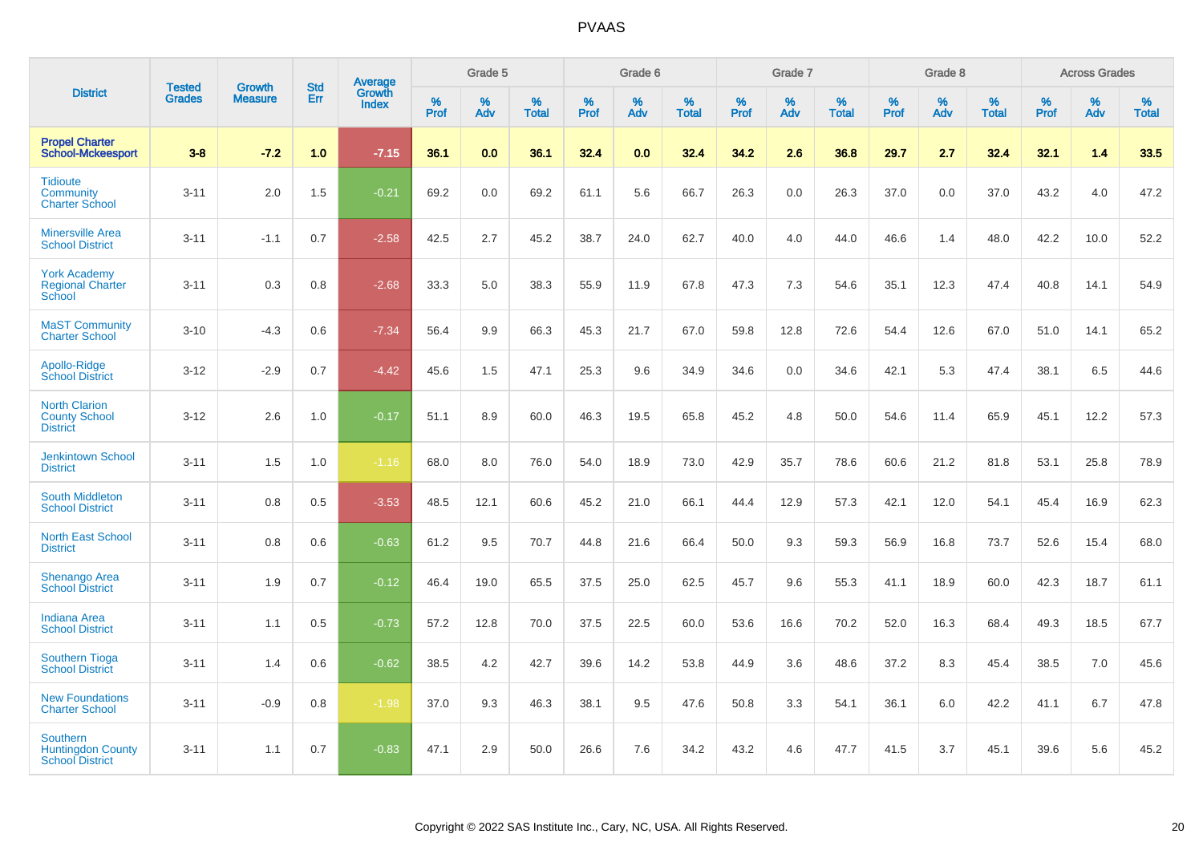| District | Tested Grades | Growth Measure | Std Err | Average Growth Index | Grade 5 | | | Grade 6 | | | Grade 7 | | | Grade 8 | | | Across Grades | | |
|---|---|---|---|---|---|---|---|---|---|---|---|---|---|---|---|---|---|---|---|
| | | | | | % Prof | % Adv | % Total | % Prof | % Adv | % Total | % Prof | % Adv | % Total | % Prof | % Adv | % Total | % Prof | % Adv | % Total |
| **Propel Charter School-Mckeesport** | **3-8** | **-7.2** | **1.0** | **-7.15** | **36.1** | **0.0** | **36.1** | **32.4** | **0.0** | **32.4** | **34.2** | **2.6** | **36.8** | **29.7** | **2.7** | **32.4** | **32.1** | **1.4** | **33.5** |
| Tidioute Community Charter School | 3-11 | 2.0 | 1.5 | -0.21 | 69.2 | 0.0 | 69.2 | 61.1 | 5.6 | 66.7 | 26.3 | 0.0 | 26.3 | 37.0 | 0.0 | 37.0 | 43.2 | 4.0 | 47.2 |
| Minersville Area School District | 3-11 | -1.1 | 0.7 | -2.58 | 42.5 | 2.7 | 45.2 | 38.7 | 24.0 | 62.7 | 40.0 | 4.0 | 44.0 | 46.6 | 1.4 | 48.0 | 42.2 | 10.0 | 52.2 |
| York Academy Regional Charter School | 3-11 | 0.3 | 0.8 | -2.68 | 33.3 | 5.0 | 38.3 | 55.9 | 11.9 | 67.8 | 47.3 | 7.3 | 54.6 | 35.1 | 12.3 | 47.4 | 40.8 | 14.1 | 54.9 |
| MaST Community Charter School | 3-10 | -4.3 | 0.6 | -7.34 | 56.4 | 9.9 | 66.3 | 45.3 | 21.7 | 67.0 | 59.8 | 12.8 | 72.6 | 54.4 | 12.6 | 67.0 | 51.0 | 14.1 | 65.2 |
| Apollo-Ridge School District | 3-12 | -2.9 | 0.7 | -4.42 | 45.6 | 1.5 | 47.1 | 25.3 | 9.6 | 34.9 | 34.6 | 0.0 | 34.6 | 42.1 | 5.3 | 47.4 | 38.1 | 6.5 | 44.6 |
| North Clarion County School District | 3-12 | 2.6 | 1.0 | -0.17 | 51.1 | 8.9 | 60.0 | 46.3 | 19.5 | 65.8 | 45.2 | 4.8 | 50.0 | 54.6 | 11.4 | 65.9 | 45.1 | 12.2 | 57.3 |
| Jenkintown School District | 3-11 | 1.5 | 1.0 | -1.16 | 68.0 | 8.0 | 76.0 | 54.0 | 18.9 | 73.0 | 42.9 | 35.7 | 78.6 | 60.6 | 21.2 | 81.8 | 53.1 | 25.8 | 78.9 |
| South Middleton School District | 3-11 | 0.8 | 0.5 | -3.53 | 48.5 | 12.1 | 60.6 | 45.2 | 21.0 | 66.1 | 44.4 | 12.9 | 57.3 | 42.1 | 12.0 | 54.1 | 45.4 | 16.9 | 62.3 |
| North East School District | 3-11 | 0.8 | 0.6 | -0.63 | 61.2 | 9.5 | 70.7 | 44.8 | 21.6 | 66.4 | 50.0 | 9.3 | 59.3 | 56.9 | 16.8 | 73.7 | 52.6 | 15.4 | 68.0 |
| Shenango Area School District | 3-11 | 1.9 | 0.7 | -0.12 | 46.4 | 19.0 | 65.5 | 37.5 | 25.0 | 62.5 | 45.7 | 9.6 | 55.3 | 41.1 | 18.9 | 60.0 | 42.3 | 18.7 | 61.1 |
| Indiana Area School District | 3-11 | 1.1 | 0.5 | -0.73 | 57.2 | 12.8 | 70.0 | 37.5 | 22.5 | 60.0 | 53.6 | 16.6 | 70.2 | 52.0 | 16.3 | 68.4 | 49.3 | 18.5 | 67.7 |
| Southern Tioga School District | 3-11 | 1.4 | 0.6 | -0.62 | 38.5 | 4.2 | 42.7 | 39.6 | 14.2 | 53.8 | 44.9 | 3.6 | 48.6 | 37.2 | 8.3 | 45.4 | 38.5 | 7.0 | 45.6 |
| New Foundations Charter School | 3-11 | -0.9 | 0.8 | -1.98 | 37.0 | 9.3 | 46.3 | 38.1 | 9.5 | 47.6 | 50.8 | 3.3 | 54.1 | 36.1 | 6.0 | 42.2 | 41.1 | 6.7 | 47.8 |
| Southern Huntingdon County School District | 3-11 | 1.1 | 0.7 | -0.83 | 47.1 | 2.9 | 50.0 | 26.6 | 7.6 | 34.2 | 43.2 | 4.6 | 47.7 | 41.5 | 3.7 | 45.1 | 39.6 | 5.6 | 45.2 |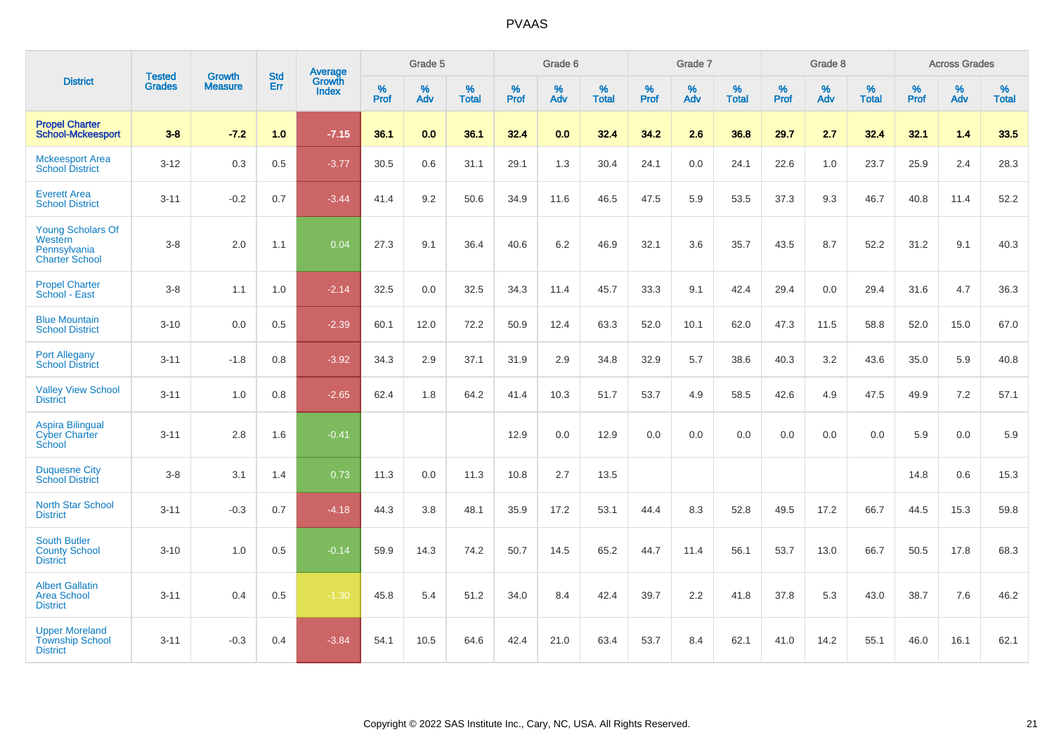# PVAAS

| District | Tested Grades | Growth Measure | Std Err | Average Growth Index | Grade 5 | | | Grade 6 | | | Grade 7 | | | Grade 8 | | | Across Grades | | |
|---|---|---|---|---|---|---|---|---|---|---|---|---|---|---|---|---|---|---|---|
| | | | | | % Prof | % Adv | % Total | % Prof | % Adv | % Total | % Prof | % Adv | % Total | % Prof | % Adv | % Total | % Prof | % Adv | % Total |
| **Propel Charter School-Mckeesport** | **3-8** | **-7.2** | **1.0** | **-7.15** | **36.1** | **0.0** | **36.1** | **32.4** | **0.0** | **32.4** | **34.2** | **2.6** | **36.8** | **29.7** | **2.7** | **32.4** | **32.1** | **1.4** | **33.5** |
| Mckeesport Area School District | 3-12 | 0.3 | 0.5 | -3.77 | 30.5 | 0.6 | 31.1 | 29.1 | 1.3 | 30.4 | 24.1 | 0.0 | 24.1 | 22.6 | 1.0 | 23.7 | 25.9 | 2.4 | 28.3 |
| Everett Area School District | 3-11 | -0.2 | 0.7 | -3.44 | 41.4 | 9.2 | 50.6 | 34.9 | 11.6 | 46.5 | 47.5 | 5.9 | 53.5 | 37.3 | 9.3 | 46.7 | 40.8 | 11.4 | 52.2 |
| Young Scholars Of Western Pennsylvania Charter School | 3-8 | 2.0 | 1.1 | 0.04 | 27.3 | 9.1 | 36.4 | 40.6 | 6.2 | 46.9 | 32.1 | 3.6 | 35.7 | 43.5 | 8.7 | 52.2 | 31.2 | 9.1 | 40.3 |
| Propel Charter School - East | 3-8 | 1.1 | 1.0 | -2.14 | 32.5 | 0.0 | 32.5 | 34.3 | 11.4 | 45.7 | 33.3 | 9.1 | 42.4 | 29.4 | 0.0 | 29.4 | 31.6 | 4.7 | 36.3 |
| Blue Mountain School District | 3-10 | 0.0 | 0.5 | -2.39 | 60.1 | 12.0 | 72.2 | 50.9 | 12.4 | 63.3 | 52.0 | 10.1 | 62.0 | 47.3 | 11.5 | 58.8 | 52.0 | 15.0 | 67.0 |
| Port Allegany School District | 3-11 | -1.8 | 0.8 | -3.92 | 34.3 | 2.9 | 37.1 | 31.9 | 2.9 | 34.8 | 32.9 | 5.7 | 38.6 | 40.3 | 3.2 | 43.6 | 35.0 | 5.9 | 40.8 |
| Valley View School District | 3-11 | 1.0 | 0.8 | -2.65 | 62.4 | 1.8 | 64.2 | 41.4 | 10.3 | 51.7 | 53.7 | 4.9 | 58.5 | 42.6 | 4.9 | 47.5 | 49.9 | 7.2 | 57.1 |
| Aspira Bilingual Cyber Charter School | 3-11 | 2.8 | 1.6 | -0.41 | | | | 12.9 | 0.0 | 12.9 | 0.0 | 0.0 | 0.0 | 0.0 | 0.0 | 0.0 | 5.9 | 0.0 | 5.9 |
| Duquesne City School District | 3-8 | 3.1 | 1.4 | 0.73 | 11.3 | 0.0 | 11.3 | 10.8 | 2.7 | 13.5 | | | | | | | 14.8 | 0.6 | 15.3 |
| North Star School District | 3-11 | -0.3 | 0.7 | -4.18 | 44.3 | 3.8 | 48.1 | 35.9 | 17.2 | 53.1 | 44.4 | 8.3 | 52.8 | 49.5 | 17.2 | 66.7 | 44.5 | 15.3 | 59.8 |
| South Butler County School District | 3-10 | 1.0 | 0.5 | -0.14 | 59.9 | 14.3 | 74.2 | 50.7 | 14.5 | 65.2 | 44.7 | 11.4 | 56.1 | 53.7 | 13.0 | 66.7 | 50.5 | 17.8 | 68.3 |
| Albert Gallatin Area School District | 3-11 | 0.4 | 0.5 | -1.30 | 45.8 | 5.4 | 51.2 | 34.0 | 8.4 | 42.4 | 39.7 | 2.2 | 41.8 | 37.8 | 5.3 | 43.0 | 38.7 | 7.6 | 46.2 |
| Upper Moreland Township School District | 3-11 | -0.3 | 0.4 | -3.84 | 54.1 | 10.5 | 64.6 | 42.4 | 21.0 | 63.4 | 53.7 | 8.4 | 62.1 | 41.0 | 14.2 | 55.1 | 46.0 | 16.1 | 62.1 |

Copyright © 2022 SAS Institute Inc., Cary, NC, USA. All Rights Reserved.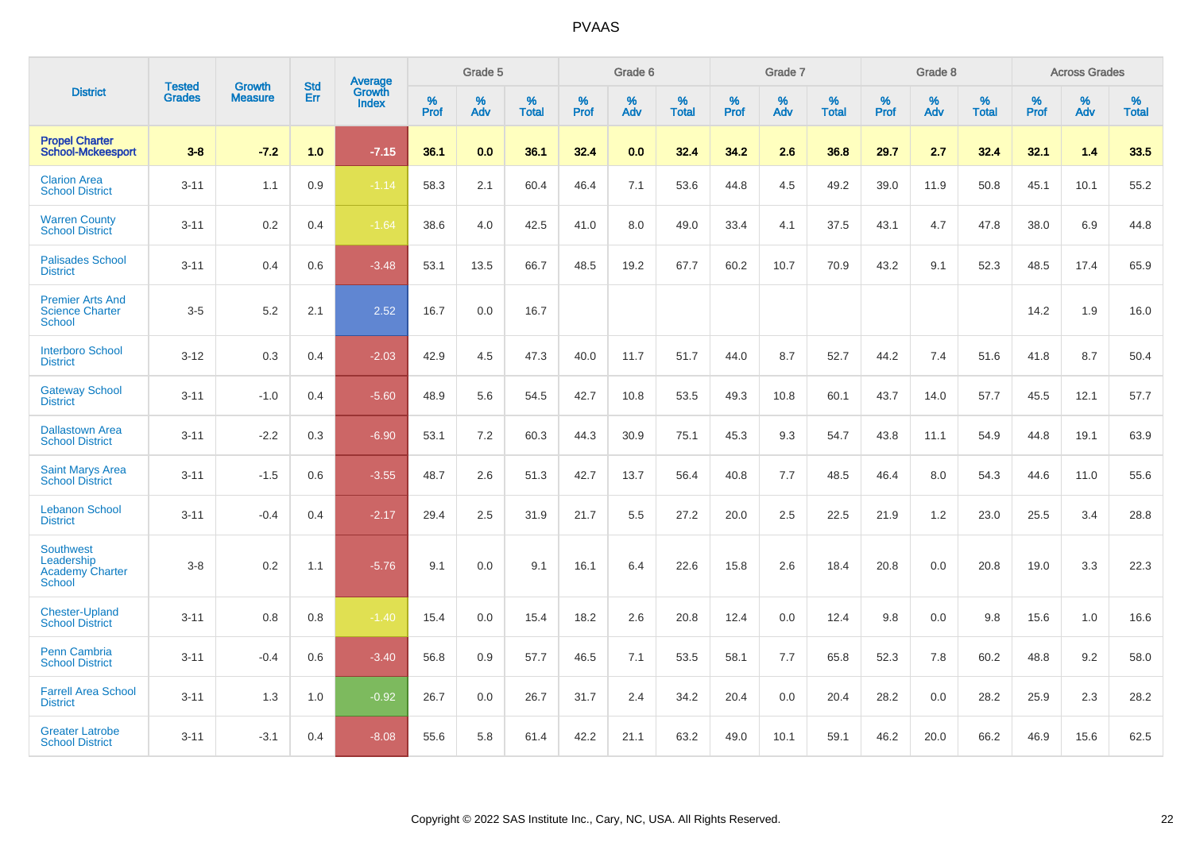# PVAAS

| District | Tested Grades | Growth Measure | Std Err | Average Growth Index | Grade 5 | | | Grade 6 | | | Grade 7 | | | Grade 8 | | | Across Grades | | |
|---|---|---|---|---|---|---|---|---|---|---|---|---|---|---|---|---|---|---|---|
| | | | | | % Prof | % Adv | % Total | % Prof | % Adv | % Total | % Prof | % Adv | % Total | % Prof | % Adv | % Total | % Prof | % Adv | % Total |
| **Propel Charter School-Mckeesport** | **3-8** | **-7.2** | **1.0** | **-7.15** | **36.1** | **0.0** | **36.1** | **32.4** | **0.0** | **32.4** | **34.2** | **2.6** | **36.8** | **29.7** | **2.7** | **32.4** | **32.1** | **1.4** | **33.5** |
| Clarion Area School District | 3-11 | 1.1 | 0.9 | -1.14 | 58.3 | 2.1 | 60.4 | 46.4 | 7.1 | 53.6 | 44.8 | 4.5 | 49.2 | 39.0 | 11.9 | 50.8 | 45.1 | 10.1 | 55.2 |
| Warren County School District | 3-11 | 0.2 | 0.4 | -1.64 | 38.6 | 4.0 | 42.5 | 41.0 | 8.0 | 49.0 | 33.4 | 4.1 | 37.5 | 43.1 | 4.7 | 47.8 | 38.0 | 6.9 | 44.8 |
| Palisades School District | 3-11 | 0.4 | 0.6 | -3.48 | 53.1 | 13.5 | 66.7 | 48.5 | 19.2 | 67.7 | 60.2 | 10.7 | 70.9 | 43.2 | 9.1 | 52.3 | 48.5 | 17.4 | 65.9 |
| Premier Arts And Science Charter School | 3-5 | 5.2 | 2.1 | 2.52 | 16.7 | 0.0 | 16.7 | | | | | | | | | | 14.2 | 1.9 | 16.0 |
| Interboro School District | 3-12 | 0.3 | 0.4 | -2.03 | 42.9 | 4.5 | 47.3 | 40.0 | 11.7 | 51.7 | 44.0 | 8.7 | 52.7 | 44.2 | 7.4 | 51.6 | 41.8 | 8.7 | 50.4 |
| Gateway School District | 3-11 | -1.0 | 0.4 | -5.60 | 48.9 | 5.6 | 54.5 | 42.7 | 10.8 | 53.5 | 49.3 | 10.8 | 60.1 | 43.7 | 14.0 | 57.7 | 45.5 | 12.1 | 57.7 |
| Dallastown Area School District | 3-11 | -2.2 | 0.3 | -6.90 | 53.1 | 7.2 | 60.3 | 44.3 | 30.9 | 75.1 | 45.3 | 9.3 | 54.7 | 43.8 | 11.1 | 54.9 | 44.8 | 19.1 | 63.9 |
| Saint Marys Area School District | 3-11 | -1.5 | 0.6 | -3.55 | 48.7 | 2.6 | 51.3 | 42.7 | 13.7 | 56.4 | 40.8 | 7.7 | 48.5 | 46.4 | 8.0 | 54.3 | 44.6 | 11.0 | 55.6 |
| Lebanon School District | 3-11 | -0.4 | 0.4 | -2.17 | 29.4 | 2.5 | 31.9 | 21.7 | 5.5 | 27.2 | 20.0 | 2.5 | 22.5 | 21.9 | 1.2 | 23.0 | 25.5 | 3.4 | 28.8 |
| Southwest Leadership Academy Charter School | 3-8 | 0.2 | 1.1 | -5.76 | 9.1 | 0.0 | 9.1 | 16.1 | 6.4 | 22.6 | 15.8 | 2.6 | 18.4 | 20.8 | 0.0 | 20.8 | 19.0 | 3.3 | 22.3 |
| Chester-Upland School District | 3-11 | 0.8 | 0.8 | -1.40 | 15.4 | 0.0 | 15.4 | 18.2 | 2.6 | 20.8 | 12.4 | 0.0 | 12.4 | 9.8 | 0.0 | 9.8 | 15.6 | 1.0 | 16.6 |
| Penn Cambria School District | 3-11 | -0.4 | 0.6 | -3.40 | 56.8 | 0.9 | 57.7 | 46.5 | 7.1 | 53.5 | 58.1 | 7.7 | 65.8 | 52.3 | 7.8 | 60.2 | 48.8 | 9.2 | 58.0 |
| Farrell Area School District | 3-11 | 1.3 | 1.0 | -0.92 | 26.7 | 0.0 | 26.7 | 31.7 | 2.4 | 34.2 | 20.4 | 0.0 | 20.4 | 28.2 | 0.0 | 28.2 | 25.9 | 2.3 | 28.2 |
| Greater Latrobe School District | 3-11 | -3.1 | 0.4 | -8.08 | 55.6 | 5.8 | 61.4 | 42.2 | 21.1 | 63.2 | 49.0 | 10.1 | 59.1 | 46.2 | 20.0 | 66.2 | 46.9 | 15.6 | 62.5 |

Copyright © 2022 SAS Institute Inc., Cary, NC, USA. All Rights Reserved.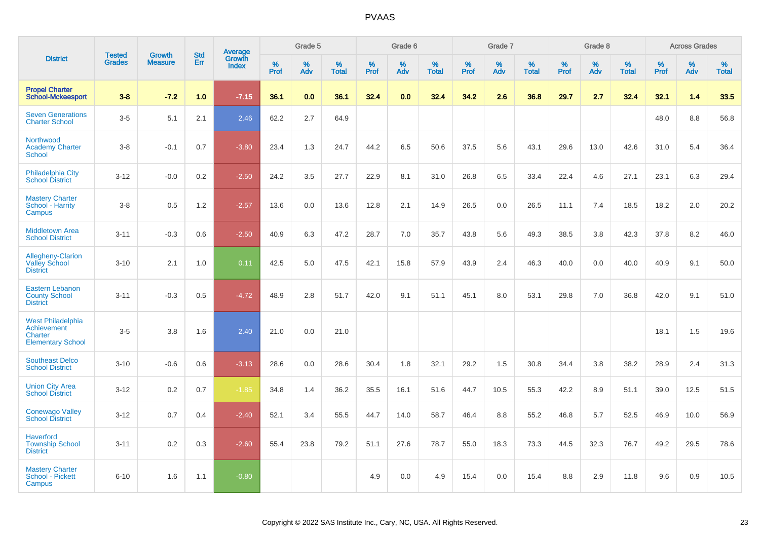# PVAAS

| District | Tested Grades | Growth Measure | Std Err | Average Growth Index | Grade 5 | | | Grade 6 | | | Grade 7 | | | Grade 8 | | | Across Grades | | |
|---|---|---|---|---|---|---|---|---|---|---|---|---|---|---|---|---|---|---|---|
| | | | | | % Prof | % Adv | % Total | % Prof | % Adv | % Total | % Prof | % Adv | % Total | % Prof | % Adv | % Total | % Prof | % Adv | % Total |
| **Propel Charter School-Mckeesport** | **3-8** | **-7.2** | **1.0** | **-7.15** | **36.1** | **0.0** | **36.1** | **32.4** | **0.0** | **32.4** | **34.2** | **2.6** | **36.8** | **29.7** | **2.7** | **32.4** | **32.1** | **1.4** | **33.5** |
| Seven Generations Charter School | 3-5 | 5.1 | 2.1 | 2.46 | 62.2 | 2.7 | 64.9 | | | | | | | | | | 48.0 | 8.8 | 56.8 |
| Northwood Academy Charter School | 3-8 | -0.1 | 0.7 | -3.80 | 23.4 | 1.3 | 24.7 | 44.2 | 6.5 | 50.6 | 37.5 | 5.6 | 43.1 | 29.6 | 13.0 | 42.6 | 31.0 | 5.4 | 36.4 |
| Philadelphia City School District | 3-12 | -0.0 | 0.2 | -2.50 | 24.2 | 3.5 | 27.7 | 22.9 | 8.1 | 31.0 | 26.8 | 6.5 | 33.4 | 22.4 | 4.6 | 27.1 | 23.1 | 6.3 | 29.4 |
| Mastery Charter School - Harrity Campus | 3-8 | 0.5 | 1.2 | -2.57 | 13.6 | 0.0 | 13.6 | 12.8 | 2.1 | 14.9 | 26.5 | 0.0 | 26.5 | 11.1 | 7.4 | 18.5 | 18.2 | 2.0 | 20.2 |
| Middletown Area School District | 3-11 | -0.3 | 0.6 | -2.50 | 40.9 | 6.3 | 47.2 | 28.7 | 7.0 | 35.7 | 43.8 | 5.6 | 49.3 | 38.5 | 3.8 | 42.3 | 37.8 | 8.2 | 46.0 |
| Allegheny-Clarion Valley School District | 3-10 | 2.1 | 1.0 | 0.11 | 42.5 | 5.0 | 47.5 | 42.1 | 15.8 | 57.9 | 43.9 | 2.4 | 46.3 | 40.0 | 0.0 | 40.0 | 40.9 | 9.1 | 50.0 |
| Eastern Lebanon County School District | 3-11 | -0.3 | 0.5 | -4.72 | 48.9 | 2.8 | 51.7 | 42.0 | 9.1 | 51.1 | 45.1 | 8.0 | 53.1 | 29.8 | 7.0 | 36.8 | 42.0 | 9.1 | 51.0 |
| West Philadelphia Achievement Charter Elementary School | 3-5 | 3.8 | 1.6 | 2.40 | 21.0 | 0.0 | 21.0 | | | | | | | | | | 18.1 | 1.5 | 19.6 |
| Southeast Delco School District | 3-10 | -0.6 | 0.6 | -3.13 | 28.6 | 0.0 | 28.6 | 30.4 | 1.8 | 32.1 | 29.2 | 1.5 | 30.8 | 34.4 | 3.8 | 38.2 | 28.9 | 2.4 | 31.3 |
| Union City Area School District | 3-12 | 0.2 | 0.7 | -1.85 | 34.8 | 1.4 | 36.2 | 35.5 | 16.1 | 51.6 | 44.7 | 10.5 | 55.3 | 42.2 | 8.9 | 51.1 | 39.0 | 12.5 | 51.5 |
| Conewago Valley School District | 3-12 | 0.7 | 0.4 | -2.40 | 52.1 | 3.4 | 55.5 | 44.7 | 14.0 | 58.7 | 46.4 | 8.8 | 55.2 | 46.8 | 5.7 | 52.5 | 46.9 | 10.0 | 56.9 |
| Haverford Township School District | 3-11 | 0.2 | 0.3 | -2.60 | 55.4 | 23.8 | 79.2 | 51.1 | 27.6 | 78.7 | 55.0 | 18.3 | 73.3 | 44.5 | 32.3 | 76.7 | 49.2 | 29.5 | 78.6 |
| Mastery Charter School - Pickett Campus | 6-10 | 1.6 | 1.1 | -0.80 | | | | 4.9 | 0.0 | 4.9 | 15.4 | 0.0 | 15.4 | 8.8 | 2.9 | 11.8 | 9.6 | 0.9 | 10.5 |

Copyright © 2022 SAS Institute Inc., Cary, NC, USA. All Rights Reserved.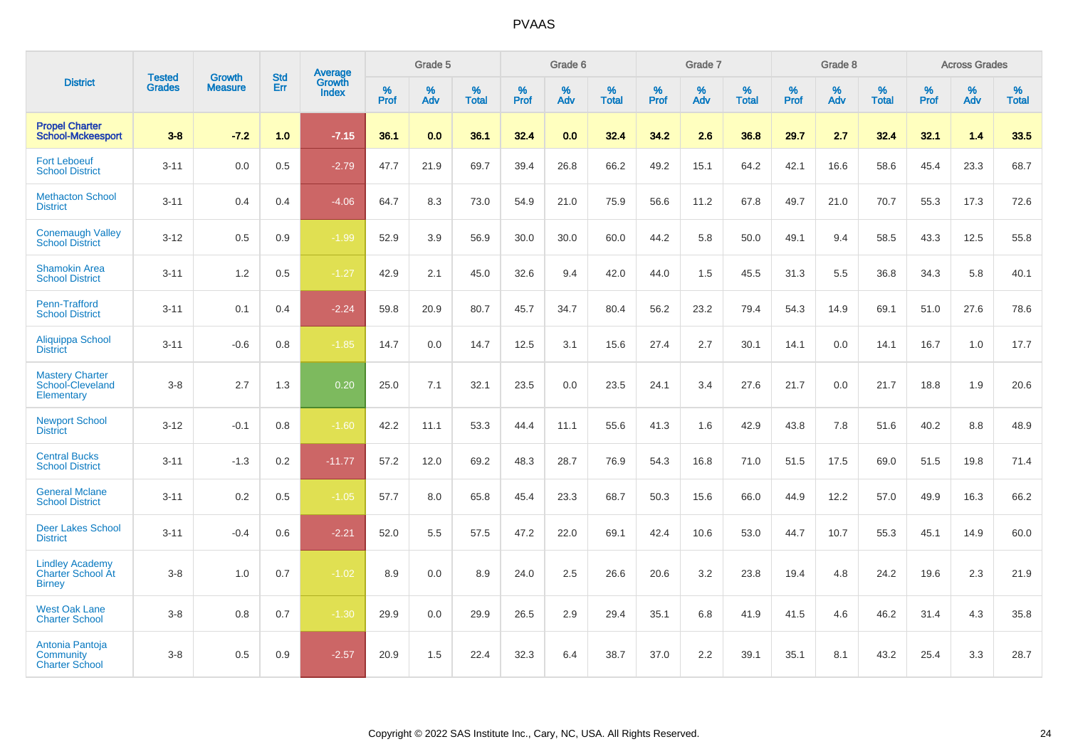# PVAAS

| District | Tested Grades | Growth Measure | Std Err | Average Growth Index | Grade 5 | | | Grade 6 | | | Grade 7 | | | Grade 8 | | | Across Grades | | |
|---|---|---|---|---|---|---|---|---|---|---|---|---|---|---|---|---|---|---|---|
| | | | | | % Prof | % Adv | % Total | % Prof | % Adv | % Total | % Prof | % Adv | % Total | % Prof | % Adv | % Total | % Prof | % Adv | % Total |
| **Propel Charter School-Mckeesport** | **3-8** | **-7.2** | **1.0** | **-7.15** | **36.1** | **0.0** | **36.1** | **32.4** | **0.0** | **32.4** | **34.2** | **2.6** | **36.8** | **29.7** | **2.7** | **32.4** | **32.1** | **1.4** | **33.5** |
| Fort Leboeuf School District | 3-11 | 0.0 | 0.5 | -2.79 | 47.7 | 21.9 | 69.7 | 39.4 | 26.8 | 66.2 | 49.2 | 15.1 | 64.2 | 42.1 | 16.6 | 58.6 | 45.4 | 23.3 | 68.7 |
| Methacton School District | 3-11 | 0.4 | 0.4 | -4.06 | 64.7 | 8.3 | 73.0 | 54.9 | 21.0 | 75.9 | 56.6 | 11.2 | 67.8 | 49.7 | 21.0 | 70.7 | 55.3 | 17.3 | 72.6 |
| Conemaugh Valley School District | 3-12 | 0.5 | 0.9 | -1.99 | 52.9 | 3.9 | 56.9 | 30.0 | 30.0 | 60.0 | 44.2 | 5.8 | 50.0 | 49.1 | 9.4 | 58.5 | 43.3 | 12.5 | 55.8 |
| Shamokin Area School District | 3-11 | 1.2 | 0.5 | -1.27 | 42.9 | 2.1 | 45.0 | 32.6 | 9.4 | 42.0 | 44.0 | 1.5 | 45.5 | 31.3 | 5.5 | 36.8 | 34.3 | 5.8 | 40.1 |
| Penn-Trafford School District | 3-11 | 0.1 | 0.4 | -2.24 | 59.8 | 20.9 | 80.7 | 45.7 | 34.7 | 80.4 | 56.2 | 23.2 | 79.4 | 54.3 | 14.9 | 69.1 | 51.0 | 27.6 | 78.6 |
| Aliquippa School District | 3-11 | -0.6 | 0.8 | -1.85 | 14.7 | 0.0 | 14.7 | 12.5 | 3.1 | 15.6 | 27.4 | 2.7 | 30.1 | 14.1 | 0.0 | 14.1 | 16.7 | 1.0 | 17.7 |
| Mastery Charter School-Cleveland Elementary | 3-8 | 2.7 | 1.3 | 0.20 | 25.0 | 7.1 | 32.1 | 23.5 | 0.0 | 23.5 | 24.1 | 3.4 | 27.6 | 21.7 | 0.0 | 21.7 | 18.8 | 1.9 | 20.6 |
| Newport School District | 3-12 | -0.1 | 0.8 | -1.60 | 42.2 | 11.1 | 53.3 | 44.4 | 11.1 | 55.6 | 41.3 | 1.6 | 42.9 | 43.8 | 7.8 | 51.6 | 40.2 | 8.8 | 48.9 |
| Central Bucks School District | 3-11 | -1.3 | 0.2 | -11.77 | 57.2 | 12.0 | 69.2 | 48.3 | 28.7 | 76.9 | 54.3 | 16.8 | 71.0 | 51.5 | 17.5 | 69.0 | 51.5 | 19.8 | 71.4 |
| General Mclane School District | 3-11 | 0.2 | 0.5 | -1.05 | 57.7 | 8.0 | 65.8 | 45.4 | 23.3 | 68.7 | 50.3 | 15.6 | 66.0 | 44.9 | 12.2 | 57.0 | 49.9 | 16.3 | 66.2 |
| Deer Lakes School District | 3-11 | -0.4 | 0.6 | -2.21 | 52.0 | 5.5 | 57.5 | 47.2 | 22.0 | 69.1 | 42.4 | 10.6 | 53.0 | 44.7 | 10.7 | 55.3 | 45.1 | 14.9 | 60.0 |
| Lindley Academy Charter School At Birney | 3-8 | 1.0 | 0.7 | -1.02 | 8.9 | 0.0 | 8.9 | 24.0 | 2.5 | 26.6 | 20.6 | 3.2 | 23.8 | 19.4 | 4.8 | 24.2 | 19.6 | 2.3 | 21.9 |
| West Oak Lane Charter School | 3-8 | 0.8 | 0.7 | -1.30 | 29.9 | 0.0 | 29.9 | 26.5 | 2.9 | 29.4 | 35.1 | 6.8 | 41.9 | 41.5 | 4.6 | 46.2 | 31.4 | 4.3 | 35.8 |
| Antonia Pantoja Community Charter School | 3-8 | 0.5 | 0.9 | -2.57 | 20.9 | 1.5 | 22.4 | 32.3 | 6.4 | 38.7 | 37.0 | 2.2 | 39.1 | 35.1 | 8.1 | 43.2 | 25.4 | 3.3 | 28.7 |

Copyright © 2022 SAS Institute Inc., Cary, NC, USA. All Rights Reserved.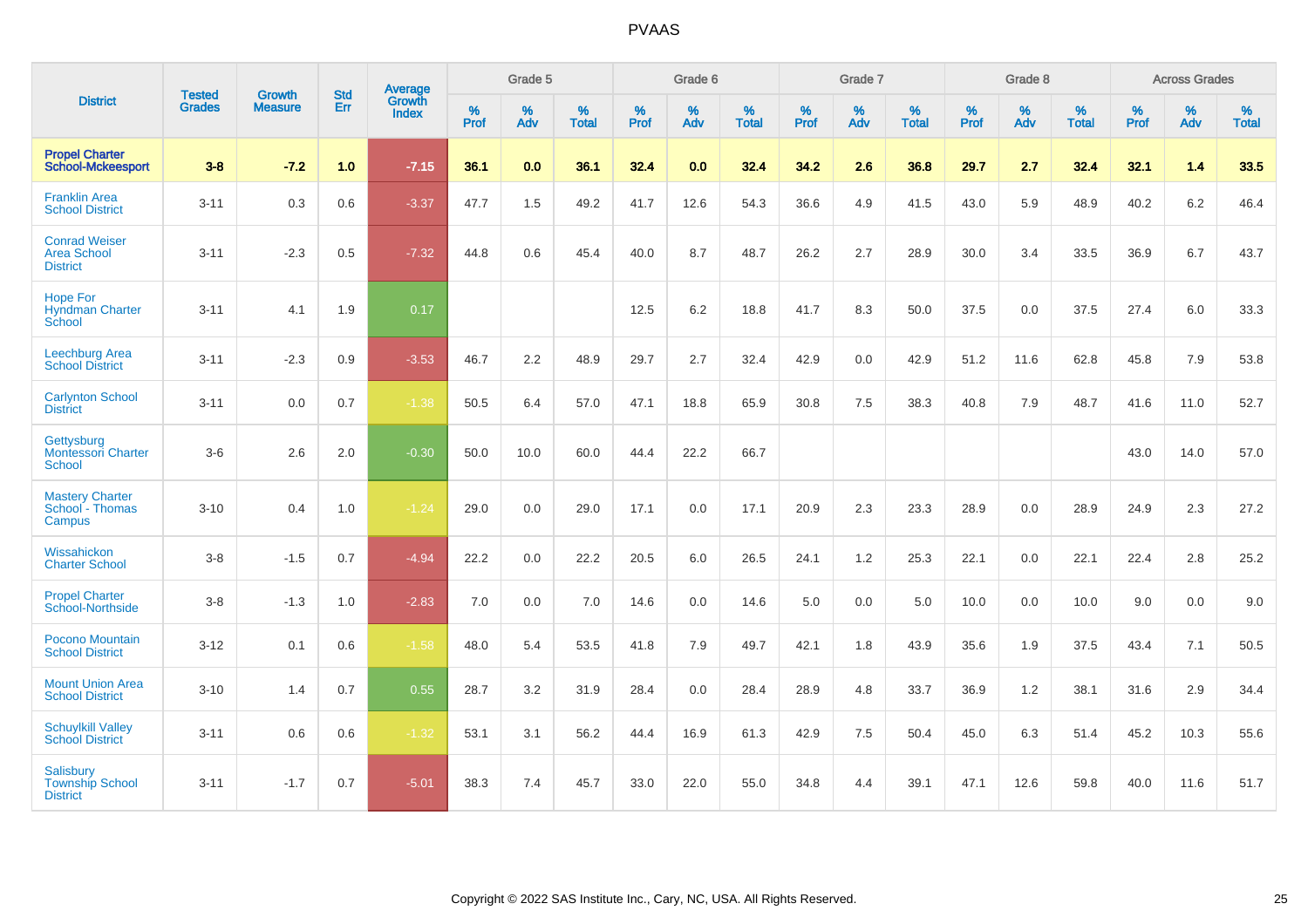# PVAAS

| District | Tested Grades | Growth Measure | Std Err | Average Growth Index | Grade 5 | | | Grade 6 | | | Grade 7 | | | Grade 8 | | | Across Grades | | |
|---|---|---|---|---|---|---|---|---|---|---|---|---|---|---|---|---|---|---|---|
| | | | | | % Prof | % Adv | % Total | % Prof | % Adv | % Total | % Prof | % Adv | % Total | % Prof | % Adv | % Total | % Prof | % Adv | % Total |
| **Propel Charter School-Mckeesport** | **3-8** | **-7.2** | **1.0** | **-7.15** | **36.1** | **0.0** | **36.1** | **32.4** | **0.0** | **32.4** | **34.2** | **2.6** | **36.8** | **29.7** | **2.7** | **32.4** | **32.1** | **1.4** | **33.5** |
| Franklin Area School District | 3-11 | 0.3 | 0.6 | -3.37 | 47.7 | 1.5 | 49.2 | 41.7 | 12.6 | 54.3 | 36.6 | 4.9 | 41.5 | 43.0 | 5.9 | 48.9 | 40.2 | 6.2 | 46.4 |
| Conrad Weiser Area School District | 3-11 | -2.3 | 0.5 | -7.32 | 44.8 | 0.6 | 45.4 | 40.0 | 8.7 | 48.7 | 26.2 | 2.7 | 28.9 | 30.0 | 3.4 | 33.5 | 36.9 | 6.7 | 43.7 |
| Hope For Hyndman Charter School | 3-11 | 4.1 | 1.9 | 0.17 | | | | 12.5 | 6.2 | 18.8 | 41.7 | 8.3 | 50.0 | 37.5 | 0.0 | 37.5 | 27.4 | 6.0 | 33.3 |
| Leechburg Area School District | 3-11 | -2.3 | 0.9 | -3.53 | 46.7 | 2.2 | 48.9 | 29.7 | 2.7 | 32.4 | 42.9 | 0.0 | 42.9 | 51.2 | 11.6 | 62.8 | 45.8 | 7.9 | 53.8 |
| Carlynton School District | 3-11 | 0.0 | 0.7 | -1.38 | 50.5 | 6.4 | 57.0 | 47.1 | 18.8 | 65.9 | 30.8 | 7.5 | 38.3 | 40.8 | 7.9 | 48.7 | 41.6 | 11.0 | 52.7 |
| Gettysburg Montessori Charter School | 3-6 | 2.6 | 2.0 | -0.30 | 50.0 | 10.0 | 60.0 | 44.4 | 22.2 | 66.7 | | | | | | | 43.0 | 14.0 | 57.0 |
| Mastery Charter School - Thomas Campus | 3-10 | 0.4 | 1.0 | -1.24 | 29.0 | 0.0 | 29.0 | 17.1 | 0.0 | 17.1 | 20.9 | 2.3 | 23.3 | 28.9 | 0.0 | 28.9 | 24.9 | 2.3 | 27.2 |
| Wissahickon Charter School | 3-8 | -1.5 | 0.7 | -4.94 | 22.2 | 0.0 | 22.2 | 20.5 | 6.0 | 26.5 | 24.1 | 1.2 | 25.3 | 22.1 | 0.0 | 22.1 | 22.4 | 2.8 | 25.2 |
| Propel Charter School-Northside | 3-8 | -1.3 | 1.0 | -2.83 | 7.0 | 0.0 | 7.0 | 14.6 | 0.0 | 14.6 | 5.0 | 0.0 | 5.0 | 10.0 | 0.0 | 10.0 | 9.0 | 0.0 | 9.0 |
| Pocono Mountain School District | 3-12 | 0.1 | 0.6 | -1.58 | 48.0 | 5.4 | 53.5 | 41.8 | 7.9 | 49.7 | 42.1 | 1.8 | 43.9 | 35.6 | 1.9 | 37.5 | 43.4 | 7.1 | 50.5 |
| Mount Union Area School District | 3-10 | 1.4 | 0.7 | 0.55 | 28.7 | 3.2 | 31.9 | 28.4 | 0.0 | 28.4 | 28.9 | 4.8 | 33.7 | 36.9 | 1.2 | 38.1 | 31.6 | 2.9 | 34.4 |
| Schuylkill Valley School District | 3-11 | 0.6 | 0.6 | -1.32 | 53.1 | 3.1 | 56.2 | 44.4 | 16.9 | 61.3 | 42.9 | 7.5 | 50.4 | 45.0 | 6.3 | 51.4 | 45.2 | 10.3 | 55.6 |
| Salisbury Township School District | 3-11 | -1.7 | 0.7 | -5.01 | 38.3 | 7.4 | 45.7 | 33.0 | 22.0 | 55.0 | 34.8 | 4.4 | 39.1 | 47.1 | 12.6 | 59.8 | 40.0 | 11.6 | 51.7 |

Copyright © 2022 SAS Institute Inc., Cary, NC, USA. All Rights Reserved.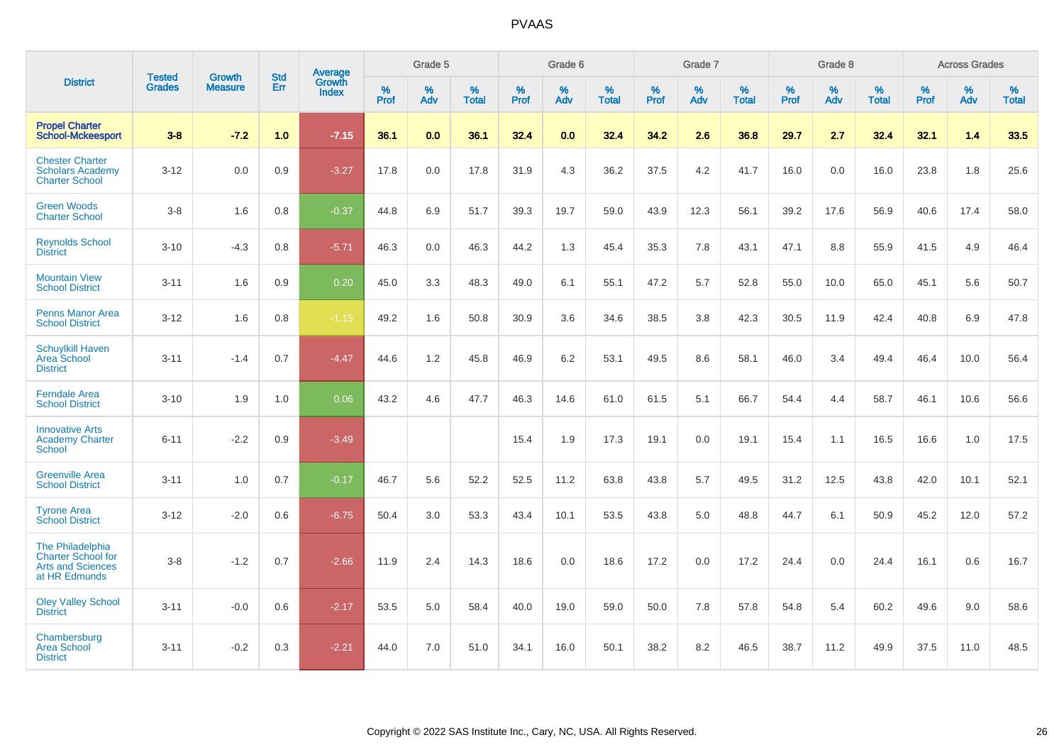# PVAAS

| District | Tested Grades | Growth Measure | Std Err | Average Growth Index | Grade 5 | | | Grade 6 | | | Grade 7 | | | Grade 8 | | | Across Grades | | |
|---|---|---|---|---|---|---|---|---|---|---|---|---|---|---|---|---|---|---|---|
| | | | | | % Prof | % Adv | % Total | % Prof | % Adv | % Total | % Prof | % Adv | % Total | % Prof | % Adv | % Total | % Prof | % Adv | % Total |
| **Propel Charter School-Mckeesport** | **3-8** | **-7.2** | **1.0** | **-7.15** | **36.1** | **0.0** | **36.1** | **32.4** | **0.0** | **32.4** | **34.2** | **2.6** | **36.8** | **29.7** | **2.7** | **32.4** | **32.1** | **1.4** | **33.5** |
| Chester Charter Scholars Academy Charter School | 3-12 | 0.0 | 0.9 | -3.27 | 17.8 | 0.0 | 17.8 | 31.9 | 4.3 | 36.2 | 37.5 | 4.2 | 41.7 | 16.0 | 0.0 | 16.0 | 23.8 | 1.8 | 25.6 |
| Green Woods Charter School | 3-8 | 1.6 | 0.8 | -0.37 | 44.8 | 6.9 | 51.7 | 39.3 | 19.7 | 59.0 | 43.9 | 12.3 | 56.1 | 39.2 | 17.6 | 56.9 | 40.6 | 17.4 | 58.0 |
| Reynolds School District | 3-10 | -4.3 | 0.8 | -5.71 | 46.3 | 0.0 | 46.3 | 44.2 | 1.3 | 45.4 | 35.3 | 7.8 | 43.1 | 47.1 | 8.8 | 55.9 | 41.5 | 4.9 | 46.4 |
| Mountain View School District | 3-11 | 1.6 | 0.9 | 0.20 | 45.0 | 3.3 | 48.3 | 49.0 | 6.1 | 55.1 | 47.2 | 5.7 | 52.8 | 55.0 | 10.0 | 65.0 | 45.1 | 5.6 | 50.7 |
| Penns Manor Area School District | 3-12 | 1.6 | 0.8 | -1.15 | 49.2 | 1.6 | 50.8 | 30.9 | 3.6 | 34.6 | 38.5 | 3.8 | 42.3 | 30.5 | 11.9 | 42.4 | 40.8 | 6.9 | 47.8 |
| Schuylkill Haven Area School District | 3-11 | -1.4 | 0.7 | -4.47 | 44.6 | 1.2 | 45.8 | 46.9 | 6.2 | 53.1 | 49.5 | 8.6 | 58.1 | 46.0 | 3.4 | 49.4 | 46.4 | 10.0 | 56.4 |
| Ferndale Area School District | 3-10 | 1.9 | 1.0 | 0.06 | 43.2 | 4.6 | 47.7 | 46.3 | 14.6 | 61.0 | 61.5 | 5.1 | 66.7 | 54.4 | 4.4 | 58.7 | 46.1 | 10.6 | 56.6 |
| Innovative Arts Academy Charter School | 6-11 | -2.2 | 0.9 | -3.49 | | | | 15.4 | 1.9 | 17.3 | 19.1 | 0.0 | 19.1 | 15.4 | 1.1 | 16.5 | 16.6 | 1.0 | 17.5 |
| Greenville Area School District | 3-11 | 1.0 | 0.7 | -0.17 | 46.7 | 5.6 | 52.2 | 52.5 | 11.2 | 63.8 | 43.8 | 5.7 | 49.5 | 31.2 | 12.5 | 43.8 | 42.0 | 10.1 | 52.1 |
| Tyrone Area School District | 3-12 | -2.0 | 0.6 | -6.75 | 50.4 | 3.0 | 53.3 | 43.4 | 10.1 | 53.5 | 43.8 | 5.0 | 48.8 | 44.7 | 6.1 | 50.9 | 45.2 | 12.0 | 57.2 |
| The Philadelphia Charter School for Arts and Sciences at HR Edmunds | 3-8 | -1.2 | 0.7 | -2.66 | 11.9 | 2.4 | 14.3 | 18.6 | 0.0 | 18.6 | 17.2 | 0.0 | 17.2 | 24.4 | 0.0 | 24.4 | 16.1 | 0.6 | 16.7 |
| Oley Valley School District | 3-11 | -0.0 | 0.6 | -2.17 | 53.5 | 5.0 | 58.4 | 40.0 | 19.0 | 59.0 | 50.0 | 7.8 | 57.8 | 54.8 | 5.4 | 60.2 | 49.6 | 9.0 | 58.6 |
| Chambersburg Area School District | 3-11 | -0.2 | 0.3 | -2.21 | 44.0 | 7.0 | 51.0 | 34.1 | 16.0 | 50.1 | 38.2 | 8.2 | 46.5 | 38.7 | 11.2 | 49.9 | 37.5 | 11.0 | 48.5 |

Copyright © 2022 SAS Institute Inc., Cary, NC, USA. All Rights Reserved.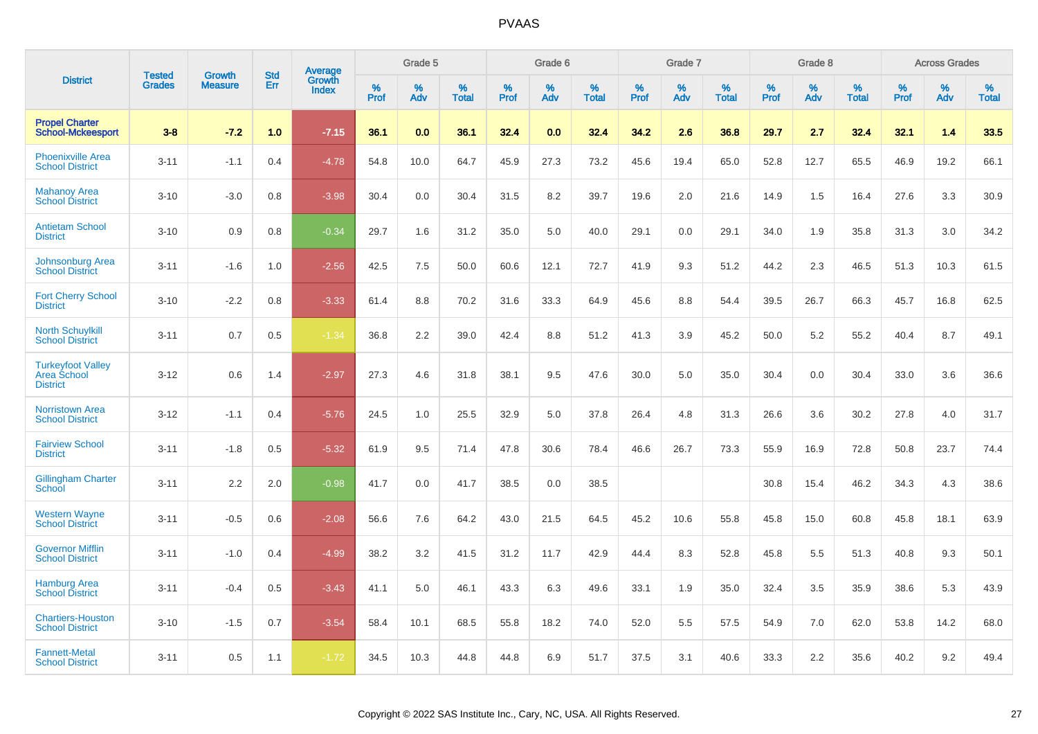# PVAAS

| District | Tested Grades | Growth Measure | Std Err | Average Growth Index | Grade 5 | | | Grade 6 | | | Grade 7 | | | Grade 8 | | | Across Grades | | |
|---|---|---|---|---|---|---|---|---|---|---|---|---|---|---|---|---|---|---|---|
| | | | | | % Prof | % Adv | % Total | % Prof | % Adv | % Total | % Prof | % Adv | % Total | % Prof | % Adv | % Total | % Prof | % Adv | % Total |
| **Propel Charter School-Mckeesport** | **3-8** | **-7.2** | **1.0** | **-7.15** | **36.1** | **0.0** | **36.1** | **32.4** | **0.0** | **32.4** | **34.2** | **2.6** | **36.8** | **29.7** | **2.7** | **32.4** | **32.1** | **1.4** | **33.5** |
| Phoenixville Area School District | 3-11 | -1.1 | 0.4 | -4.78 | 54.8 | 10.0 | 64.7 | 45.9 | 27.3 | 73.2 | 45.6 | 19.4 | 65.0 | 52.8 | 12.7 | 65.5 | 46.9 | 19.2 | 66.1 |
| Mahanoy Area School District | 3-10 | -3.0 | 0.8 | -3.98 | 30.4 | 0.0 | 30.4 | 31.5 | 8.2 | 39.7 | 19.6 | 2.0 | 21.6 | 14.9 | 1.5 | 16.4 | 27.6 | 3.3 | 30.9 |
| Antietam School District | 3-10 | 0.9 | 0.8 | -0.34 | 29.7 | 1.6 | 31.2 | 35.0 | 5.0 | 40.0 | 29.1 | 0.0 | 29.1 | 34.0 | 1.9 | 35.8 | 31.3 | 3.0 | 34.2 |
| Johnsonburg Area School District | 3-11 | -1.6 | 1.0 | -2.56 | 42.5 | 7.5 | 50.0 | 60.6 | 12.1 | 72.7 | 41.9 | 9.3 | 51.2 | 44.2 | 2.3 | 46.5 | 51.3 | 10.3 | 61.5 |
| Fort Cherry School District | 3-10 | -2.2 | 0.8 | -3.33 | 61.4 | 8.8 | 70.2 | 31.6 | 33.3 | 64.9 | 45.6 | 8.8 | 54.4 | 39.5 | 26.7 | 66.3 | 45.7 | 16.8 | 62.5 |
| North Schuylkill School District | 3-11 | 0.7 | 0.5 | -1.34 | 36.8 | 2.2 | 39.0 | 42.4 | 8.8 | 51.2 | 41.3 | 3.9 | 45.2 | 50.0 | 5.2 | 55.2 | 40.4 | 8.7 | 49.1 |
| Turkeyfoot Valley Area School District | 3-12 | 0.6 | 1.4 | -2.97 | 27.3 | 4.6 | 31.8 | 38.1 | 9.5 | 47.6 | 30.0 | 5.0 | 35.0 | 30.4 | 0.0 | 30.4 | 33.0 | 3.6 | 36.6 |
| Norristown Area School District | 3-12 | -1.1 | 0.4 | -5.76 | 24.5 | 1.0 | 25.5 | 32.9 | 5.0 | 37.8 | 26.4 | 4.8 | 31.3 | 26.6 | 3.6 | 30.2 | 27.8 | 4.0 | 31.7 |
| Fairview School District | 3-11 | -1.8 | 0.5 | -5.32 | 61.9 | 9.5 | 71.4 | 47.8 | 30.6 | 78.4 | 46.6 | 26.7 | 73.3 | 55.9 | 16.9 | 72.8 | 50.8 | 23.7 | 74.4 |
| Gillingham Charter School | 3-11 | 2.2 | 2.0 | -0.98 | 41.7 | 0.0 | 41.7 | 38.5 | 0.0 | 38.5 | | | | 30.8 | 15.4 | 46.2 | 34.3 | 4.3 | 38.6 |
| Western Wayne School District | 3-11 | -0.5 | 0.6 | -2.08 | 56.6 | 7.6 | 64.2 | 43.0 | 21.5 | 64.5 | 45.2 | 10.6 | 55.8 | 45.8 | 15.0 | 60.8 | 45.8 | 18.1 | 63.9 |
| Governor Mifflin School District | 3-11 | -1.0 | 0.4 | -4.99 | 38.2 | 3.2 | 41.5 | 31.2 | 11.7 | 42.9 | 44.4 | 8.3 | 52.8 | 45.8 | 5.5 | 51.3 | 40.8 | 9.3 | 50.1 |
| Hamburg Area School District | 3-11 | -0.4 | 0.5 | -3.43 | 41.1 | 5.0 | 46.1 | 43.3 | 6.3 | 49.6 | 33.1 | 1.9 | 35.0 | 32.4 | 3.5 | 35.9 | 38.6 | 5.3 | 43.9 |
| Chartiers-Houston School District | 3-10 | -1.5 | 0.7 | -3.54 | 58.4 | 10.1 | 68.5 | 55.8 | 18.2 | 74.0 | 52.0 | 5.5 | 57.5 | 54.9 | 7.0 | 62.0 | 53.8 | 14.2 | 68.0 |
| Fannett-Metal School District | 3-11 | 0.5 | 1.1 | -1.72 | 34.5 | 10.3 | 44.8 | 44.8 | 6.9 | 51.7 | 37.5 | 3.1 | 40.6 | 33.3 | 2.2 | 35.6 | 40.2 | 9.2 | 49.4 |

Copyright © 2022 SAS Institute Inc., Cary, NC, USA. All Rights Reserved.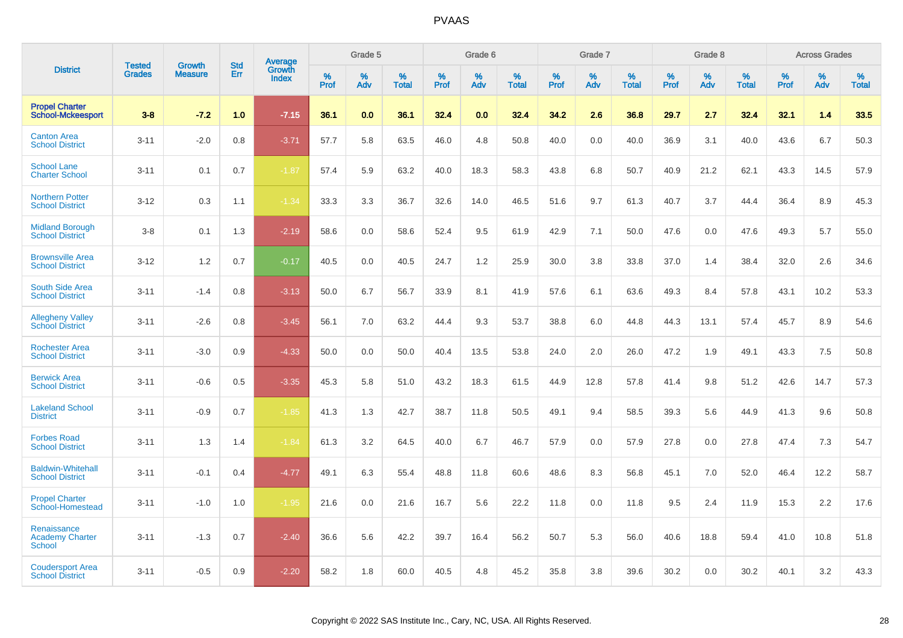| District | Tested Grades | Growth Measure | Std Err | Average Growth Index | Grade 5 | | | Grade 6 | | | Grade 7 | | | Grade 8 | | | Across Grades | | |
|---|---|---|---|---|---|---|---|---|---|---|---|---|---|---|---|---|---|---|---|
| | | | | | % Prof | % Adv | % Total | % Prof | % Adv | % Total | % Prof | % Adv | % Total | % Prof | % Adv | % Total | % Prof | % Adv | % Total |
| **Propel Charter School-Mckeesport** | **3-8** | **-7.2** | **1.0** | **-7.15** | **36.1** | **0.0** | **36.1** | **32.4** | **0.0** | **32.4** | **34.2** | **2.6** | **36.8** | **29.7** | **2.7** | **32.4** | **32.1** | **1.4** | **33.5** |
| Canton Area School District | 3-11 | -2.0 | 0.8 | -3.71 | 57.7 | 5.8 | 63.5 | 46.0 | 4.8 | 50.8 | 40.0 | 0.0 | 40.0 | 36.9 | 3.1 | 40.0 | 43.6 | 6.7 | 50.3 |
| School Lane Charter School | 3-11 | 0.1 | 0.7 | -1.87 | 57.4 | 5.9 | 63.2 | 40.0 | 18.3 | 58.3 | 43.8 | 6.8 | 50.7 | 40.9 | 21.2 | 62.1 | 43.3 | 14.5 | 57.9 |
| Northern Potter School District | 3-12 | 0.3 | 1.1 | -1.34 | 33.3 | 3.3 | 36.7 | 32.6 | 14.0 | 46.5 | 51.6 | 9.7 | 61.3 | 40.7 | 3.7 | 44.4 | 36.4 | 8.9 | 45.3 |
| Midland Borough School District | 3-8 | 0.1 | 1.3 | -2.19 | 58.6 | 0.0 | 58.6 | 52.4 | 9.5 | 61.9 | 42.9 | 7.1 | 50.0 | 47.6 | 0.0 | 47.6 | 49.3 | 5.7 | 55.0 |
| Brownsville Area School District | 3-12 | 1.2 | 0.7 | -0.17 | 40.5 | 0.0 | 40.5 | 24.7 | 1.2 | 25.9 | 30.0 | 3.8 | 33.8 | 37.0 | 1.4 | 38.4 | 32.0 | 2.6 | 34.6 |
| South Side Area School District | 3-11 | -1.4 | 0.8 | -3.13 | 50.0 | 6.7 | 56.7 | 33.9 | 8.1 | 41.9 | 57.6 | 6.1 | 63.6 | 49.3 | 8.4 | 57.8 | 43.1 | 10.2 | 53.3 |
| Allegheny Valley School District | 3-11 | -2.6 | 0.8 | -3.45 | 56.1 | 7.0 | 63.2 | 44.4 | 9.3 | 53.7 | 38.8 | 6.0 | 44.8 | 44.3 | 13.1 | 57.4 | 45.7 | 8.9 | 54.6 |
| Rochester Area School District | 3-11 | -3.0 | 0.9 | -4.33 | 50.0 | 0.0 | 50.0 | 40.4 | 13.5 | 53.8 | 24.0 | 2.0 | 26.0 | 47.2 | 1.9 | 49.1 | 43.3 | 7.5 | 50.8 |
| Berwick Area School District | 3-11 | -0.6 | 0.5 | -3.35 | 45.3 | 5.8 | 51.0 | 43.2 | 18.3 | 61.5 | 44.9 | 12.8 | 57.8 | 41.4 | 9.8 | 51.2 | 42.6 | 14.7 | 57.3 |
| Lakeland School District | 3-11 | -0.9 | 0.7 | -1.85 | 41.3 | 1.3 | 42.7 | 38.7 | 11.8 | 50.5 | 49.1 | 9.4 | 58.5 | 39.3 | 5.6 | 44.9 | 41.3 | 9.6 | 50.8 |
| Forbes Road School District | 3-11 | 1.3 | 1.4 | -1.84 | 61.3 | 3.2 | 64.5 | 40.0 | 6.7 | 46.7 | 57.9 | 0.0 | 57.9 | 27.8 | 0.0 | 27.8 | 47.4 | 7.3 | 54.7 |
| Baldwin-Whitehall School District | 3-11 | -0.1 | 0.4 | -4.77 | 49.1 | 6.3 | 55.4 | 48.8 | 11.8 | 60.6 | 48.6 | 8.3 | 56.8 | 45.1 | 7.0 | 52.0 | 46.4 | 12.2 | 58.7 |
| Propel Charter School-Homestead | 3-11 | -1.0 | 1.0 | -1.95 | 21.6 | 0.0 | 21.6 | 16.7 | 5.6 | 22.2 | 11.8 | 0.0 | 11.8 | 9.5 | 2.4 | 11.9 | 15.3 | 2.2 | 17.6 |
| Renaissance Academy Charter School | 3-11 | -1.3 | 0.7 | -2.40 | 36.6 | 5.6 | 42.2 | 39.7 | 16.4 | 56.2 | 50.7 | 5.3 | 56.0 | 40.6 | 18.8 | 59.4 | 41.0 | 10.8 | 51.8 |
| Coudersport Area School District | 3-11 | -0.5 | 0.9 | -2.20 | 58.2 | 1.8 | 60.0 | 40.5 | 4.8 | 45.2 | 35.8 | 3.8 | 39.6 | 30.2 | 0.0 | 30.2 | 40.1 | 3.2 | 43.3 |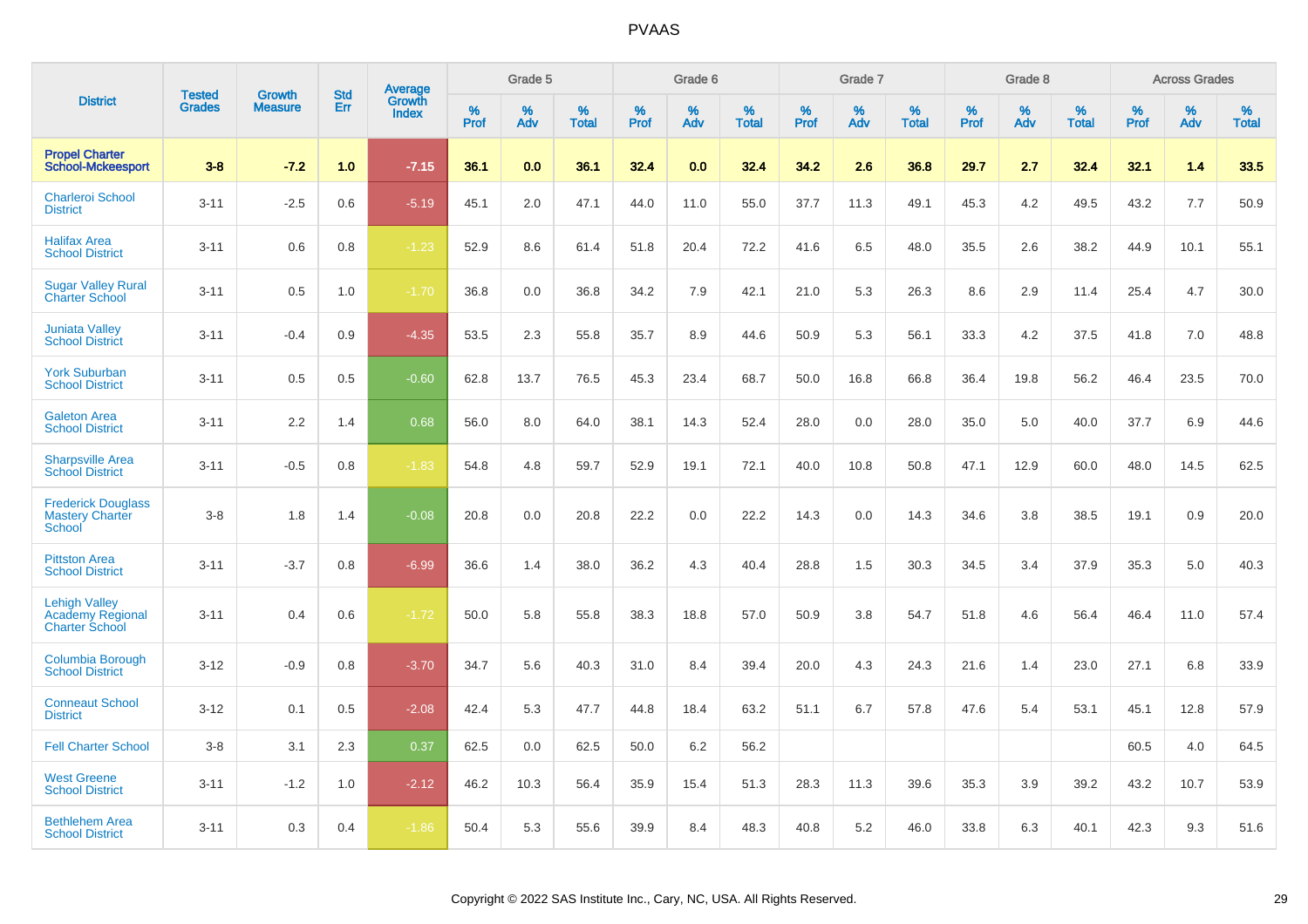# PVAAS

| District | Tested Grades | Growth Measure | Std Err | Average Growth Index | Grade 5 | | | Grade 6 | | | Grade 7 | | | Grade 8 | | | Across Grades | | |
|---|---|---|---|---|---|---|---|---|---|---|---|---|---|---|---|---|---|---|---|
| | | | | | % Prof | % Adv | % Total | % Prof | % Adv | % Total | % Prof | % Adv | % Total | % Prof | % Adv | % Total | % Prof | % Adv | % Total |
| **Propel Charter School-Mckeesport** | **3-8** | **-7.2** | **1.0** | **-7.15** | **36.1** | **0.0** | **36.1** | **32.4** | **0.0** | **32.4** | **34.2** | **2.6** | **36.8** | **29.7** | **2.7** | **32.4** | **32.1** | **1.4** | **33.5** |
| Charleroi School District | 3-11 | -2.5 | 0.6 | -5.19 | 45.1 | 2.0 | 47.1 | 44.0 | 11.0 | 55.0 | 37.7 | 11.3 | 49.1 | 45.3 | 4.2 | 49.5 | 43.2 | 7.7 | 50.9 |
| Halifax Area School District | 3-11 | 0.6 | 0.8 | -1.23 | 52.9 | 8.6 | 61.4 | 51.8 | 20.4 | 72.2 | 41.6 | 6.5 | 48.0 | 35.5 | 2.6 | 38.2 | 44.9 | 10.1 | 55.1 |
| Sugar Valley Rural Charter School | 3-11 | 0.5 | 1.0 | -1.70 | 36.8 | 0.0 | 36.8 | 34.2 | 7.9 | 42.1 | 21.0 | 5.3 | 26.3 | 8.6 | 2.9 | 11.4 | 25.4 | 4.7 | 30.0 |
| Juniata Valley School District | 3-11 | -0.4 | 0.9 | -4.35 | 53.5 | 2.3 | 55.8 | 35.7 | 8.9 | 44.6 | 50.9 | 5.3 | 56.1 | 33.3 | 4.2 | 37.5 | 41.8 | 7.0 | 48.8 |
| York Suburban School District | 3-11 | 0.5 | 0.5 | -0.60 | 62.8 | 13.7 | 76.5 | 45.3 | 23.4 | 68.7 | 50.0 | 16.8 | 66.8 | 36.4 | 19.8 | 56.2 | 46.4 | 23.5 | 70.0 |
| Galeton Area School District | 3-11 | 2.2 | 1.4 | 0.68 | 56.0 | 8.0 | 64.0 | 38.1 | 14.3 | 52.4 | 28.0 | 0.0 | 28.0 | 35.0 | 5.0 | 40.0 | 37.7 | 6.9 | 44.6 |
| Sharpsville Area School District | 3-11 | -0.5 | 0.8 | -1.83 | 54.8 | 4.8 | 59.7 | 52.9 | 19.1 | 72.1 | 40.0 | 10.8 | 50.8 | 47.1 | 12.9 | 60.0 | 48.0 | 14.5 | 62.5 |
| Frederick Douglass Mastery Charter School | 3-8 | 1.8 | 1.4 | -0.08 | 20.8 | 0.0 | 20.8 | 22.2 | 0.0 | 22.2 | 14.3 | 0.0 | 14.3 | 34.6 | 3.8 | 38.5 | 19.1 | 0.9 | 20.0 |
| Pittston Area School District | 3-11 | -3.7 | 0.8 | -6.99 | 36.6 | 1.4 | 38.0 | 36.2 | 4.3 | 40.4 | 28.8 | 1.5 | 30.3 | 34.5 | 3.4 | 37.9 | 35.3 | 5.0 | 40.3 |
| Lehigh Valley Academy Regional Charter School | 3-11 | 0.4 | 0.6 | -1.72 | 50.0 | 5.8 | 55.8 | 38.3 | 18.8 | 57.0 | 50.9 | 3.8 | 54.7 | 51.8 | 4.6 | 56.4 | 46.4 | 11.0 | 57.4 |
| Columbia Borough School District | 3-12 | -0.9 | 0.8 | -3.70 | 34.7 | 5.6 | 40.3 | 31.0 | 8.4 | 39.4 | 20.0 | 4.3 | 24.3 | 21.6 | 1.4 | 23.0 | 27.1 | 6.8 | 33.9 |
| Conneaut School District | 3-12 | 0.1 | 0.5 | -2.08 | 42.4 | 5.3 | 47.7 | 44.8 | 18.4 | 63.2 | 51.1 | 6.7 | 57.8 | 47.6 | 5.4 | 53.1 | 45.1 | 12.8 | 57.9 |
| Fell Charter School | 3-8 | 3.1 | 2.3 | 0.37 | 62.5 | 0.0 | 62.5 | 50.0 | 6.2 | 56.2 | | | | | | | 60.5 | 4.0 | 64.5 |
| West Greene School District | 3-11 | -1.2 | 1.0 | -2.12 | 46.2 | 10.3 | 56.4 | 35.9 | 15.4 | 51.3 | 28.3 | 11.3 | 39.6 | 35.3 | 3.9 | 39.2 | 43.2 | 10.7 | 53.9 |
| Bethlehem Area School District | 3-11 | 0.3 | 0.4 | -1.86 | 50.4 | 5.3 | 55.6 | 39.9 | 8.4 | 48.3 | 40.8 | 5.2 | 46.0 | 33.8 | 6.3 | 40.1 | 42.3 | 9.3 | 51.6 |

Copyright © 2022 SAS Institute Inc., Cary, NC, USA. All Rights Reserved.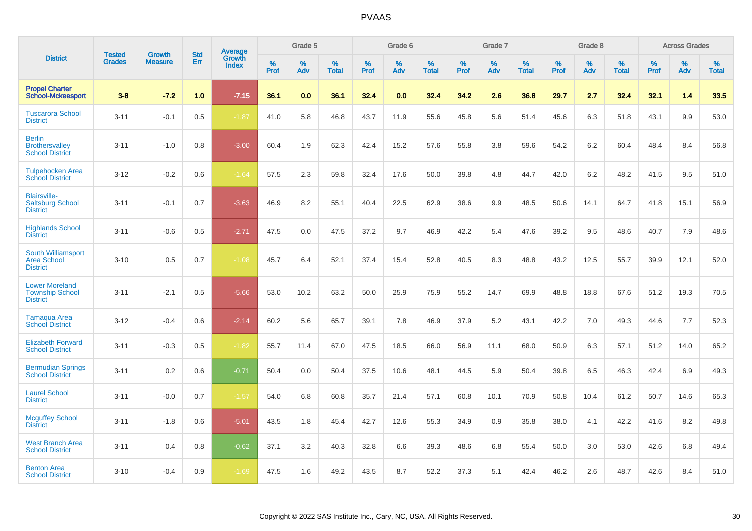| District | Tested Grades | Growth Measure | Std Err | Average Growth Index | Grade 5 | | | Grade 6 | | | Grade 7 | | | Grade 8 | | | Across Grades | | |
|---|---|---|---|---|---|---|---|---|---|---|---|---|---|---|---|---|---|---|---|
| | | | | | % Prof | % Adv | % Total | % Prof | % Adv | % Total | % Prof | % Adv | % Total | % Prof | % Adv | % Total | % Prof | % Adv | % Total |
| **Propel Charter School-Mckeesport** | **3-8** | **-7.2** | **1.0** | **-7.15** | **36.1** | **0.0** | **36.1** | **32.4** | **0.0** | **32.4** | **34.2** | **2.6** | **36.8** | **29.7** | **2.7** | **32.4** | **32.1** | **1.4** | **33.5** |
| Tuscarora School District | 3-11 | -0.1 | 0.5 | -1.87 | 41.0 | 5.8 | 46.8 | 43.7 | 11.9 | 55.6 | 45.8 | 5.6 | 51.4 | 45.6 | 6.3 | 51.8 | 43.1 | 9.9 | 53.0 |
| Berlin Brothersvalley School District | 3-11 | -1.0 | 0.8 | -3.00 | 60.4 | 1.9 | 62.3 | 42.4 | 15.2 | 57.6 | 55.8 | 3.8 | 59.6 | 54.2 | 6.2 | 60.4 | 48.4 | 8.4 | 56.8 |
| Tulpehocken Area School District | 3-12 | -0.2 | 0.6 | -1.64 | 57.5 | 2.3 | 59.8 | 32.4 | 17.6 | 50.0 | 39.8 | 4.8 | 44.7 | 42.0 | 6.2 | 48.2 | 41.5 | 9.5 | 51.0 |
| Blairsville-Saltsburg School District | 3-11 | -0.1 | 0.7 | -3.63 | 46.9 | 8.2 | 55.1 | 40.4 | 22.5 | 62.9 | 38.6 | 9.9 | 48.5 | 50.6 | 14.1 | 64.7 | 41.8 | 15.1 | 56.9 |
| Highlands School District | 3-11 | -0.6 | 0.5 | -2.71 | 47.5 | 0.0 | 47.5 | 37.2 | 9.7 | 46.9 | 42.2 | 5.4 | 47.6 | 39.2 | 9.5 | 48.6 | 40.7 | 7.9 | 48.6 |
| South Williamsport Area School District | 3-10 | 0.5 | 0.7 | -1.08 | 45.7 | 6.4 | 52.1 | 37.4 | 15.4 | 52.8 | 40.5 | 8.3 | 48.8 | 43.2 | 12.5 | 55.7 | 39.9 | 12.1 | 52.0 |
| Lower Moreland Township School District | 3-11 | -2.1 | 0.5 | -5.66 | 53.0 | 10.2 | 63.2 | 50.0 | 25.9 | 75.9 | 55.2 | 14.7 | 69.9 | 48.8 | 18.8 | 67.6 | 51.2 | 19.3 | 70.5 |
| Tamaqua Area School District | 3-12 | -0.4 | 0.6 | -2.14 | 60.2 | 5.6 | 65.7 | 39.1 | 7.8 | 46.9 | 37.9 | 5.2 | 43.1 | 42.2 | 7.0 | 49.3 | 44.6 | 7.7 | 52.3 |
| Elizabeth Forward School District | 3-11 | -0.3 | 0.5 | -1.82 | 55.7 | 11.4 | 67.0 | 47.5 | 18.5 | 66.0 | 56.9 | 11.1 | 68.0 | 50.9 | 6.3 | 57.1 | 51.2 | 14.0 | 65.2 |
| Bermudian Springs School District | 3-11 | 0.2 | 0.6 | -0.71 | 50.4 | 0.0 | 50.4 | 37.5 | 10.6 | 48.1 | 44.5 | 5.9 | 50.4 | 39.8 | 6.5 | 46.3 | 42.4 | 6.9 | 49.3 |
| Laurel School District | 3-11 | -0.0 | 0.7 | -1.57 | 54.0 | 6.8 | 60.8 | 35.7 | 21.4 | 57.1 | 60.8 | 10.1 | 70.9 | 50.8 | 10.4 | 61.2 | 50.7 | 14.6 | 65.3 |
| Mcguffey School District | 3-11 | -1.8 | 0.6 | -5.01 | 43.5 | 1.8 | 45.4 | 42.7 | 12.6 | 55.3 | 34.9 | 0.9 | 35.8 | 38.0 | 4.1 | 42.2 | 41.6 | 8.2 | 49.8 |
| West Branch Area School District | 3-11 | 0.4 | 0.8 | -0.62 | 37.1 | 3.2 | 40.3 | 32.8 | 6.6 | 39.3 | 48.6 | 6.8 | 55.4 | 50.0 | 3.0 | 53.0 | 42.6 | 6.8 | 49.4 |
| Benton Area School District | 3-10 | -0.4 | 0.9 | -1.69 | 47.5 | 1.6 | 49.2 | 43.5 | 8.7 | 52.2 | 37.3 | 5.1 | 42.4 | 46.2 | 2.6 | 48.7 | 42.6 | 8.4 | 51.0 |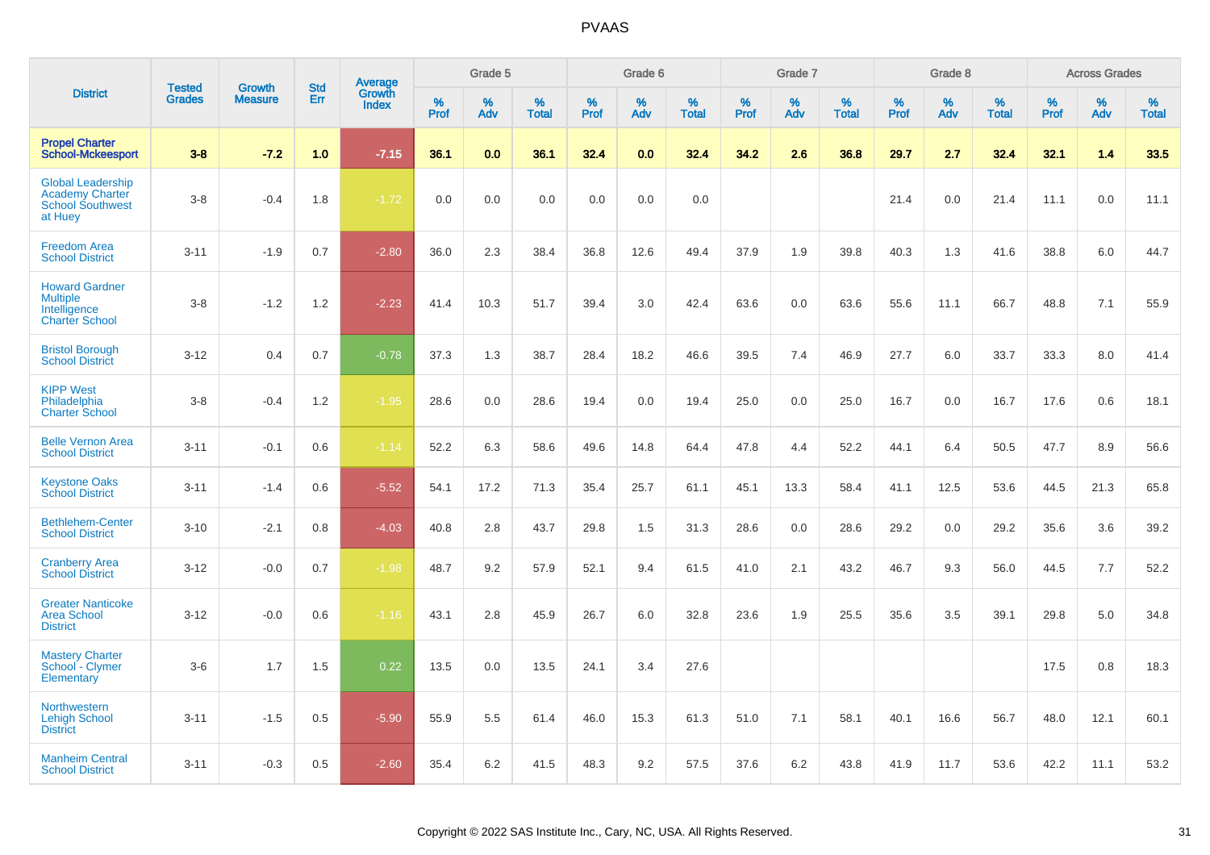| District | Tested Grades | Growth Measure | Std Err | Average Growth Index | Grade 5 | | | Grade 6 | | | Grade 7 | | | Grade 8 | | | Across Grades | | |
|---|---|---|---|---|---|---|---|---|---|---|---|---|---|---|---|---|---|---|---|
| | | | | | % Prof | % Adv | % Total | % Prof | % Adv | % Total | % Prof | % Adv | % Total | % Prof | % Adv | % Total | % Prof | % Adv | % Total |
| **Propel Charter School-Mckeesport** | **3-8** | **-7.2** | **1.0** | **-7.15** | **36.1** | **0.0** | **36.1** | **32.4** | **0.0** | **32.4** | **34.2** | **2.6** | **36.8** | **29.7** | **2.7** | **32.4** | **32.1** | **1.4** | **33.5** |
| Global Leadership Academy Charter School Southwest at Huey | 3-8 | -0.4 | 1.8 | -1.72 | 0.0 | 0.0 | 0.0 | 0.0 | 0.0 | 0.0 | | | | 21.4 | 0.0 | 21.4 | 11.1 | 0.0 | 11.1 |
| Freedom Area School District | 3-11 | -1.9 | 0.7 | -2.80 | 36.0 | 2.3 | 38.4 | 36.8 | 12.6 | 49.4 | 37.9 | 1.9 | 39.8 | 40.3 | 1.3 | 41.6 | 38.8 | 6.0 | 44.7 |
| Howard Gardner Multiple Intelligence Charter School | 3-8 | -1.2 | 1.2 | -2.23 | 41.4 | 10.3 | 51.7 | 39.4 | 3.0 | 42.4 | 63.6 | 0.0 | 63.6 | 55.6 | 11.1 | 66.7 | 48.8 | 7.1 | 55.9 |
| Bristol Borough School District | 3-12 | 0.4 | 0.7 | -0.78 | 37.3 | 1.3 | 38.7 | 28.4 | 18.2 | 46.6 | 39.5 | 7.4 | 46.9 | 27.7 | 6.0 | 33.7 | 33.3 | 8.0 | 41.4 |
| KIPP West Philadelphia Charter School | 3-8 | -0.4 | 1.2 | -1.95 | 28.6 | 0.0 | 28.6 | 19.4 | 0.0 | 19.4 | 25.0 | 0.0 | 25.0 | 16.7 | 0.0 | 16.7 | 17.6 | 0.6 | 18.1 |
| Belle Vernon Area School District | 3-11 | -0.1 | 0.6 | -1.14 | 52.2 | 6.3 | 58.6 | 49.6 | 14.8 | 64.4 | 47.8 | 4.4 | 52.2 | 44.1 | 6.4 | 50.5 | 47.7 | 8.9 | 56.6 |
| Keystone Oaks School District | 3-11 | -1.4 | 0.6 | -5.52 | 54.1 | 17.2 | 71.3 | 35.4 | 25.7 | 61.1 | 45.1 | 13.3 | 58.4 | 41.1 | 12.5 | 53.6 | 44.5 | 21.3 | 65.8 |
| Bethlehem-Center School District | 3-10 | -2.1 | 0.8 | -4.03 | 40.8 | 2.8 | 43.7 | 29.8 | 1.5 | 31.3 | 28.6 | 0.0 | 28.6 | 29.2 | 0.0 | 29.2 | 35.6 | 3.6 | 39.2 |
| Cranberry Area School District | 3-12 | -0.0 | 0.7 | -1.98 | 48.7 | 9.2 | 57.9 | 52.1 | 9.4 | 61.5 | 41.0 | 2.1 | 43.2 | 46.7 | 9.3 | 56.0 | 44.5 | 7.7 | 52.2 |
| Greater Nanticoke Area School District | 3-12 | -0.0 | 0.6 | -1.16 | 43.1 | 2.8 | 45.9 | 26.7 | 6.0 | 32.8 | 23.6 | 1.9 | 25.5 | 35.6 | 3.5 | 39.1 | 29.8 | 5.0 | 34.8 |
| Mastery Charter School - Clymer Elementary | 3-6 | 1.7 | 1.5 | 0.22 | 13.5 | 0.0 | 13.5 | 24.1 | 3.4 | 27.6 | | | | | | | 17.5 | 0.8 | 18.3 |
| Northwestern Lehigh School District | 3-11 | -1.5 | 0.5 | -5.90 | 55.9 | 5.5 | 61.4 | 46.0 | 15.3 | 61.3 | 51.0 | 7.1 | 58.1 | 40.1 | 16.6 | 56.7 | 48.0 | 12.1 | 60.1 |
| Manheim Central School District | 3-11 | -0.3 | 0.5 | -2.60 | 35.4 | 6.2 | 41.5 | 48.3 | 9.2 | 57.5 | 37.6 | 6.2 | 43.8 | 41.9 | 11.7 | 53.6 | 42.2 | 11.1 | 53.2 |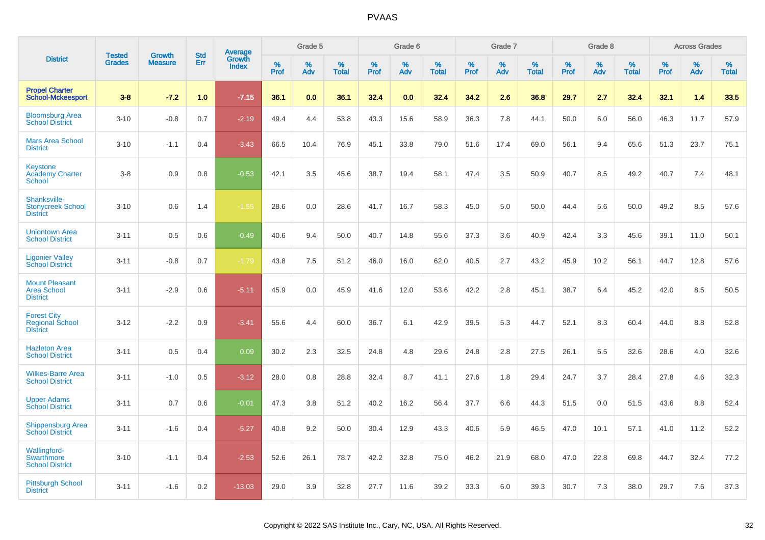| District | Tested Grades | Growth Measure | Std Err | Average Growth Index | Grade 5 | | | Grade 6 | | | Grade 7 | | | Grade 8 | | | Across Grades | | |
|---|---|---|---|---|---|---|---|---|---|---|---|---|---|---|---|---|---|---|---|
| | | | | | % Prof | % Adv | % Total | % Prof | % Adv | % Total | % Prof | % Adv | % Total | % Prof | % Adv | % Total | % Prof | % Adv | % Total |
| **Propel Charter School-Mckeesport** | **3-8** | **-7.2** | **1.0** | **-7.15** | **36.1** | **0.0** | **36.1** | **32.4** | **0.0** | **32.4** | **34.2** | **2.6** | **36.8** | **29.7** | **2.7** | **32.4** | **32.1** | **1.4** | **33.5** |
| Bloomsburg Area School District | 3-10 | -0.8 | 0.7 | -2.19 | 49.4 | 4.4 | 53.8 | 43.3 | 15.6 | 58.9 | 36.3 | 7.8 | 44.1 | 50.0 | 6.0 | 56.0 | 46.3 | 11.7 | 57.9 |
| Mars Area School District | 3-10 | -1.1 | 0.4 | -3.43 | 66.5 | 10.4 | 76.9 | 45.1 | 33.8 | 79.0 | 51.6 | 17.4 | 69.0 | 56.1 | 9.4 | 65.6 | 51.3 | 23.7 | 75.1 |
| Keystone Academy Charter School | 3-8 | 0.9 | 0.8 | -0.53 | 42.1 | 3.5 | 45.6 | 38.7 | 19.4 | 58.1 | 47.4 | 3.5 | 50.9 | 40.7 | 8.5 | 49.2 | 40.7 | 7.4 | 48.1 |
| Shanksville-Stonycreek School District | 3-10 | 0.6 | 1.4 | -1.55 | 28.6 | 0.0 | 28.6 | 41.7 | 16.7 | 58.3 | 45.0 | 5.0 | 50.0 | 44.4 | 5.6 | 50.0 | 49.2 | 8.5 | 57.6 |
| Uniontown Area School District | 3-11 | 0.5 | 0.6 | -0.49 | 40.6 | 9.4 | 50.0 | 40.7 | 14.8 | 55.6 | 37.3 | 3.6 | 40.9 | 42.4 | 3.3 | 45.6 | 39.1 | 11.0 | 50.1 |
| Ligonier Valley School District | 3-11 | -0.8 | 0.7 | -1.79 | 43.8 | 7.5 | 51.2 | 46.0 | 16.0 | 62.0 | 40.5 | 2.7 | 43.2 | 45.9 | 10.2 | 56.1 | 44.7 | 12.8 | 57.6 |
| Mount Pleasant Area School District | 3-11 | -2.9 | 0.6 | -5.11 | 45.9 | 0.0 | 45.9 | 41.6 | 12.0 | 53.6 | 42.2 | 2.8 | 45.1 | 38.7 | 6.4 | 45.2 | 42.0 | 8.5 | 50.5 |
| Forest City Regional School District | 3-12 | -2.2 | 0.9 | -3.41 | 55.6 | 4.4 | 60.0 | 36.7 | 6.1 | 42.9 | 39.5 | 5.3 | 44.7 | 52.1 | 8.3 | 60.4 | 44.0 | 8.8 | 52.8 |
| Hazleton Area School District | 3-11 | 0.5 | 0.4 | 0.09 | 30.2 | 2.3 | 32.5 | 24.8 | 4.8 | 29.6 | 24.8 | 2.8 | 27.5 | 26.1 | 6.5 | 32.6 | 28.6 | 4.0 | 32.6 |
| Wilkes-Barre Area School District | 3-11 | -1.0 | 0.5 | -3.12 | 28.0 | 0.8 | 28.8 | 32.4 | 8.7 | 41.1 | 27.6 | 1.8 | 29.4 | 24.7 | 3.7 | 28.4 | 27.8 | 4.6 | 32.3 |
| Upper Adams School District | 3-11 | 0.7 | 0.6 | -0.01 | 47.3 | 3.8 | 51.2 | 40.2 | 16.2 | 56.4 | 37.7 | 6.6 | 44.3 | 51.5 | 0.0 | 51.5 | 43.6 | 8.8 | 52.4 |
| Shippensburg Area School District | 3-11 | -1.6 | 0.4 | -5.27 | 40.8 | 9.2 | 50.0 | 30.4 | 12.9 | 43.3 | 40.6 | 5.9 | 46.5 | 47.0 | 10.1 | 57.1 | 41.0 | 11.2 | 52.2 |
| Wallingford-Swarthmore School District | 3-10 | -1.1 | 0.4 | -2.53 | 52.6 | 26.1 | 78.7 | 42.2 | 32.8 | 75.0 | 46.2 | 21.9 | 68.0 | 47.0 | 22.8 | 69.8 | 44.7 | 32.4 | 77.2 |
| Pittsburgh School District | 3-11 | -1.6 | 0.2 | -13.03 | 29.0 | 3.9 | 32.8 | 27.7 | 11.6 | 39.2 | 33.3 | 6.0 | 39.3 | 30.7 | 7.3 | 38.0 | 29.7 | 7.6 | 37.3 |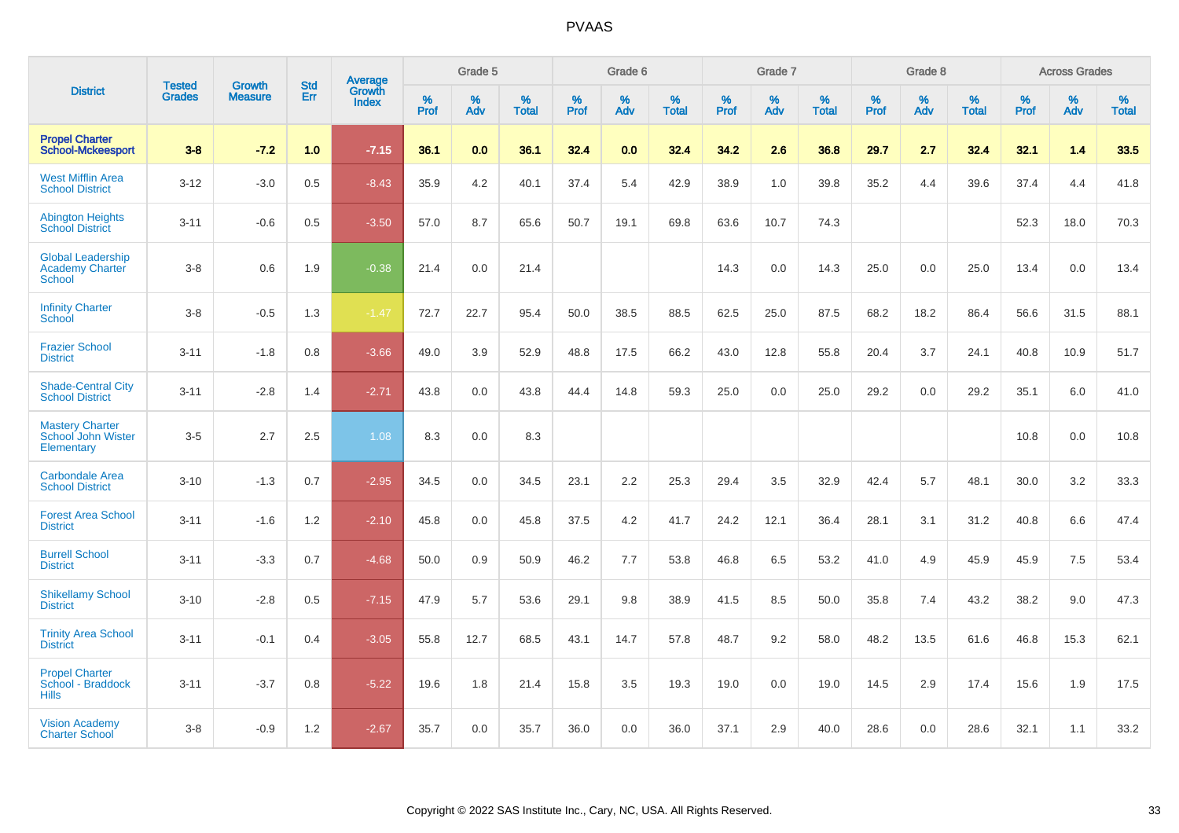# PVAAS

| District | Tested Grades | Growth Measure | Std Err | Average Growth Index | Grade 5 | | | Grade 6 | | | Grade 7 | | | Grade 8 | | | Across Grades | | |
|---|---|---|---|---|---|---|---|---|---|---|---|---|---|---|---|---|---|---|---|
| | | | | | % Prof | % Adv | % Total | % Prof | % Adv | % Total | % Prof | % Adv | % Total | % Prof | % Adv | % Total | % Prof | % Adv | % Total |
| **Propel Charter School-Mckeesport** | **3-8** | **-7.2** | **1.0** | **-7.15** | **36.1** | **0.0** | **36.1** | **32.4** | **0.0** | **32.4** | **34.2** | **2.6** | **36.8** | **29.7** | **2.7** | **32.4** | **32.1** | **1.4** | **33.5** |
| West Mifflin Area School District | 3-12 | -3.0 | 0.5 | -8.43 | 35.9 | 4.2 | 40.1 | 37.4 | 5.4 | 42.9 | 38.9 | 1.0 | 39.8 | 35.2 | 4.4 | 39.6 | 37.4 | 4.4 | 41.8 |
| Abington Heights School District | 3-11 | -0.6 | 0.5 | -3.50 | 57.0 | 8.7 | 65.6 | 50.7 | 19.1 | 69.8 | 63.6 | 10.7 | 74.3 | | | | 52.3 | 18.0 | 70.3 |
| Global Leadership Academy Charter School | 3-8 | 0.6 | 1.9 | -0.38 | 21.4 | 0.0 | 21.4 | | | | 14.3 | 0.0 | 14.3 | 25.0 | 0.0 | 25.0 | 13.4 | 0.0 | 13.4 |
| Infinity Charter School | 3-8 | -0.5 | 1.3 | -1.47 | 72.7 | 22.7 | 95.4 | 50.0 | 38.5 | 88.5 | 62.5 | 25.0 | 87.5 | 68.2 | 18.2 | 86.4 | 56.6 | 31.5 | 88.1 |
| Frazier School District | 3-11 | -1.8 | 0.8 | -3.66 | 49.0 | 3.9 | 52.9 | 48.8 | 17.5 | 66.2 | 43.0 | 12.8 | 55.8 | 20.4 | 3.7 | 24.1 | 40.8 | 10.9 | 51.7 |
| Shade-Central City School District | 3-11 | -2.8 | 1.4 | -2.71 | 43.8 | 0.0 | 43.8 | 44.4 | 14.8 | 59.3 | 25.0 | 0.0 | 25.0 | 29.2 | 0.0 | 29.2 | 35.1 | 6.0 | 41.0 |
| Mastery Charter School John Wister Elementary | 3-5 | 2.7 | 2.5 | 1.08 | 8.3 | 0.0 | 8.3 | | | | | | | | | | 10.8 | 0.0 | 10.8 |
| Carbondale Area School District | 3-10 | -1.3 | 0.7 | -2.95 | 34.5 | 0.0 | 34.5 | 23.1 | 2.2 | 25.3 | 29.4 | 3.5 | 32.9 | 42.4 | 5.7 | 48.1 | 30.0 | 3.2 | 33.3 |
| Forest Area School District | 3-11 | -1.6 | 1.2 | -2.10 | 45.8 | 0.0 | 45.8 | 37.5 | 4.2 | 41.7 | 24.2 | 12.1 | 36.4 | 28.1 | 3.1 | 31.2 | 40.8 | 6.6 | 47.4 |
| Burrell School District | 3-11 | -3.3 | 0.7 | -4.68 | 50.0 | 0.9 | 50.9 | 46.2 | 7.7 | 53.8 | 46.8 | 6.5 | 53.2 | 41.0 | 4.9 | 45.9 | 45.9 | 7.5 | 53.4 |
| Shikellamy School District | 3-10 | -2.8 | 0.5 | -7.15 | 47.9 | 5.7 | 53.6 | 29.1 | 9.8 | 38.9 | 41.5 | 8.5 | 50.0 | 35.8 | 7.4 | 43.2 | 38.2 | 9.0 | 47.3 |
| Trinity Area School District | 3-11 | -0.1 | 0.4 | -3.05 | 55.8 | 12.7 | 68.5 | 43.1 | 14.7 | 57.8 | 48.7 | 9.2 | 58.0 | 48.2 | 13.5 | 61.6 | 46.8 | 15.3 | 62.1 |
| Propel Charter School - Braddock Hills | 3-11 | -3.7 | 0.8 | -5.22 | 19.6 | 1.8 | 21.4 | 15.8 | 3.5 | 19.3 | 19.0 | 0.0 | 19.0 | 14.5 | 2.9 | 17.4 | 15.6 | 1.9 | 17.5 |
| Vision Academy Charter School | 3-8 | -0.9 | 1.2 | -2.67 | 35.7 | 0.0 | 35.7 | 36.0 | 0.0 | 36.0 | 37.1 | 2.9 | 40.0 | 28.6 | 0.0 | 28.6 | 32.1 | 1.1 | 33.2 |

Copyright © 2022 SAS Institute Inc., Cary, NC, USA. All Rights Reserved.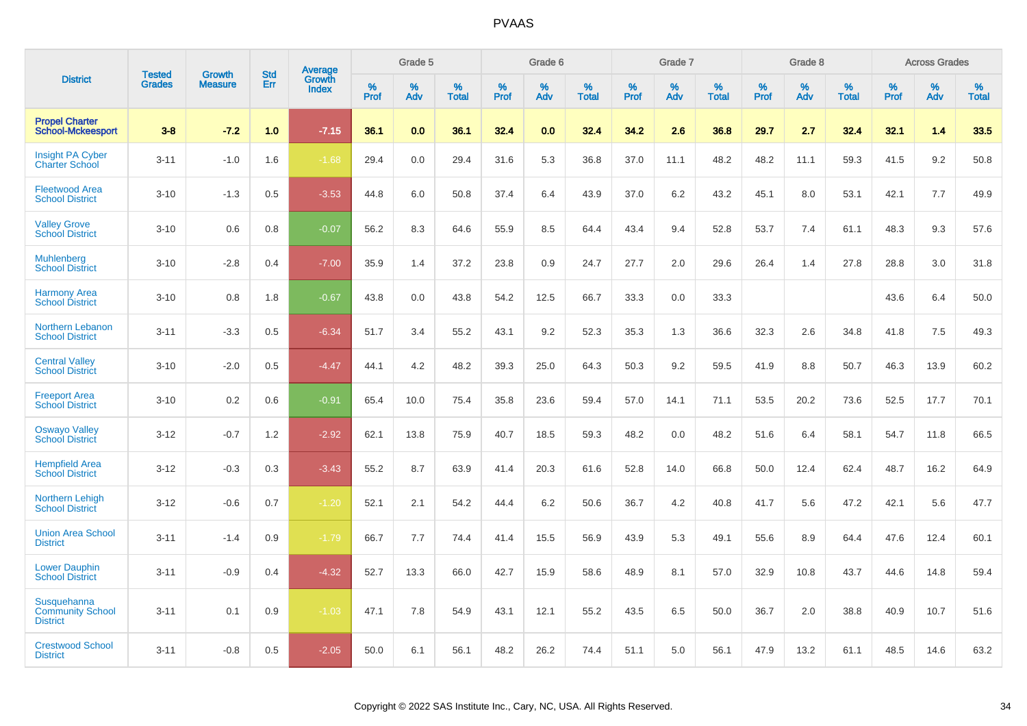# PVAAS

| District | Tested Grades | Growth Measure | Std Err | Average Growth Index | Grade 5 | | | Grade 6 | | | Grade 7 | | | Grade 8 | | | Across Grades | | |
|---|---|---|---|---|---|---|---|---|---|---|---|---|---|---|---|---|---|---|---|
| | | | | | % Prof | % Adv | % Total | % Prof | % Adv | % Total | % Prof | % Adv | % Total | % Prof | % Adv | % Total | % Prof | % Adv | % Total |
| **Propel Charter School-Mckeesport** | **3-8** | **-7.2** | **1.0** | **-7.15** | **36.1** | **0.0** | **36.1** | **32.4** | **0.0** | **32.4** | **34.2** | **2.6** | **36.8** | **29.7** | **2.7** | **32.4** | **32.1** | **1.4** | **33.5** |
| Insight PA Cyber Charter School | 3-11 | -1.0 | 1.6 | -1.68 | 29.4 | 0.0 | 29.4 | 31.6 | 5.3 | 36.8 | 37.0 | 11.1 | 48.2 | 48.2 | 11.1 | 59.3 | 41.5 | 9.2 | 50.8 |
| Fleetwood Area School District | 3-10 | -1.3 | 0.5 | -3.53 | 44.8 | 6.0 | 50.8 | 37.4 | 6.4 | 43.9 | 37.0 | 6.2 | 43.2 | 45.1 | 8.0 | 53.1 | 42.1 | 7.7 | 49.9 |
| Valley Grove School District | 3-10 | 0.6 | 0.8 | -0.07 | 56.2 | 8.3 | 64.6 | 55.9 | 8.5 | 64.4 | 43.4 | 9.4 | 52.8 | 53.7 | 7.4 | 61.1 | 48.3 | 9.3 | 57.6 |
| Muhlenberg School District | 3-10 | -2.8 | 0.4 | -7.00 | 35.9 | 1.4 | 37.2 | 23.8 | 0.9 | 24.7 | 27.7 | 2.0 | 29.6 | 26.4 | 1.4 | 27.8 | 28.8 | 3.0 | 31.8 |
| Harmony Area School District | 3-10 | 0.8 | 1.8 | -0.67 | 43.8 | 0.0 | 43.8 | 54.2 | 12.5 | 66.7 | 33.3 | 0.0 | 33.3 | | | | 43.6 | 6.4 | 50.0 |
| Northern Lebanon School District | 3-11 | -3.3 | 0.5 | -6.34 | 51.7 | 3.4 | 55.2 | 43.1 | 9.2 | 52.3 | 35.3 | 1.3 | 36.6 | 32.3 | 2.6 | 34.8 | 41.8 | 7.5 | 49.3 |
| Central Valley School District | 3-10 | -2.0 | 0.5 | -4.47 | 44.1 | 4.2 | 48.2 | 39.3 | 25.0 | 64.3 | 50.3 | 9.2 | 59.5 | 41.9 | 8.8 | 50.7 | 46.3 | 13.9 | 60.2 |
| Freeport Area School District | 3-10 | 0.2 | 0.6 | -0.91 | 65.4 | 10.0 | 75.4 | 35.8 | 23.6 | 59.4 | 57.0 | 14.1 | 71.1 | 53.5 | 20.2 | 73.6 | 52.5 | 17.7 | 70.1 |
| Oswayo Valley School District | 3-12 | -0.7 | 1.2 | -2.92 | 62.1 | 13.8 | 75.9 | 40.7 | 18.5 | 59.3 | 48.2 | 0.0 | 48.2 | 51.6 | 6.4 | 58.1 | 54.7 | 11.8 | 66.5 |
| Hempfield Area School District | 3-12 | -0.3 | 0.3 | -3.43 | 55.2 | 8.7 | 63.9 | 41.4 | 20.3 | 61.6 | 52.8 | 14.0 | 66.8 | 50.0 | 12.4 | 62.4 | 48.7 | 16.2 | 64.9 |
| Northern Lehigh School District | 3-12 | -0.6 | 0.7 | -1.20 | 52.1 | 2.1 | 54.2 | 44.4 | 6.2 | 50.6 | 36.7 | 4.2 | 40.8 | 41.7 | 5.6 | 47.2 | 42.1 | 5.6 | 47.7 |
| Union Area School District | 3-11 | -1.4 | 0.9 | -1.79 | 66.7 | 7.7 | 74.4 | 41.4 | 15.5 | 56.9 | 43.9 | 5.3 | 49.1 | 55.6 | 8.9 | 64.4 | 47.6 | 12.4 | 60.1 |
| Lower Dauphin School District | 3-11 | -0.9 | 0.4 | -4.32 | 52.7 | 13.3 | 66.0 | 42.7 | 15.9 | 58.6 | 48.9 | 8.1 | 57.0 | 32.9 | 10.8 | 43.7 | 44.6 | 14.8 | 59.4 |
| Susquehanna Community School District | 3-11 | 0.1 | 0.9 | -1.03 | 47.1 | 7.8 | 54.9 | 43.1 | 12.1 | 55.2 | 43.5 | 6.5 | 50.0 | 36.7 | 2.0 | 38.8 | 40.9 | 10.7 | 51.6 |
| Crestwood School District | 3-11 | -0.8 | 0.5 | -2.05 | 50.0 | 6.1 | 56.1 | 48.2 | 26.2 | 74.4 | 51.1 | 5.0 | 56.1 | 47.9 | 13.2 | 61.1 | 48.5 | 14.6 | 63.2 |

Copyright © 2022 SAS Institute Inc., Cary, NC, USA. All Rights Reserved.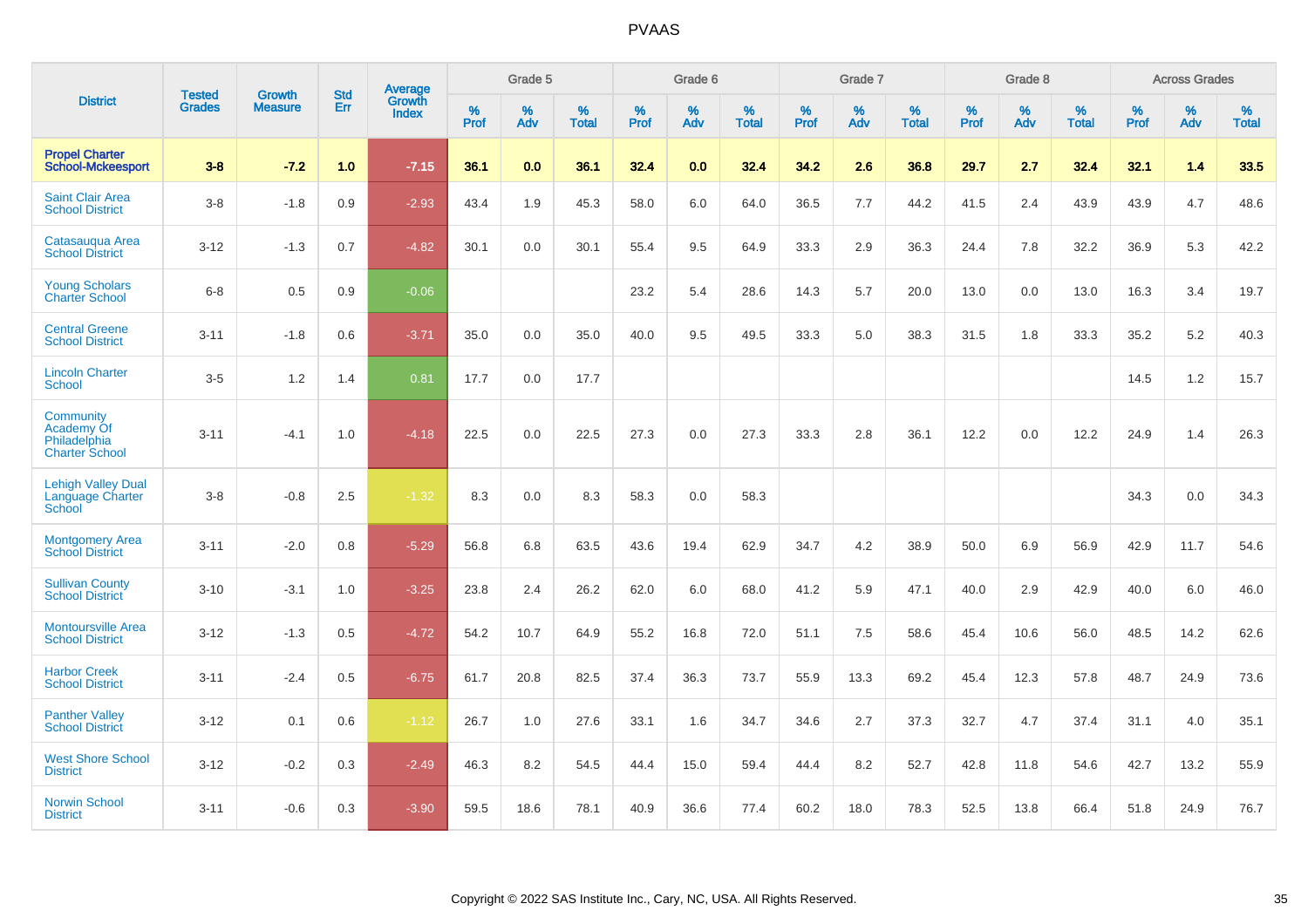# PVAAS

| District | Tested Grades | Growth Measure | Std Err | Average Growth Index | Grade 5 | | | Grade 6 | | | Grade 7 | | | Grade 8 | | | Across Grades | | |
|---|---|---|---|---|---|---|---|---|---|---|---|---|---|---|---|---|---|---|---|
| | | | | | % Prof | % Adv | % Total | % Prof | % Adv | % Total | % Prof | % Adv | % Total | % Prof | % Adv | % Total | % Prof | % Adv | % Total |
| **Propel Charter School-Mckeesport** | **3-8** | **-7.2** | **1.0** | **-7.15** | **36.1** | **0.0** | **36.1** | **32.4** | **0.0** | **32.4** | **34.2** | **2.6** | **36.8** | **29.7** | **2.7** | **32.4** | **32.1** | **1.4** | **33.5** |
| Saint Clair Area School District | 3-8 | -1.8 | 0.9 | -2.93 | 43.4 | 1.9 | 45.3 | 58.0 | 6.0 | 64.0 | 36.5 | 7.7 | 44.2 | 41.5 | 2.4 | 43.9 | 43.9 | 4.7 | 48.6 |
| Catasauqua Area School District | 3-12 | -1.3 | 0.7 | -4.82 | 30.1 | 0.0 | 30.1 | 55.4 | 9.5 | 64.9 | 33.3 | 2.9 | 36.3 | 24.4 | 7.8 | 32.2 | 36.9 | 5.3 | 42.2 |
| Young Scholars Charter School | 6-8 | 0.5 | 0.9 | -0.06 | | | | 23.2 | 5.4 | 28.6 | 14.3 | 5.7 | 20.0 | 13.0 | 0.0 | 13.0 | 16.3 | 3.4 | 19.7 |
| Central Greene School District | 3-11 | -1.8 | 0.6 | -3.71 | 35.0 | 0.0 | 35.0 | 40.0 | 9.5 | 49.5 | 33.3 | 5.0 | 38.3 | 31.5 | 1.8 | 33.3 | 35.2 | 5.2 | 40.3 |
| Lincoln Charter School | 3-5 | 1.2 | 1.4 | 0.81 | 17.7 | 0.0 | 17.7 | | | | | | | | | | 14.5 | 1.2 | 15.7 |
| Community Academy Of Philadelphia Charter School | 3-11 | -4.1 | 1.0 | -4.18 | 22.5 | 0.0 | 22.5 | 27.3 | 0.0 | 27.3 | 33.3 | 2.8 | 36.1 | 12.2 | 0.0 | 12.2 | 24.9 | 1.4 | 26.3 |
| Lehigh Valley Dual Language Charter School | 3-8 | -0.8 | 2.5 | -1.32 | 8.3 | 0.0 | 8.3 | 58.3 | 0.0 | 58.3 | | | | | | | 34.3 | 0.0 | 34.3 |
| Montgomery Area School District | 3-11 | -2.0 | 0.8 | -5.29 | 56.8 | 6.8 | 63.5 | 43.6 | 19.4 | 62.9 | 34.7 | 4.2 | 38.9 | 50.0 | 6.9 | 56.9 | 42.9 | 11.7 | 54.6 |
| Sullivan County School District | 3-10 | -3.1 | 1.0 | -3.25 | 23.8 | 2.4 | 26.2 | 62.0 | 6.0 | 68.0 | 41.2 | 5.9 | 47.1 | 40.0 | 2.9 | 42.9 | 40.0 | 6.0 | 46.0 |
| Montoursville Area School District | 3-12 | -1.3 | 0.5 | -4.72 | 54.2 | 10.7 | 64.9 | 55.2 | 16.8 | 72.0 | 51.1 | 7.5 | 58.6 | 45.4 | 10.6 | 56.0 | 48.5 | 14.2 | 62.6 |
| Harbor Creek School District | 3-11 | -2.4 | 0.5 | -6.75 | 61.7 | 20.8 | 82.5 | 37.4 | 36.3 | 73.7 | 55.9 | 13.3 | 69.2 | 45.4 | 12.3 | 57.8 | 48.7 | 24.9 | 73.6 |
| Panther Valley School District | 3-12 | 0.1 | 0.6 | -1.12 | 26.7 | 1.0 | 27.6 | 33.1 | 1.6 | 34.7 | 34.6 | 2.7 | 37.3 | 32.7 | 4.7 | 37.4 | 31.1 | 4.0 | 35.1 |
| West Shore School District | 3-12 | -0.2 | 0.3 | -2.49 | 46.3 | 8.2 | 54.5 | 44.4 | 15.0 | 59.4 | 44.4 | 8.2 | 52.7 | 42.8 | 11.8 | 54.6 | 42.7 | 13.2 | 55.9 |
| Norwin School District | 3-11 | -0.6 | 0.3 | -3.90 | 59.5 | 18.6 | 78.1 | 40.9 | 36.6 | 77.4 | 60.2 | 18.0 | 78.3 | 52.5 | 13.8 | 66.4 | 51.8 | 24.9 | 76.7 |

Copyright © 2022 SAS Institute Inc., Cary, NC, USA. All Rights Reserved.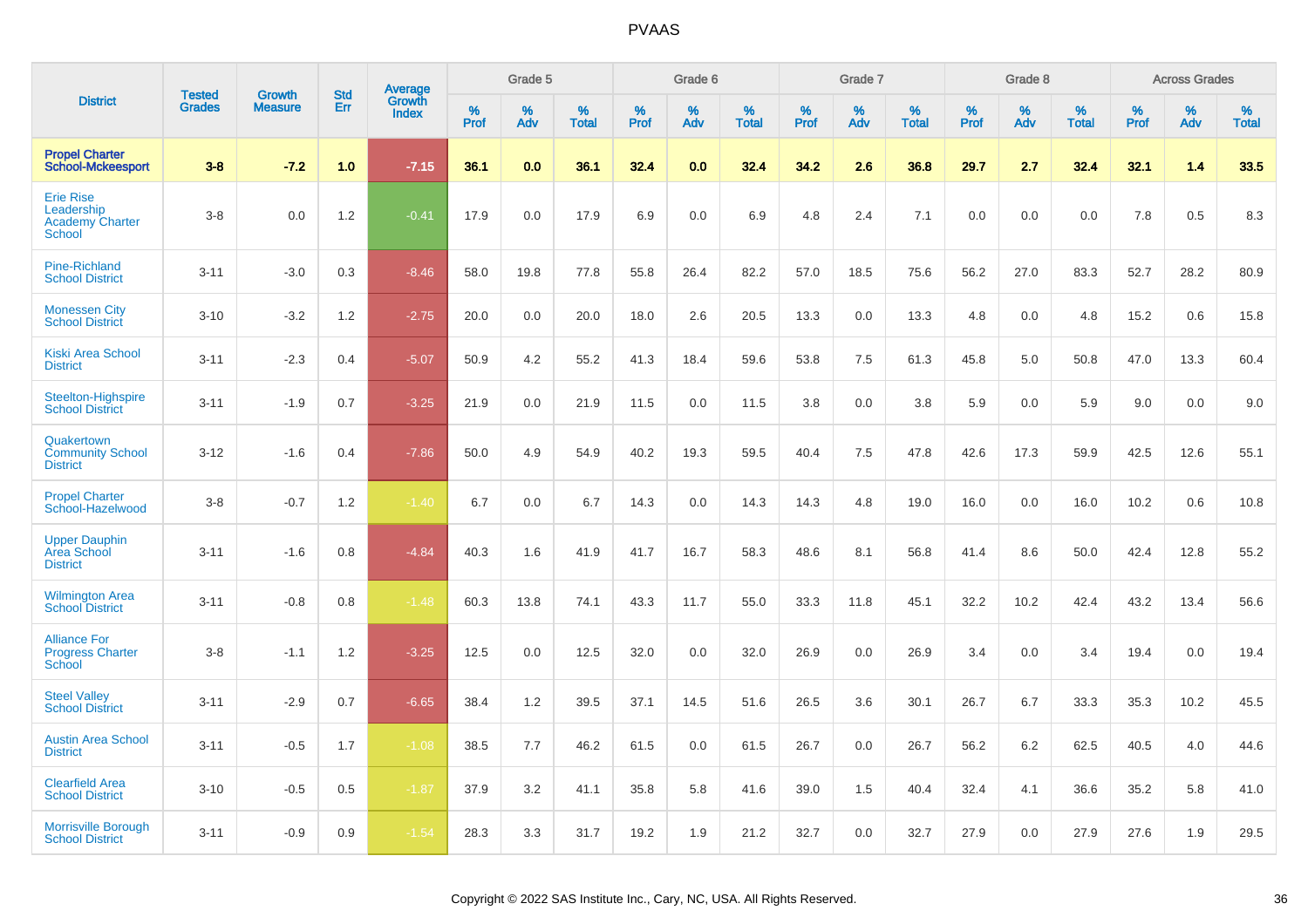| District | Tested Grades | Growth Measure | Std Err | Average Growth Index | Grade 5 | | | Grade 6 | | | Grade 7 | | | Grade 8 | | | Across Grades | | |
|---|---|---|---|---|---|---|---|---|---|---|---|---|---|---|---|---|---|---|---|
| | | | | | % Prof | % Adv | % Total | % Prof | % Adv | % Total | % Prof | % Adv | % Total | % Prof | % Adv | % Total | % Prof | % Adv | % Total |
| **Propel Charter School-Mckeesport** | **3-8** | **-7.2** | **1.0** | **-7.15** | **36.1** | **0.0** | **36.1** | **32.4** | **0.0** | **32.4** | **34.2** | **2.6** | **36.8** | **29.7** | **2.7** | **32.4** | **32.1** | **1.4** | **33.5** |
| Erie Rise Leadership Academy Charter School | 3-8 | 0.0 | 1.2 | -0.41 | 17.9 | 0.0 | 17.9 | 6.9 | 0.0 | 6.9 | 4.8 | 2.4 | 7.1 | 0.0 | 0.0 | 0.0 | 7.8 | 0.5 | 8.3 |
| Pine-Richland School District | 3-11 | -3.0 | 0.3 | -8.46 | 58.0 | 19.8 | 77.8 | 55.8 | 26.4 | 82.2 | 57.0 | 18.5 | 75.6 | 56.2 | 27.0 | 83.3 | 52.7 | 28.2 | 80.9 |
| Monessen City School District | 3-10 | -3.2 | 1.2 | -2.75 | 20.0 | 0.0 | 20.0 | 18.0 | 2.6 | 20.5 | 13.3 | 0.0 | 13.3 | 4.8 | 0.0 | 4.8 | 15.2 | 0.6 | 15.8 |
| Kiski Area School District | 3-11 | -2.3 | 0.4 | -5.07 | 50.9 | 4.2 | 55.2 | 41.3 | 18.4 | 59.6 | 53.8 | 7.5 | 61.3 | 45.8 | 5.0 | 50.8 | 47.0 | 13.3 | 60.4 |
| Steelton-Highspire School District | 3-11 | -1.9 | 0.7 | -3.25 | 21.9 | 0.0 | 21.9 | 11.5 | 0.0 | 11.5 | 3.8 | 0.0 | 3.8 | 5.9 | 0.0 | 5.9 | 9.0 | 0.0 | 9.0 |
| Quakertown Community School District | 3-12 | -1.6 | 0.4 | -7.86 | 50.0 | 4.9 | 54.9 | 40.2 | 19.3 | 59.5 | 40.4 | 7.5 | 47.8 | 42.6 | 17.3 | 59.9 | 42.5 | 12.6 | 55.1 |
| Propel Charter School-Hazelwood | 3-8 | -0.7 | 1.2 | -1.40 | 6.7 | 0.0 | 6.7 | 14.3 | 0.0 | 14.3 | 14.3 | 4.8 | 19.0 | 16.0 | 0.0 | 16.0 | 10.2 | 0.6 | 10.8 |
| Upper Dauphin Area School District | 3-11 | -1.6 | 0.8 | -4.84 | 40.3 | 1.6 | 41.9 | 41.7 | 16.7 | 58.3 | 48.6 | 8.1 | 56.8 | 41.4 | 8.6 | 50.0 | 42.4 | 12.8 | 55.2 |
| Wilmington Area School District | 3-11 | -0.8 | 0.8 | -1.48 | 60.3 | 13.8 | 74.1 | 43.3 | 11.7 | 55.0 | 33.3 | 11.8 | 45.1 | 32.2 | 10.2 | 42.4 | 43.2 | 13.4 | 56.6 |
| Alliance For Progress Charter School | 3-8 | -1.1 | 1.2 | -3.25 | 12.5 | 0.0 | 12.5 | 32.0 | 0.0 | 32.0 | 26.9 | 0.0 | 26.9 | 3.4 | 0.0 | 3.4 | 19.4 | 0.0 | 19.4 |
| Steel Valley School District | 3-11 | -2.9 | 0.7 | -6.65 | 38.4 | 1.2 | 39.5 | 37.1 | 14.5 | 51.6 | 26.5 | 3.6 | 30.1 | 26.7 | 6.7 | 33.3 | 35.3 | 10.2 | 45.5 |
| Austin Area School District | 3-11 | -0.5 | 1.7 | -1.08 | 38.5 | 7.7 | 46.2 | 61.5 | 0.0 | 61.5 | 26.7 | 0.0 | 26.7 | 56.2 | 6.2 | 62.5 | 40.5 | 4.0 | 44.6 |
| Clearfield Area School District | 3-10 | -0.5 | 0.5 | -1.87 | 37.9 | 3.2 | 41.1 | 35.8 | 5.8 | 41.6 | 39.0 | 1.5 | 40.4 | 32.4 | 4.1 | 36.6 | 35.2 | 5.8 | 41.0 |
| Morrisville Borough School District | 3-11 | -0.9 | 0.9 | -1.54 | 28.3 | 3.3 | 31.7 | 19.2 | 1.9 | 21.2 | 32.7 | 0.0 | 32.7 | 27.9 | 0.0 | 27.9 | 27.6 | 1.9 | 29.5 |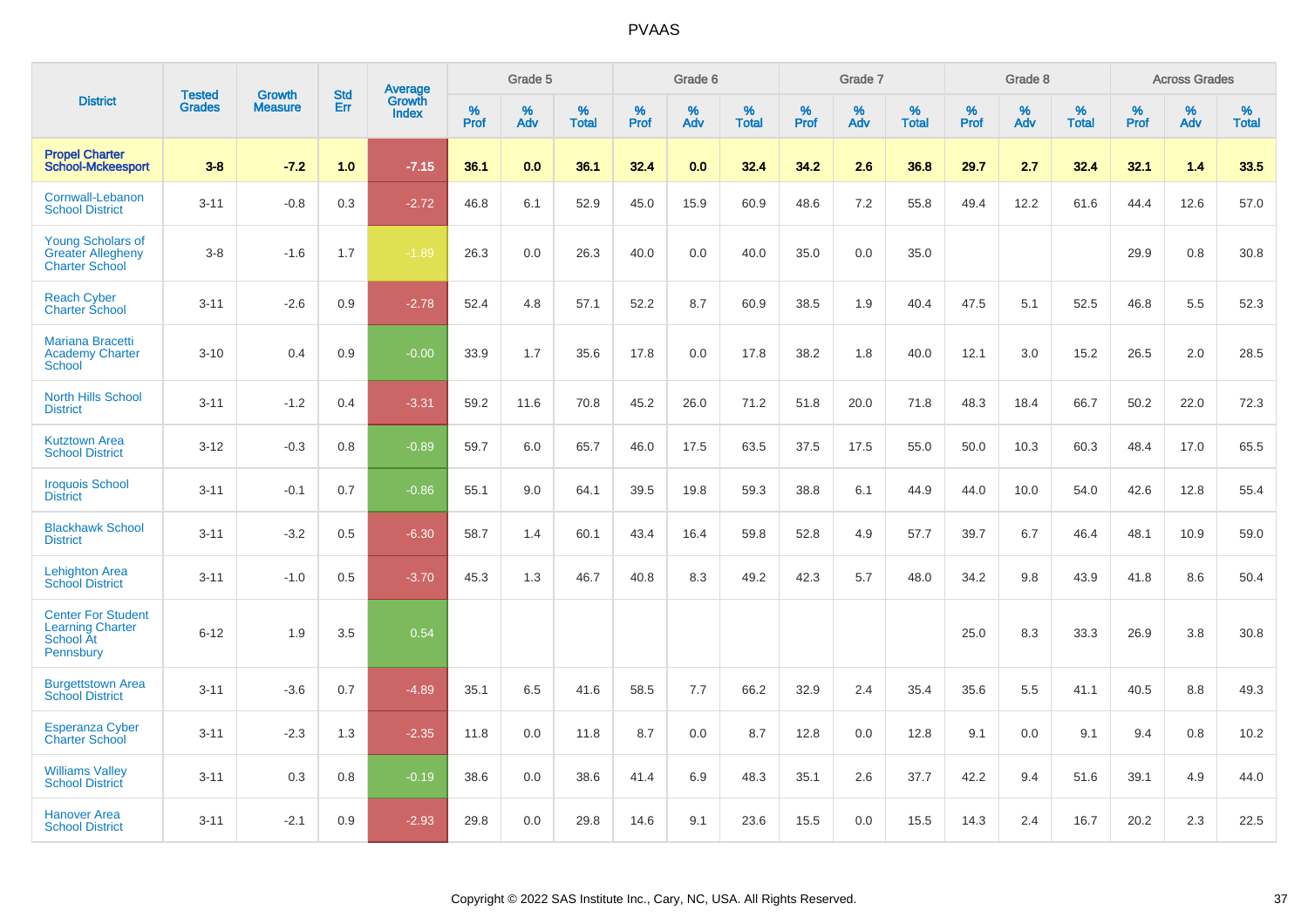# PVAAS

| District | Tested Grades | Growth Measure | Std Err | Average Growth Index | Grade 5 | | | Grade 6 | | | Grade 7 | | | Grade 8 | | | Across Grades | | |
|---|---|---|---|---|---|---|---|---|---|---|---|---|---|---|---|---|---|---|---|
| | | | | | % Prof | % Adv | % Total | % Prof | % Adv | % Total | % Prof | % Adv | % Total | % Prof | % Adv | % Total | % Prof | % Adv | % Total |
| **Propel Charter School-Mckeesport** | **3-8** | **-7.2** | **1.0** | **-7.15** | **36.1** | **0.0** | **36.1** | **32.4** | **0.0** | **32.4** | **34.2** | **2.6** | **36.8** | **29.7** | **2.7** | **32.4** | **32.1** | **1.4** | **33.5** |
| Cornwall-Lebanon School District | 3-11 | -0.8 | 0.3 | -2.72 | 46.8 | 6.1 | 52.9 | 45.0 | 15.9 | 60.9 | 48.6 | 7.2 | 55.8 | 49.4 | 12.2 | 61.6 | 44.4 | 12.6 | 57.0 |
| Young Scholars of Greater Allegheny Charter School | 3-8 | -1.6 | 1.7 | -1.89 | 26.3 | 0.0 | 26.3 | 40.0 | 0.0 | 40.0 | 35.0 | 0.0 | 35.0 | | | | 29.9 | 0.8 | 30.8 |
| Reach Cyber Charter School | 3-11 | -2.6 | 0.9 | -2.78 | 52.4 | 4.8 | 57.1 | 52.2 | 8.7 | 60.9 | 38.5 | 1.9 | 40.4 | 47.5 | 5.1 | 52.5 | 46.8 | 5.5 | 52.3 |
| Mariana Bracetti Academy Charter School | 3-10 | 0.4 | 0.9 | -0.00 | 33.9 | 1.7 | 35.6 | 17.8 | 0.0 | 17.8 | 38.2 | 1.8 | 40.0 | 12.1 | 3.0 | 15.2 | 26.5 | 2.0 | 28.5 |
| North Hills School District | 3-11 | -1.2 | 0.4 | -3.31 | 59.2 | 11.6 | 70.8 | 45.2 | 26.0 | 71.2 | 51.8 | 20.0 | 71.8 | 48.3 | 18.4 | 66.7 | 50.2 | 22.0 | 72.3 |
| Kutztown Area School District | 3-12 | -0.3 | 0.8 | -0.89 | 59.7 | 6.0 | 65.7 | 46.0 | 17.5 | 63.5 | 37.5 | 17.5 | 55.0 | 50.0 | 10.3 | 60.3 | 48.4 | 17.0 | 65.5 |
| Iroquois School District | 3-11 | -0.1 | 0.7 | -0.86 | 55.1 | 9.0 | 64.1 | 39.5 | 19.8 | 59.3 | 38.8 | 6.1 | 44.9 | 44.0 | 10.0 | 54.0 | 42.6 | 12.8 | 55.4 |
| Blackhawk School District | 3-11 | -3.2 | 0.5 | -6.30 | 58.7 | 1.4 | 60.1 | 43.4 | 16.4 | 59.8 | 52.8 | 4.9 | 57.7 | 39.7 | 6.7 | 46.4 | 48.1 | 10.9 | 59.0 |
| Lehighton Area School District | 3-11 | -1.0 | 0.5 | -3.70 | 45.3 | 1.3 | 46.7 | 40.8 | 8.3 | 49.2 | 42.3 | 5.7 | 48.0 | 34.2 | 9.8 | 43.9 | 41.8 | 8.6 | 50.4 |
| Center For Student Learning Charter School At Pennsbury | 6-12 | 1.9 | 3.5 | 0.54 | | | | | | | | | | 25.0 | 8.3 | 33.3 | 26.9 | 3.8 | 30.8 |
| Burgettstown Area School District | 3-11 | -3.6 | 0.7 | -4.89 | 35.1 | 6.5 | 41.6 | 58.5 | 7.7 | 66.2 | 32.9 | 2.4 | 35.4 | 35.6 | 5.5 | 41.1 | 40.5 | 8.8 | 49.3 |
| Esperanza Cyber Charter School | 3-11 | -2.3 | 1.3 | -2.35 | 11.8 | 0.0 | 11.8 | 8.7 | 0.0 | 8.7 | 12.8 | 0.0 | 12.8 | 9.1 | 0.0 | 9.1 | 9.4 | 0.8 | 10.2 |
| Williams Valley School District | 3-11 | 0.3 | 0.8 | -0.19 | 38.6 | 0.0 | 38.6 | 41.4 | 6.9 | 48.3 | 35.1 | 2.6 | 37.7 | 42.2 | 9.4 | 51.6 | 39.1 | 4.9 | 44.0 |
| Hanover Area School District | 3-11 | -2.1 | 0.9 | -2.93 | 29.8 | 0.0 | 29.8 | 14.6 | 9.1 | 23.6 | 15.5 | 0.0 | 15.5 | 14.3 | 2.4 | 16.7 | 20.2 | 2.3 | 22.5 |

Copyright © 2022 SAS Institute Inc., Cary, NC, USA. All Rights Reserved.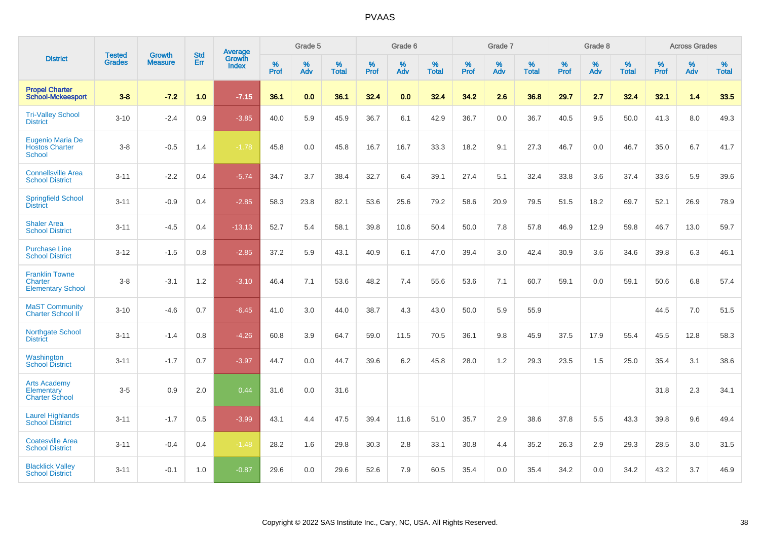# PVAAS

| District | Tested Grades | Growth Measure | Std Err | Average Growth Index | Grade 5 | | | Grade 6 | | | Grade 7 | | | Grade 8 | | | Across Grades | | |
|---|---|---|---|---|---|---|---|---|---|---|---|---|---|---|---|---|---|---|---|
| | | | | | % Prof | % Adv | % Total | % Prof | % Adv | % Total | % Prof | % Adv | % Total | % Prof | % Adv | % Total | % Prof | % Adv | % Total |
| **Propel Charter School-Mckeesport** | **3-8** | **-7.2** | **1.0** | **-7.15** | **36.1** | **0.0** | **36.1** | **32.4** | **0.0** | **32.4** | **34.2** | **2.6** | **36.8** | **29.7** | **2.7** | **32.4** | **32.1** | **1.4** | **33.5** |
| Tri-Valley School District | 3-10 | -2.4 | 0.9 | -3.85 | 40.0 | 5.9 | 45.9 | 36.7 | 6.1 | 42.9 | 36.7 | 0.0 | 36.7 | 40.5 | 9.5 | 50.0 | 41.3 | 8.0 | 49.3 |
| Eugenio Maria De Hostos Charter School | 3-8 | -0.5 | 1.4 | -1.78 | 45.8 | 0.0 | 45.8 | 16.7 | 16.7 | 33.3 | 18.2 | 9.1 | 27.3 | 46.7 | 0.0 | 46.7 | 35.0 | 6.7 | 41.7 |
| Connellsville Area School District | 3-11 | -2.2 | 0.4 | -5.74 | 34.7 | 3.7 | 38.4 | 32.7 | 6.4 | 39.1 | 27.4 | 5.1 | 32.4 | 33.8 | 3.6 | 37.4 | 33.6 | 5.9 | 39.6 |
| Springfield School District | 3-11 | -0.9 | 0.4 | -2.85 | 58.3 | 23.8 | 82.1 | 53.6 | 25.6 | 79.2 | 58.6 | 20.9 | 79.5 | 51.5 | 18.2 | 69.7 | 52.1 | 26.9 | 78.9 |
| Shaler Area School District | 3-11 | -4.5 | 0.4 | -13.13 | 52.7 | 5.4 | 58.1 | 39.8 | 10.6 | 50.4 | 50.0 | 7.8 | 57.8 | 46.9 | 12.9 | 59.8 | 46.7 | 13.0 | 59.7 |
| Purchase Line School District | 3-12 | -1.5 | 0.8 | -2.85 | 37.2 | 5.9 | 43.1 | 40.9 | 6.1 | 47.0 | 39.4 | 3.0 | 42.4 | 30.9 | 3.6 | 34.6 | 39.8 | 6.3 | 46.1 |
| Franklin Towne Charter Elementary School | 3-8 | -3.1 | 1.2 | -3.10 | 46.4 | 7.1 | 53.6 | 48.2 | 7.4 | 55.6 | 53.6 | 7.1 | 60.7 | 59.1 | 0.0 | 59.1 | 50.6 | 6.8 | 57.4 |
| MaST Community Charter School II | 3-10 | -4.6 | 0.7 | -6.45 | 41.0 | 3.0 | 44.0 | 38.7 | 4.3 | 43.0 | 50.0 | 5.9 | 55.9 | | | | 44.5 | 7.0 | 51.5 |
| Northgate School District | 3-11 | -1.4 | 0.8 | -4.26 | 60.8 | 3.9 | 64.7 | 59.0 | 11.5 | 70.5 | 36.1 | 9.8 | 45.9 | 37.5 | 17.9 | 55.4 | 45.5 | 12.8 | 58.3 |
| Washington School District | 3-11 | -1.7 | 0.7 | -3.97 | 44.7 | 0.0 | 44.7 | 39.6 | 6.2 | 45.8 | 28.0 | 1.2 | 29.3 | 23.5 | 1.5 | 25.0 | 35.4 | 3.1 | 38.6 |
| Arts Academy Elementary Charter School | 3-5 | 0.9 | 2.0 | 0.44 | 31.6 | 0.0 | 31.6 | | | | | | | | | | 31.8 | 2.3 | 34.1 |
| Laurel Highlands School District | 3-11 | -1.7 | 0.5 | -3.99 | 43.1 | 4.4 | 47.5 | 39.4 | 11.6 | 51.0 | 35.7 | 2.9 | 38.6 | 37.8 | 5.5 | 43.3 | 39.8 | 9.6 | 49.4 |
| Coatesville Area School District | 3-11 | -0.4 | 0.4 | -1.48 | 28.2 | 1.6 | 29.8 | 30.3 | 2.8 | 33.1 | 30.8 | 4.4 | 35.2 | 26.3 | 2.9 | 29.3 | 28.5 | 3.0 | 31.5 |
| Blacklick Valley School District | 3-11 | -0.1 | 1.0 | -0.87 | 29.6 | 0.0 | 29.6 | 52.6 | 7.9 | 60.5 | 35.4 | 0.0 | 35.4 | 34.2 | 0.0 | 34.2 | 43.2 | 3.7 | 46.9 |

Copyright © 2022 SAS Institute Inc., Cary, NC, USA. All Rights Reserved.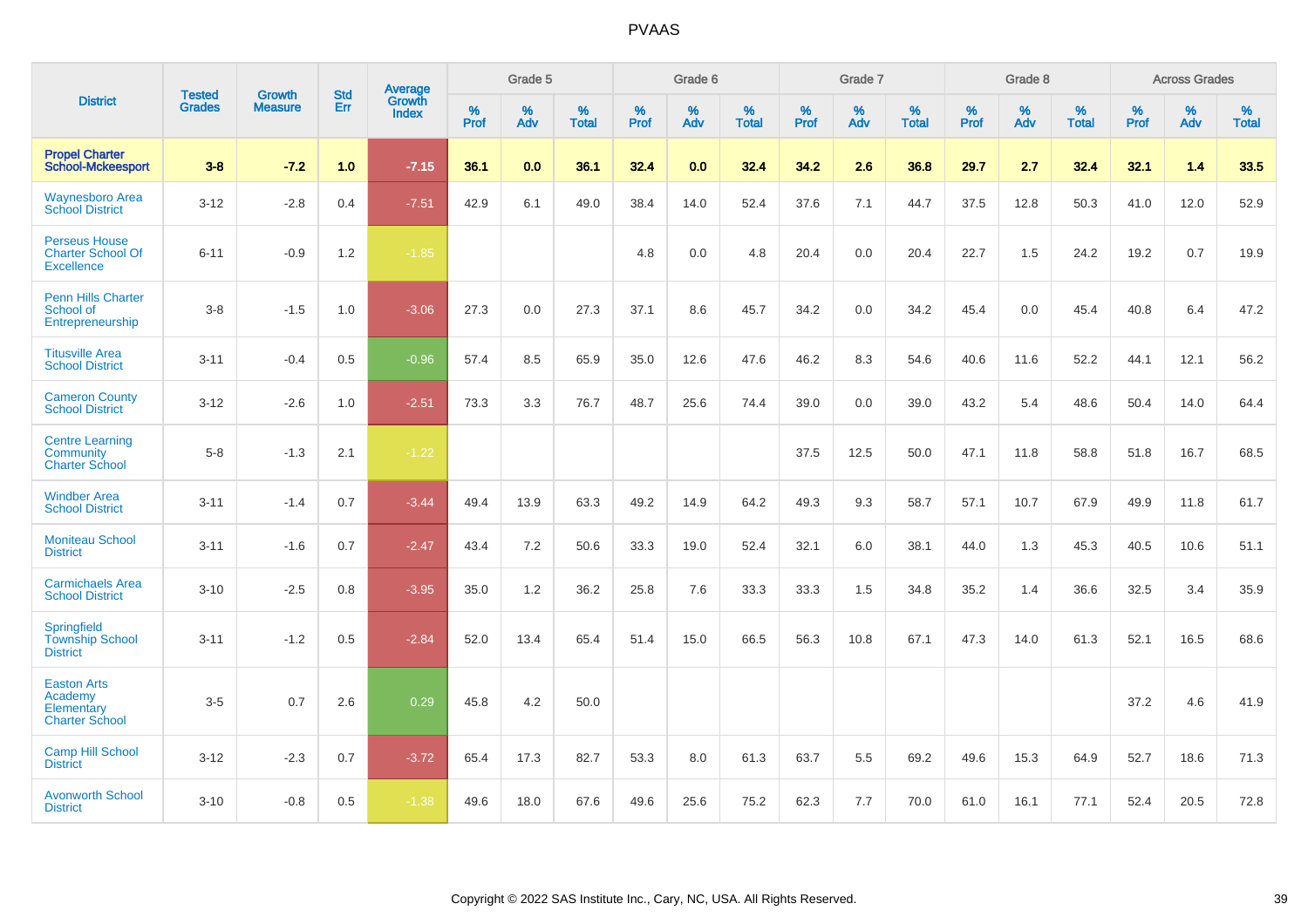# PVAAS

| District | Tested Grades | Growth Measure | Std Err | Average Growth Index | Grade 5 | | | Grade 6 | | | Grade 7 | | | Grade 8 | | | Across Grades | | |
|---|---|---|---|---|---|---|---|---|---|---|---|---|---|---|---|---|---|---|---|
| | | | | | % Prof | % Adv | % Total | % Prof | % Adv | % Total | % Prof | % Adv | % Total | % Prof | % Adv | % Total | % Prof | % Adv | % Total |
| **Propel Charter School-Mckeesport** | **3-8** | **-7.2** | **1.0** | **-7.15** | **36.1** | **0.0** | **36.1** | **32.4** | **0.0** | **32.4** | **34.2** | **2.6** | **36.8** | **29.7** | **2.7** | **32.4** | **32.1** | **1.4** | **33.5** |
| Waynesboro Area School District | 3-12 | -2.8 | 0.4 | -7.51 | 42.9 | 6.1 | 49.0 | 38.4 | 14.0 | 52.4 | 37.6 | 7.1 | 44.7 | 37.5 | 12.8 | 50.3 | 41.0 | 12.0 | 52.9 |
| Perseus House Charter School Of Excellence | 6-11 | -0.9 | 1.2 | -1.85 | | | | 4.8 | 0.0 | 4.8 | 20.4 | 0.0 | 20.4 | 22.7 | 1.5 | 24.2 | 19.2 | 0.7 | 19.9 |
| Penn Hills Charter School of Entrepreneurship | 3-8 | -1.5 | 1.0 | -3.06 | 27.3 | 0.0 | 27.3 | 37.1 | 8.6 | 45.7 | 34.2 | 0.0 | 34.2 | 45.4 | 0.0 | 45.4 | 40.8 | 6.4 | 47.2 |
| Titusville Area School District | 3-11 | -0.4 | 0.5 | -0.96 | 57.4 | 8.5 | 65.9 | 35.0 | 12.6 | 47.6 | 46.2 | 8.3 | 54.6 | 40.6 | 11.6 | 52.2 | 44.1 | 12.1 | 56.2 |
| Cameron County School District | 3-12 | -2.6 | 1.0 | -2.51 | 73.3 | 3.3 | 76.7 | 48.7 | 25.6 | 74.4 | 39.0 | 0.0 | 39.0 | 43.2 | 5.4 | 48.6 | 50.4 | 14.0 | 64.4 |
| Centre Learning Community Charter School | 5-8 | -1.3 | 2.1 | -1.22 | | | | | | | 37.5 | 12.5 | 50.0 | 47.1 | 11.8 | 58.8 | 51.8 | 16.7 | 68.5 |
| Windber Area School District | 3-11 | -1.4 | 0.7 | -3.44 | 49.4 | 13.9 | 63.3 | 49.2 | 14.9 | 64.2 | 49.3 | 9.3 | 58.7 | 57.1 | 10.7 | 67.9 | 49.9 | 11.8 | 61.7 |
| Moniteau School District | 3-11 | -1.6 | 0.7 | -2.47 | 43.4 | 7.2 | 50.6 | 33.3 | 19.0 | 52.4 | 32.1 | 6.0 | 38.1 | 44.0 | 1.3 | 45.3 | 40.5 | 10.6 | 51.1 |
| Carmichaels Area School District | 3-10 | -2.5 | 0.8 | -3.95 | 35.0 | 1.2 | 36.2 | 25.8 | 7.6 | 33.3 | 33.3 | 1.5 | 34.8 | 35.2 | 1.4 | 36.6 | 32.5 | 3.4 | 35.9 |
| Springfield Township School District | 3-11 | -1.2 | 0.5 | -2.84 | 52.0 | 13.4 | 65.4 | 51.4 | 15.0 | 66.5 | 56.3 | 10.8 | 67.1 | 47.3 | 14.0 | 61.3 | 52.1 | 16.5 | 68.6 |
| Easton Arts Academy Elementary Charter School | 3-5 | 0.7 | 2.6 | 0.29 | 45.8 | 4.2 | 50.0 | | | | | | | | | | 37.2 | 4.6 | 41.9 |
| Camp Hill School District | 3-12 | -2.3 | 0.7 | -3.72 | 65.4 | 17.3 | 82.7 | 53.3 | 8.0 | 61.3 | 63.7 | 5.5 | 69.2 | 49.6 | 15.3 | 64.9 | 52.7 | 18.6 | 71.3 |
| Avonworth School District | 3-10 | -0.8 | 0.5 | -1.38 | 49.6 | 18.0 | 67.6 | 49.6 | 25.6 | 75.2 | 62.3 | 7.7 | 70.0 | 61.0 | 16.1 | 77.1 | 52.4 | 20.5 | 72.8 |

Copyright © 2022 SAS Institute Inc., Cary, NC, USA. All Rights Reserved.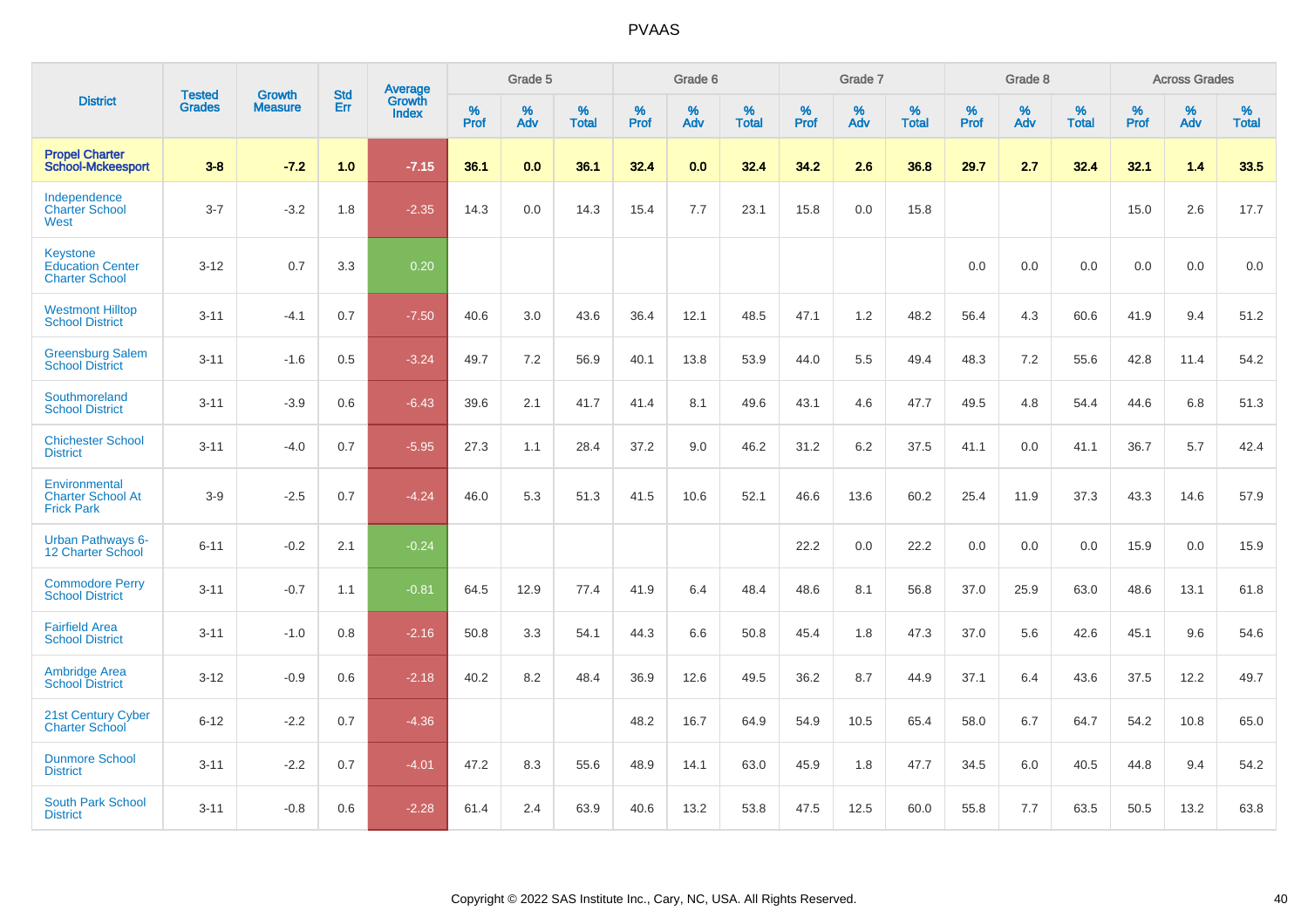# PVAAS

| District | Tested Grades | Growth Measure | Std Err | Average Growth Index | Grade 5 | | | Grade 6 | | | Grade 7 | | | Grade 8 | | | Across Grades | | |
|---|---|---|---|---|---|---|---|---|---|---|---|---|---|---|---|---|---|---|---|
| | | | | | % Prof | % Adv | % Total | % Prof | % Adv | % Total | % Prof | % Adv | % Total | % Prof | % Adv | % Total | % Prof | % Adv | % Total |
| **Propel Charter School-Mckeesport** | **3-8** | **-7.2** | **1.0** | **-7.15** | **36.1** | **0.0** | **36.1** | **32.4** | **0.0** | **32.4** | **34.2** | **2.6** | **36.8** | **29.7** | **2.7** | **32.4** | **32.1** | **1.4** | **33.5** |
| Independence Charter School West | 3-7 | -3.2 | 1.8 | -2.35 | 14.3 | 0.0 | 14.3 | 15.4 | 7.7 | 23.1 | 15.8 | 0.0 | 15.8 | | | | 15.0 | 2.6 | 17.7 |
| Keystone Education Center Charter School | 3-12 | 0.7 | 3.3 | 0.20 | | | | | | | | | | 0.0 | 0.0 | 0.0 | 0.0 | 0.0 | 0.0 |
| Westmont Hilltop School District | 3-11 | -4.1 | 0.7 | -7.50 | 40.6 | 3.0 | 43.6 | 36.4 | 12.1 | 48.5 | 47.1 | 1.2 | 48.2 | 56.4 | 4.3 | 60.6 | 41.9 | 9.4 | 51.2 |
| Greensburg Salem School District | 3-11 | -1.6 | 0.5 | -3.24 | 49.7 | 7.2 | 56.9 | 40.1 | 13.8 | 53.9 | 44.0 | 5.5 | 49.4 | 48.3 | 7.2 | 55.6 | 42.8 | 11.4 | 54.2 |
| Southmoreland School District | 3-11 | -3.9 | 0.6 | -6.43 | 39.6 | 2.1 | 41.7 | 41.4 | 8.1 | 49.6 | 43.1 | 4.6 | 47.7 | 49.5 | 4.8 | 54.4 | 44.6 | 6.8 | 51.3 |
| Chichester School District | 3-11 | -4.0 | 0.7 | -5.95 | 27.3 | 1.1 | 28.4 | 37.2 | 9.0 | 46.2 | 31.2 | 6.2 | 37.5 | 41.1 | 0.0 | 41.1 | 36.7 | 5.7 | 42.4 |
| Environmental Charter School At Frick Park | 3-9 | -2.5 | 0.7 | -4.24 | 46.0 | 5.3 | 51.3 | 41.5 | 10.6 | 52.1 | 46.6 | 13.6 | 60.2 | 25.4 | 11.9 | 37.3 | 43.3 | 14.6 | 57.9 |
| Urban Pathways 6-12 Charter School | 6-11 | -0.2 | 2.1 | -0.24 | | | | | | | 22.2 | 0.0 | 22.2 | 0.0 | 0.0 | 0.0 | 15.9 | 0.0 | 15.9 |
| Commodore Perry School District | 3-11 | -0.7 | 1.1 | -0.81 | 64.5 | 12.9 | 77.4 | 41.9 | 6.4 | 48.4 | 48.6 | 8.1 | 56.8 | 37.0 | 25.9 | 63.0 | 48.6 | 13.1 | 61.8 |
| Fairfield Area School District | 3-11 | -1.0 | 0.8 | -2.16 | 50.8 | 3.3 | 54.1 | 44.3 | 6.6 | 50.8 | 45.4 | 1.8 | 47.3 | 37.0 | 5.6 | 42.6 | 45.1 | 9.6 | 54.6 |
| Ambridge Area School District | 3-12 | -0.9 | 0.6 | -2.18 | 40.2 | 8.2 | 48.4 | 36.9 | 12.6 | 49.5 | 36.2 | 8.7 | 44.9 | 37.1 | 6.4 | 43.6 | 37.5 | 12.2 | 49.7 |
| 21st Century Cyber Charter School | 6-12 | -2.2 | 0.7 | -4.36 | | | | 48.2 | 16.7 | 64.9 | 54.9 | 10.5 | 65.4 | 58.0 | 6.7 | 64.7 | 54.2 | 10.8 | 65.0 |
| Dunmore School District | 3-11 | -2.2 | 0.7 | -4.01 | 47.2 | 8.3 | 55.6 | 48.9 | 14.1 | 63.0 | 45.9 | 1.8 | 47.7 | 34.5 | 6.0 | 40.5 | 44.8 | 9.4 | 54.2 |
| South Park School District | 3-11 | -0.8 | 0.6 | -2.28 | 61.4 | 2.4 | 63.9 | 40.6 | 13.2 | 53.8 | 47.5 | 12.5 | 60.0 | 55.8 | 7.7 | 63.5 | 50.5 | 13.2 | 63.8 |

Copyright © 2022 SAS Institute Inc., Cary, NC, USA. All Rights Reserved.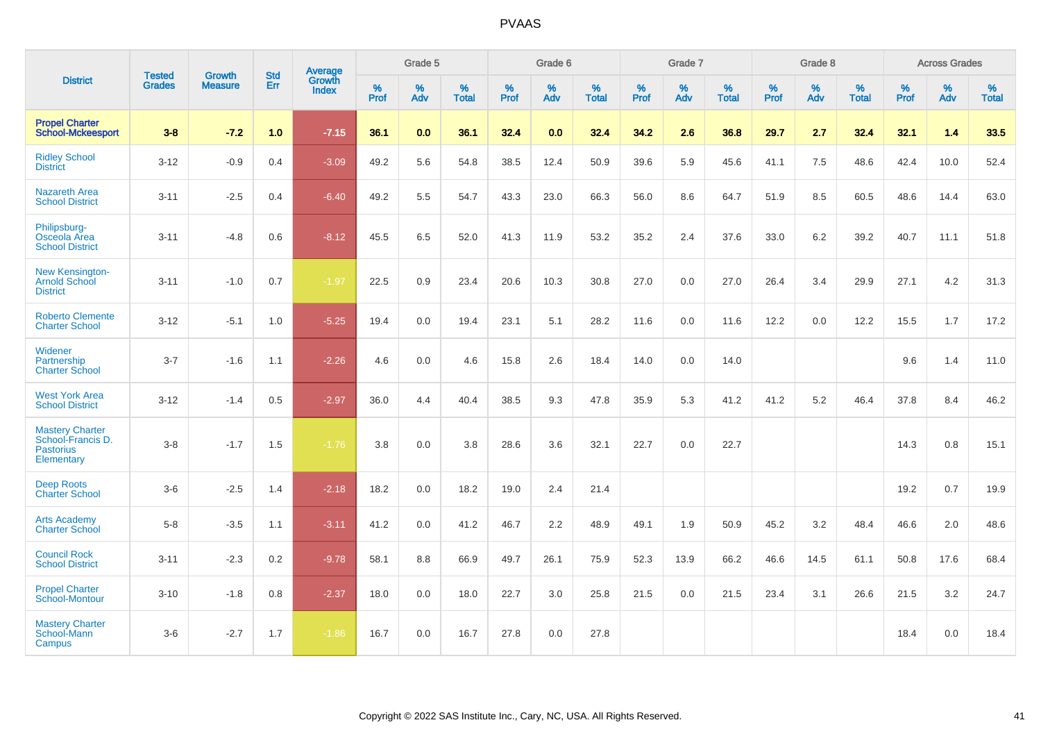## PVAAS

| District | Tested Grades | Growth Measure | Std Err | Average Growth Index | Grade 5 | | | Grade 6 | | | Grade 7 | | | Grade 8 | | | Across Grades | | |
|---|---|---|---|---|---|---|---|---|---|---|---|---|---|---|---|---|---|---|---|
| | | | | | % Prof | % Adv | % Total | % Prof | % Adv | % Total | % Prof | % Adv | % Total | % Prof | % Adv | % Total | % Prof | % Adv | % Total |
| **Propel Charter School-Mckeesport** | **3-8** | **-7.2** | **1.0** | **-7.15** | **36.1** | **0.0** | **36.1** | **32.4** | **0.0** | **32.4** | **34.2** | **2.6** | **36.8** | **29.7** | **2.7** | **32.4** | **32.1** | **1.4** | **33.5** |
| Ridley School District | 3-12 | -0.9 | 0.4 | -3.09 | 49.2 | 5.6 | 54.8 | 38.5 | 12.4 | 50.9 | 39.6 | 5.9 | 45.6 | 41.1 | 7.5 | 48.6 | 42.4 | 10.0 | 52.4 |
| Nazareth Area School District | 3-11 | -2.5 | 0.4 | -6.40 | 49.2 | 5.5 | 54.7 | 43.3 | 23.0 | 66.3 | 56.0 | 8.6 | 64.7 | 51.9 | 8.5 | 60.5 | 48.6 | 14.4 | 63.0 |
| Philipsburg-Osceola Area School District | 3-11 | -4.8 | 0.6 | -8.12 | 45.5 | 6.5 | 52.0 | 41.3 | 11.9 | 53.2 | 35.2 | 2.4 | 37.6 | 33.0 | 6.2 | 39.2 | 40.7 | 11.1 | 51.8 |
| New Kensington-Arnold School District | 3-11 | -1.0 | 0.7 | -1.97 | 22.5 | 0.9 | 23.4 | 20.6 | 10.3 | 30.8 | 27.0 | 0.0 | 27.0 | 26.4 | 3.4 | 29.9 | 27.1 | 4.2 | 31.3 |
| Roberto Clemente Charter School | 3-12 | -5.1 | 1.0 | -5.25 | 19.4 | 0.0 | 19.4 | 23.1 | 5.1 | 28.2 | 11.6 | 0.0 | 11.6 | 12.2 | 0.0 | 12.2 | 15.5 | 1.7 | 17.2 |
| Widener Partnership Charter School | 3-7 | -1.6 | 1.1 | -2.26 | 4.6 | 0.0 | 4.6 | 15.8 | 2.6 | 18.4 | 14.0 | 0.0 | 14.0 | | | | 9.6 | 1.4 | 11.0 |
| West York Area School District | 3-12 | -1.4 | 0.5 | -2.97 | 36.0 | 4.4 | 40.4 | 38.5 | 9.3 | 47.8 | 35.9 | 5.3 | 41.2 | 41.2 | 5.2 | 46.4 | 37.8 | 8.4 | 46.2 |
| Mastery Charter School-Francis D. Pastorius Elementary | 3-8 | -1.7 | 1.5 | -1.76 | 3.8 | 0.0 | 3.8 | 28.6 | 3.6 | 32.1 | 22.7 | 0.0 | 22.7 | | | | 14.3 | 0.8 | 15.1 |
| Deep Roots Charter School | 3-6 | -2.5 | 1.4 | -2.18 | 18.2 | 0.0 | 18.2 | 19.0 | 2.4 | 21.4 | | | | | | | 19.2 | 0.7 | 19.9 |
| Arts Academy Charter School | 5-8 | -3.5 | 1.1 | -3.11 | 41.2 | 0.0 | 41.2 | 46.7 | 2.2 | 48.9 | 49.1 | 1.9 | 50.9 | 45.2 | 3.2 | 48.4 | 46.6 | 2.0 | 48.6 |
| Council Rock School District | 3-11 | -2.3 | 0.2 | -9.78 | 58.1 | 8.8 | 66.9 | 49.7 | 26.1 | 75.9 | 52.3 | 13.9 | 66.2 | 46.6 | 14.5 | 61.1 | 50.8 | 17.6 | 68.4 |
| Propel Charter School-Montour | 3-10 | -1.8 | 0.8 | -2.37 | 18.0 | 0.0 | 18.0 | 22.7 | 3.0 | 25.8 | 21.5 | 0.0 | 21.5 | 23.4 | 3.1 | 26.6 | 21.5 | 3.2 | 24.7 |
| Mastery Charter School-Mann Campus | 3-6 | -2.7 | 1.7 | -1.86 | 16.7 | 0.0 | 16.7 | 27.8 | 0.0 | 27.8 | | | | | | | 18.4 | 0.0 | 18.4 |

Copyright © 2022 SAS Institute Inc., Cary, NC, USA. All Rights Reserved.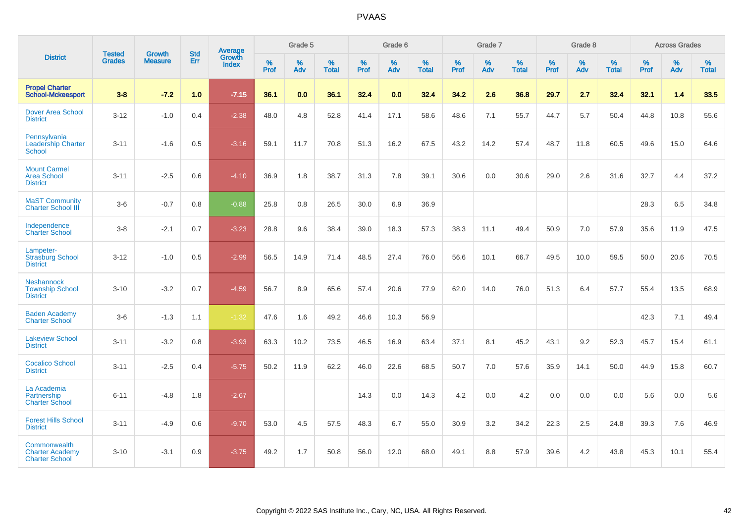# PVAAS

| District | Tested Grades | Growth Measure | Std Err | Average Growth Index | Grade 5 | | | Grade 6 | | | Grade 7 | | | Grade 8 | | | Across Grades | | |
|---|---|---|---|---|---|---|---|---|---|---|---|---|---|---|---|---|---|---|---|
| | | | | | % Prof | % Adv | % Total | % Prof | % Adv | % Total | % Prof | % Adv | % Total | % Prof | % Adv | % Total | % Prof | % Adv | % Total |
| **Propel Charter School-Mckeesport** | **3-8** | **-7.2** | **1.0** | **-7.15** | **36.1** | **0.0** | **36.1** | **32.4** | **0.0** | **32.4** | **34.2** | **2.6** | **36.8** | **29.7** | **2.7** | **32.4** | **32.1** | **1.4** | **33.5** |
| Dover Area School District | 3-12 | -1.0 | 0.4 | -2.38 | 48.0 | 4.8 | 52.8 | 41.4 | 17.1 | 58.6 | 48.6 | 7.1 | 55.7 | 44.7 | 5.7 | 50.4 | 44.8 | 10.8 | 55.6 |
| Pennsylvania Leadership Charter School | 3-11 | -1.6 | 0.5 | -3.16 | 59.1 | 11.7 | 70.8 | 51.3 | 16.2 | 67.5 | 43.2 | 14.2 | 57.4 | 48.7 | 11.8 | 60.5 | 49.6 | 15.0 | 64.6 |
| Mount Carmel Area School District | 3-11 | -2.5 | 0.6 | -4.10 | 36.9 | 1.8 | 38.7 | 31.3 | 7.8 | 39.1 | 30.6 | 0.0 | 30.6 | 29.0 | 2.6 | 31.6 | 32.7 | 4.4 | 37.2 |
| MaST Community Charter School III | 3-6 | -0.7 | 0.8 | -0.88 | 25.8 | 0.8 | 26.5 | 30.0 | 6.9 | 36.9 | | | | | | | 28.3 | 6.5 | 34.8 |
| Independence Charter School | 3-8 | -2.1 | 0.7 | -3.23 | 28.8 | 9.6 | 38.4 | 39.0 | 18.3 | 57.3 | 38.3 | 11.1 | 49.4 | 50.9 | 7.0 | 57.9 | 35.6 | 11.9 | 47.5 |
| Lampeter-Strasburg School District | 3-12 | -1.0 | 0.5 | -2.99 | 56.5 | 14.9 | 71.4 | 48.5 | 27.4 | 76.0 | 56.6 | 10.1 | 66.7 | 49.5 | 10.0 | 59.5 | 50.0 | 20.6 | 70.5 |
| Neshannock Township School District | 3-10 | -3.2 | 0.7 | -4.59 | 56.7 | 8.9 | 65.6 | 57.4 | 20.6 | 77.9 | 62.0 | 14.0 | 76.0 | 51.3 | 6.4 | 57.7 | 55.4 | 13.5 | 68.9 |
| Baden Academy Charter School | 3-6 | -1.3 | 1.1 | -1.32 | 47.6 | 1.6 | 49.2 | 46.6 | 10.3 | 56.9 | | | | | | | 42.3 | 7.1 | 49.4 |
| Lakeview School District | 3-11 | -3.2 | 0.8 | -3.93 | 63.3 | 10.2 | 73.5 | 46.5 | 16.9 | 63.4 | 37.1 | 8.1 | 45.2 | 43.1 | 9.2 | 52.3 | 45.7 | 15.4 | 61.1 |
| Cocalico School District | 3-11 | -2.5 | 0.4 | -5.75 | 50.2 | 11.9 | 62.2 | 46.0 | 22.6 | 68.5 | 50.7 | 7.0 | 57.6 | 35.9 | 14.1 | 50.0 | 44.9 | 15.8 | 60.7 |
| La Academia Partnership Charter School | 6-11 | -4.8 | 1.8 | -2.67 | | | | 14.3 | 0.0 | 14.3 | 4.2 | 0.0 | 4.2 | 0.0 | 0.0 | 0.0 | 5.6 | 0.0 | 5.6 |
| Forest Hills School District | 3-11 | -4.9 | 0.6 | -9.70 | 53.0 | 4.5 | 57.5 | 48.3 | 6.7 | 55.0 | 30.9 | 3.2 | 34.2 | 22.3 | 2.5 | 24.8 | 39.3 | 7.6 | 46.9 |
| Commonwealth Charter Academy Charter School | 3-10 | -3.1 | 0.9 | -3.75 | 49.2 | 1.7 | 50.8 | 56.0 | 12.0 | 68.0 | 49.1 | 8.8 | 57.9 | 39.6 | 4.2 | 43.8 | 45.3 | 10.1 | 55.4 |

Copyright © 2022 SAS Institute Inc., Cary, NC, USA. All Rights Reserved.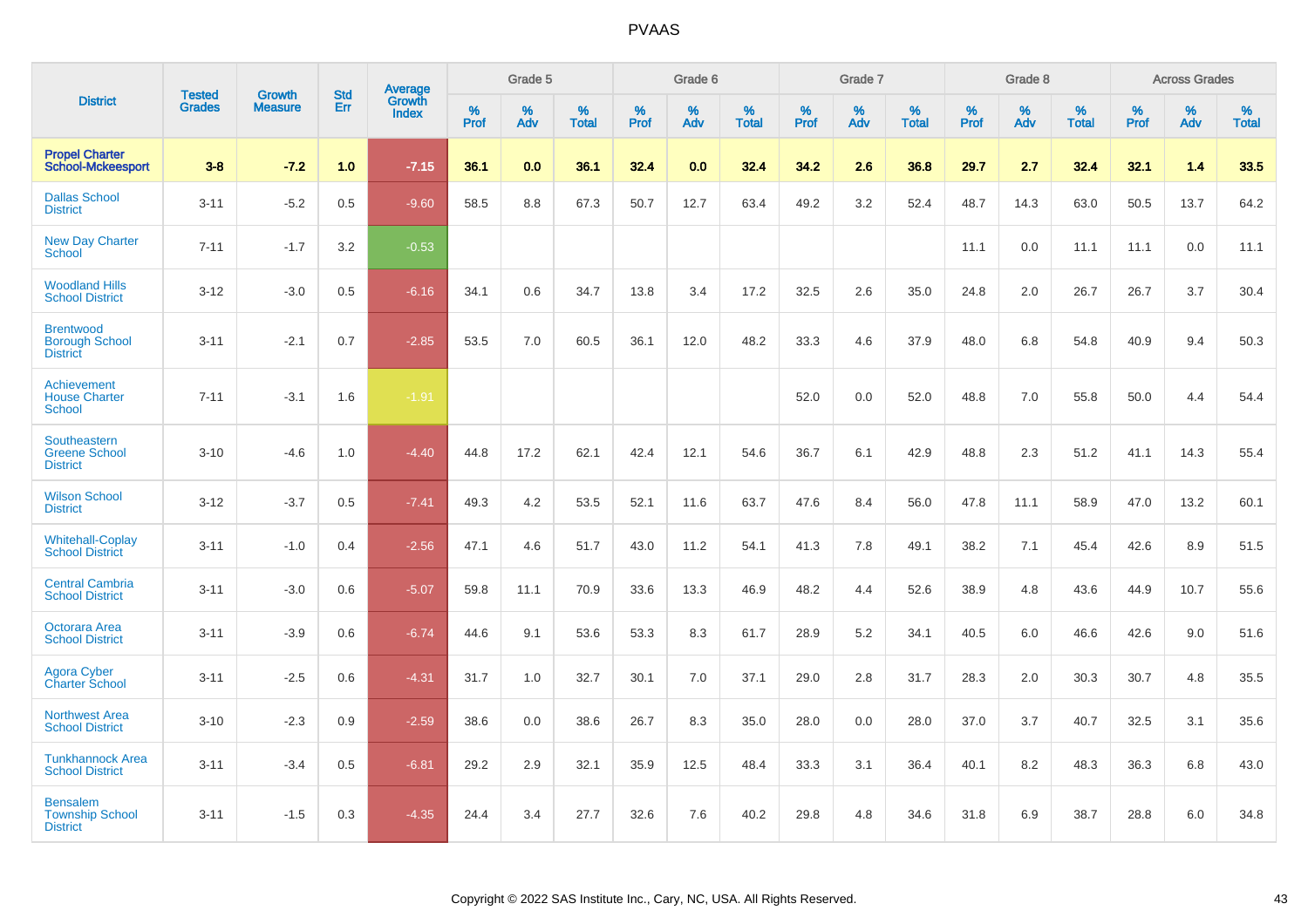| District | Tested Grades | Growth Measure | Std Err | Average Growth Index | Grade 5 | | | Grade 6 | | | Grade 7 | | | Grade 8 | | | Across Grades | | |
|---|---|---|---|---|---|---|---|---|---|---|---|---|---|---|---|---|---|---|---|
| | | | | | % Prof | % Adv | % Total | % Prof | % Adv | % Total | % Prof | % Adv | % Total | % Prof | % Adv | % Total | % Prof | % Adv | % Total |
| **Propel Charter School-Mckeesport** | **3-8** | **-7.2** | **1.0** | **-7.15** | **36.1** | **0.0** | **36.1** | **32.4** | **0.0** | **32.4** | **34.2** | **2.6** | **36.8** | **29.7** | **2.7** | **32.4** | **32.1** | **1.4** | **33.5** |
| Dallas School District | 3-11 | -5.2 | 0.5 | -9.60 | 58.5 | 8.8 | 67.3 | 50.7 | 12.7 | 63.4 | 49.2 | 3.2 | 52.4 | 48.7 | 14.3 | 63.0 | 50.5 | 13.7 | 64.2 |
| New Day Charter School | 7-11 | -1.7 | 3.2 | -0.53 | | | | | | | | | | 11.1 | 0.0 | 11.1 | 11.1 | 0.0 | 11.1 |
| Woodland Hills School District | 3-12 | -3.0 | 0.5 | -6.16 | 34.1 | 0.6 | 34.7 | 13.8 | 3.4 | 17.2 | 32.5 | 2.6 | 35.0 | 24.8 | 2.0 | 26.7 | 26.7 | 3.7 | 30.4 |
| Brentwood Borough School District | 3-11 | -2.1 | 0.7 | -2.85 | 53.5 | 7.0 | 60.5 | 36.1 | 12.0 | 48.2 | 33.3 | 4.6 | 37.9 | 48.0 | 6.8 | 54.8 | 40.9 | 9.4 | 50.3 |
| Achievement House Charter School | 7-11 | -3.1 | 1.6 | -1.91 | | | | | | | 52.0 | 0.0 | 52.0 | 48.8 | 7.0 | 55.8 | 50.0 | 4.4 | 54.4 |
| Southeastern Greene School District | 3-10 | -4.6 | 1.0 | -4.40 | 44.8 | 17.2 | 62.1 | 42.4 | 12.1 | 54.6 | 36.7 | 6.1 | 42.9 | 48.8 | 2.3 | 51.2 | 41.1 | 14.3 | 55.4 |
| Wilson School District | 3-12 | -3.7 | 0.5 | -7.41 | 49.3 | 4.2 | 53.5 | 52.1 | 11.6 | 63.7 | 47.6 | 8.4 | 56.0 | 47.8 | 11.1 | 58.9 | 47.0 | 13.2 | 60.1 |
| Whitehall-Coplay School District | 3-11 | -1.0 | 0.4 | -2.56 | 47.1 | 4.6 | 51.7 | 43.0 | 11.2 | 54.1 | 41.3 | 7.8 | 49.1 | 38.2 | 7.1 | 45.4 | 42.6 | 8.9 | 51.5 |
| Central Cambria School District | 3-11 | -3.0 | 0.6 | -5.07 | 59.8 | 11.1 | 70.9 | 33.6 | 13.3 | 46.9 | 48.2 | 4.4 | 52.6 | 38.9 | 4.8 | 43.6 | 44.9 | 10.7 | 55.6 |
| Octorara Area School District | 3-11 | -3.9 | 0.6 | -6.74 | 44.6 | 9.1 | 53.6 | 53.3 | 8.3 | 61.7 | 28.9 | 5.2 | 34.1 | 40.5 | 6.0 | 46.6 | 42.6 | 9.0 | 51.6 |
| Agora Cyber Charter School | 3-11 | -2.5 | 0.6 | -4.31 | 31.7 | 1.0 | 32.7 | 30.1 | 7.0 | 37.1 | 29.0 | 2.8 | 31.7 | 28.3 | 2.0 | 30.3 | 30.7 | 4.8 | 35.5 |
| Northwest Area School District | 3-10 | -2.3 | 0.9 | -2.59 | 38.6 | 0.0 | 38.6 | 26.7 | 8.3 | 35.0 | 28.0 | 0.0 | 28.0 | 37.0 | 3.7 | 40.7 | 32.5 | 3.1 | 35.6 |
| Tunkhannock Area School District | 3-11 | -3.4 | 0.5 | -6.81 | 29.2 | 2.9 | 32.1 | 35.9 | 12.5 | 48.4 | 33.3 | 3.1 | 36.4 | 40.1 | 8.2 | 48.3 | 36.3 | 6.8 | 43.0 |
| Bensalem Township School District | 3-11 | -1.5 | 0.3 | -4.35 | 24.4 | 3.4 | 27.7 | 32.6 | 7.6 | 40.2 | 29.8 | 4.8 | 34.6 | 31.8 | 6.9 | 38.7 | 28.8 | 6.0 | 34.8 |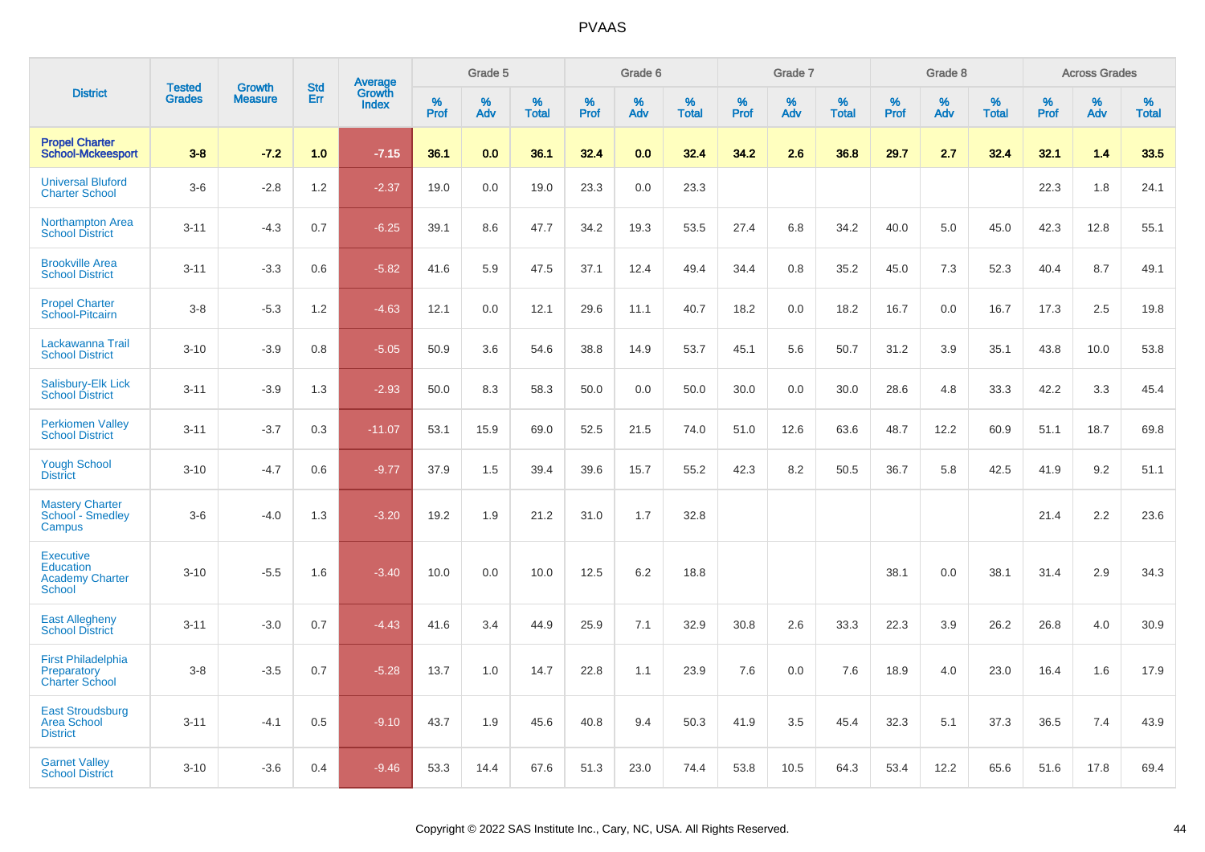| District | Tested Grades | Growth Measure | Std Err | Average Growth Index | Grade 5 | | | Grade 6 | | | Grade 7 | | | Grade 8 | | | Across Grades | | |
|---|---|---|---|---|---|---|---|---|---|---|---|---|---|---|---|---|---|---|---|
| | | | | | % Prof | % Adv | % Total | % Prof | % Adv | % Total | % Prof | % Adv | % Total | % Prof | % Adv | % Total | % Prof | % Adv | % Total |
| **Propel Charter School-Mckeesport** | **3-8** | **-7.2** | **1.0** | **-7.15** | **36.1** | **0.0** | **36.1** | **32.4** | **0.0** | **32.4** | **34.2** | **2.6** | **36.8** | **29.7** | **2.7** | **32.4** | **32.1** | **1.4** | **33.5** |
| Universal Bluford Charter School | 3-6 | -2.8 | 1.2 | -2.37 | 19.0 | 0.0 | 19.0 | 23.3 | 0.0 | 23.3 | | | | | | | 22.3 | 1.8 | 24.1 |
| Northampton Area School District | 3-11 | -4.3 | 0.7 | -6.25 | 39.1 | 8.6 | 47.7 | 34.2 | 19.3 | 53.5 | 27.4 | 6.8 | 34.2 | 40.0 | 5.0 | 45.0 | 42.3 | 12.8 | 55.1 |
| Brookville Area School District | 3-11 | -3.3 | 0.6 | -5.82 | 41.6 | 5.9 | 47.5 | 37.1 | 12.4 | 49.4 | 34.4 | 0.8 | 35.2 | 45.0 | 7.3 | 52.3 | 40.4 | 8.7 | 49.1 |
| Propel Charter School-Pitcairn | 3-8 | -5.3 | 1.2 | -4.63 | 12.1 | 0.0 | 12.1 | 29.6 | 11.1 | 40.7 | 18.2 | 0.0 | 18.2 | 16.7 | 0.0 | 16.7 | 17.3 | 2.5 | 19.8 |
| Lackawanna Trail School District | 3-10 | -3.9 | 0.8 | -5.05 | 50.9 | 3.6 | 54.6 | 38.8 | 14.9 | 53.7 | 45.1 | 5.6 | 50.7 | 31.2 | 3.9 | 35.1 | 43.8 | 10.0 | 53.8 |
| Salisbury-Elk Lick School District | 3-11 | -3.9 | 1.3 | -2.93 | 50.0 | 8.3 | 58.3 | 50.0 | 0.0 | 50.0 | 30.0 | 0.0 | 30.0 | 28.6 | 4.8 | 33.3 | 42.2 | 3.3 | 45.4 |
| Perkiomen Valley School District | 3-11 | -3.7 | 0.3 | -11.07 | 53.1 | 15.9 | 69.0 | 52.5 | 21.5 | 74.0 | 51.0 | 12.6 | 63.6 | 48.7 | 12.2 | 60.9 | 51.1 | 18.7 | 69.8 |
| Yough School District | 3-10 | -4.7 | 0.6 | -9.77 | 37.9 | 1.5 | 39.4 | 39.6 | 15.7 | 55.2 | 42.3 | 8.2 | 50.5 | 36.7 | 5.8 | 42.5 | 41.9 | 9.2 | 51.1 |
| Mastery Charter School - Smedley Campus | 3-6 | -4.0 | 1.3 | -3.20 | 19.2 | 1.9 | 21.2 | 31.0 | 1.7 | 32.8 | | | | | | | 21.4 | 2.2 | 23.6 |
| Executive Education Academy Charter School | 3-10 | -5.5 | 1.6 | -3.40 | 10.0 | 0.0 | 10.0 | 12.5 | 6.2 | 18.8 | | | | 38.1 | 0.0 | 38.1 | 31.4 | 2.9 | 34.3 |
| East Allegheny School District | 3-11 | -3.0 | 0.7 | -4.43 | 41.6 | 3.4 | 44.9 | 25.9 | 7.1 | 32.9 | 30.8 | 2.6 | 33.3 | 22.3 | 3.9 | 26.2 | 26.8 | 4.0 | 30.9 |
| First Philadelphia Preparatory Charter School | 3-8 | -3.5 | 0.7 | -5.28 | 13.7 | 1.0 | 14.7 | 22.8 | 1.1 | 23.9 | 7.6 | 0.0 | 7.6 | 18.9 | 4.0 | 23.0 | 16.4 | 1.6 | 17.9 |
| East Stroudsburg Area School District | 3-11 | -4.1 | 0.5 | -9.10 | 43.7 | 1.9 | 45.6 | 40.8 | 9.4 | 50.3 | 41.9 | 3.5 | 45.4 | 32.3 | 5.1 | 37.3 | 36.5 | 7.4 | 43.9 |
| Garnet Valley School District | 3-10 | -3.6 | 0.4 | -9.46 | 53.3 | 14.4 | 67.6 | 51.3 | 23.0 | 74.4 | 53.8 | 10.5 | 64.3 | 53.4 | 12.2 | 65.6 | 51.6 | 17.8 | 69.4 |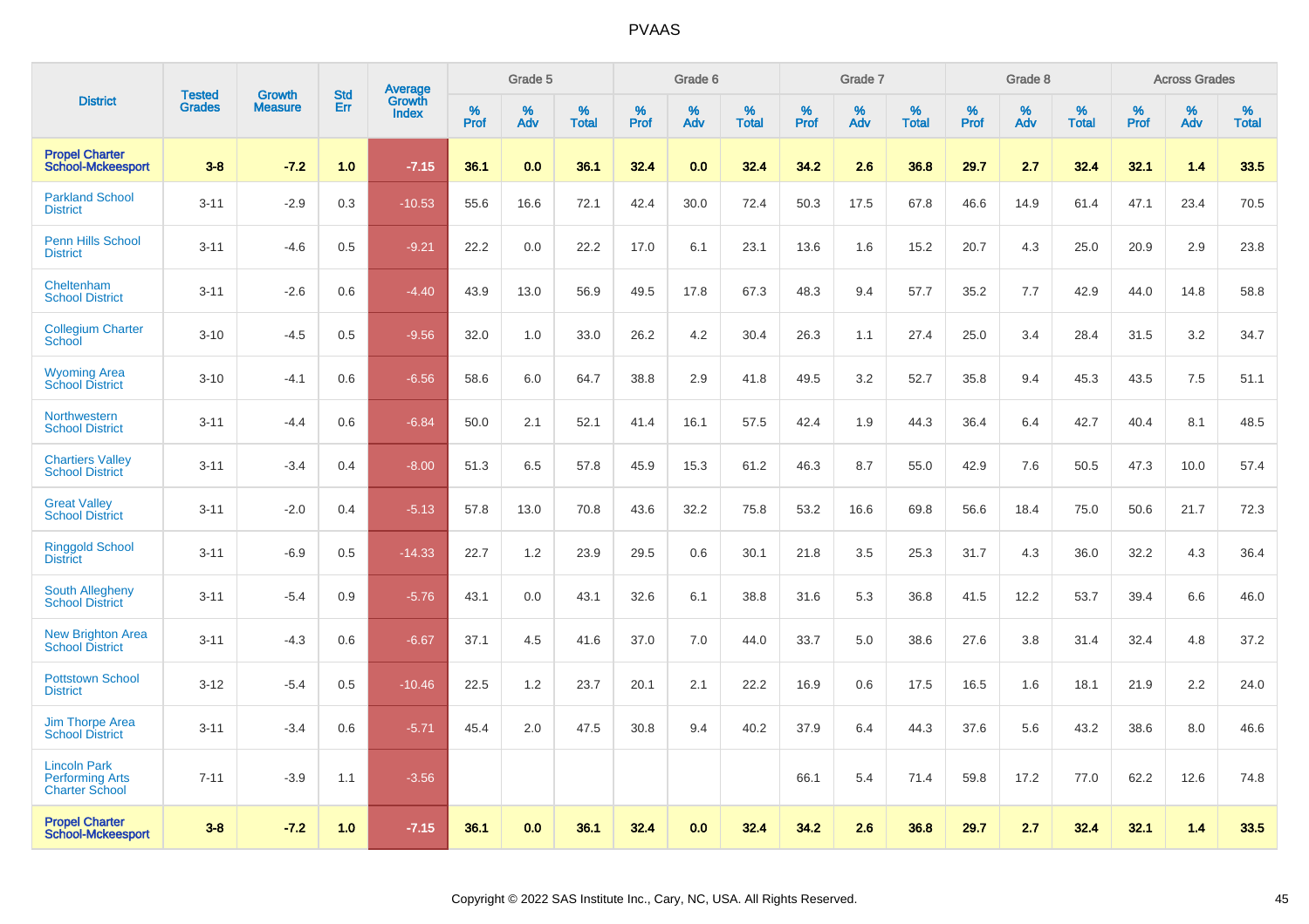# PVAAS

| District | Tested Grades | Growth Measure | Std Err | Average Growth Index | Grade 5 | | | Grade 6 | | | Grade 7 | | | Grade 8 | | | Across Grades | | |
|---|---|---|---|---|---|---|---|---|---|---|---|---|---|---|---|---|---|---|---|
| | | | | | % Prof | % Adv | % Total | % Prof | % Adv | % Total | % Prof | % Adv | % Total | % Prof | % Adv | % Total | % Prof | % Adv | % Total |
| **Propel Charter School-Mckeesport** | **3-8** | **-7.2** | **1.0** | **-7.15** | **36.1** | **0.0** | **36.1** | **32.4** | **0.0** | **32.4** | **34.2** | **2.6** | **36.8** | **29.7** | **2.7** | **32.4** | **32.1** | **1.4** | **33.5** |
| Parkland School District | 3-11 | -2.9 | 0.3 | -10.53 | 55.6 | 16.6 | 72.1 | 42.4 | 30.0 | 72.4 | 50.3 | 17.5 | 67.8 | 46.6 | 14.9 | 61.4 | 47.1 | 23.4 | 70.5 |
| Penn Hills School District | 3-11 | -4.6 | 0.5 | -9.21 | 22.2 | 0.0 | 22.2 | 17.0 | 6.1 | 23.1 | 13.6 | 1.6 | 15.2 | 20.7 | 4.3 | 25.0 | 20.9 | 2.9 | 23.8 |
| Cheltenham School District | 3-11 | -2.6 | 0.6 | -4.40 | 43.9 | 13.0 | 56.9 | 49.5 | 17.8 | 67.3 | 48.3 | 9.4 | 57.7 | 35.2 | 7.7 | 42.9 | 44.0 | 14.8 | 58.8 |
| Collegium Charter School | 3-10 | -4.5 | 0.5 | -9.56 | 32.0 | 1.0 | 33.0 | 26.2 | 4.2 | 30.4 | 26.3 | 1.1 | 27.4 | 25.0 | 3.4 | 28.4 | 31.5 | 3.2 | 34.7 |
| Wyoming Area School District | 3-10 | -4.1 | 0.6 | -6.56 | 58.6 | 6.0 | 64.7 | 38.8 | 2.9 | 41.8 | 49.5 | 3.2 | 52.7 | 35.8 | 9.4 | 45.3 | 43.5 | 7.5 | 51.1 |
| Northwestern School District | 3-11 | -4.4 | 0.6 | -6.84 | 50.0 | 2.1 | 52.1 | 41.4 | 16.1 | 57.5 | 42.4 | 1.9 | 44.3 | 36.4 | 6.4 | 42.7 | 40.4 | 8.1 | 48.5 |
| Chartiers Valley School District | 3-11 | -3.4 | 0.4 | -8.00 | 51.3 | 6.5 | 57.8 | 45.9 | 15.3 | 61.2 | 46.3 | 8.7 | 55.0 | 42.9 | 7.6 | 50.5 | 47.3 | 10.0 | 57.4 |
| Great Valley School District | 3-11 | -2.0 | 0.4 | -5.13 | 57.8 | 13.0 | 70.8 | 43.6 | 32.2 | 75.8 | 53.2 | 16.6 | 69.8 | 56.6 | 18.4 | 75.0 | 50.6 | 21.7 | 72.3 |
| Ringgold School District | 3-11 | -6.9 | 0.5 | -14.33 | 22.7 | 1.2 | 23.9 | 29.5 | 0.6 | 30.1 | 21.8 | 3.5 | 25.3 | 31.7 | 4.3 | 36.0 | 32.2 | 4.3 | 36.4 |
| South Allegheny School District | 3-11 | -5.4 | 0.9 | -5.76 | 43.1 | 0.0 | 43.1 | 32.6 | 6.1 | 38.8 | 31.6 | 5.3 | 36.8 | 41.5 | 12.2 | 53.7 | 39.4 | 6.6 | 46.0 |
| New Brighton Area School District | 3-11 | -4.3 | 0.6 | -6.67 | 37.1 | 4.5 | 41.6 | 37.0 | 7.0 | 44.0 | 33.7 | 5.0 | 38.6 | 27.6 | 3.8 | 31.4 | 32.4 | 4.8 | 37.2 |
| Pottstown School District | 3-12 | -5.4 | 0.5 | -10.46 | 22.5 | 1.2 | 23.7 | 20.1 | 2.1 | 22.2 | 16.9 | 0.6 | 17.5 | 16.5 | 1.6 | 18.1 | 21.9 | 2.2 | 24.0 |
| Jim Thorpe Area School District | 3-11 | -3.4 | 0.6 | -5.71 | 45.4 | 2.0 | 47.5 | 30.8 | 9.4 | 40.2 | 37.9 | 6.4 | 44.3 | 37.6 | 5.6 | 43.2 | 38.6 | 8.0 | 46.6 |
| Lincoln Park Performing Arts Charter School | 7-11 | -3.9 | 1.1 | -3.56 | | | | | | | 66.1 | 5.4 | 71.4 | 59.8 | 17.2 | 77.0 | 62.2 | 12.6 | 74.8 |
| **Propel Charter School-Mckeesport** | **3-8** | **-7.2** | **1.0** | **-7.15** | **36.1** | **0.0** | **36.1** | **32.4** | **0.0** | **32.4** | **34.2** | **2.6** | **36.8** | **29.7** | **2.7** | **32.4** | **32.1** | **1.4** | **33.5** |

Copyright © 2022 SAS Institute Inc., Cary, NC, USA. All Rights Reserved.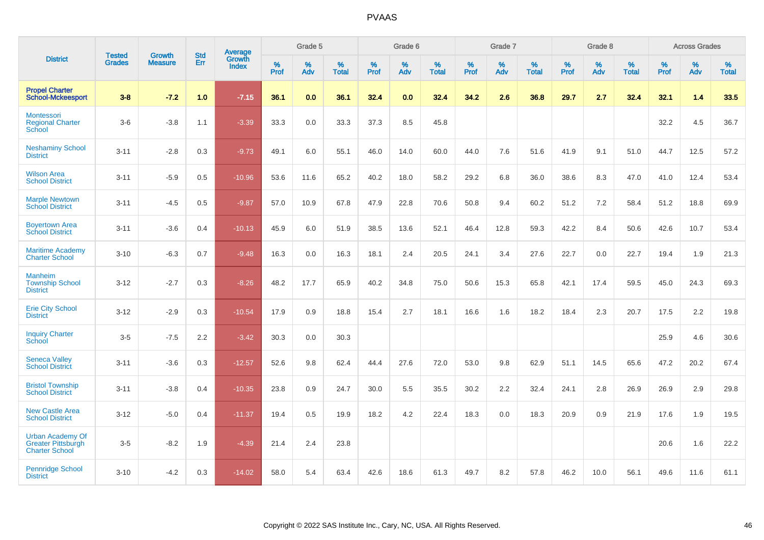| District | Tested Grades | Growth Measure | Std Err | Average Growth Index | Grade 5 | | | Grade 6 | | | Grade 7 | | | Grade 8 | | | Across Grades | | |
|---|---|---|---|---|---|---|---|---|---|---|---|---|---|---|---|---|---|---|---|
| | | | | | % Prof | % Adv | % Total | % Prof | % Adv | % Total | % Prof | % Adv | % Total | % Prof | % Adv | % Total | % Prof | % Adv | % Total |
| **Propel Charter School-Mckeesport** | **3-8** | **-7.2** | **1.0** | **-7.15** | **36.1** | **0.0** | **36.1** | **32.4** | **0.0** | **32.4** | **34.2** | **2.6** | **36.8** | **29.7** | **2.7** | **32.4** | **32.1** | **1.4** | **33.5** |
| Montessori Regional Charter School | 3-6 | -3.8 | 1.1 | -3.39 | 33.3 | 0.0 | 33.3 | 37.3 | 8.5 | 45.8 | | | | | | | 32.2 | 4.5 | 36.7 |
| Neshaminy School District | 3-11 | -2.8 | 0.3 | -9.73 | 49.1 | 6.0 | 55.1 | 46.0 | 14.0 | 60.0 | 44.0 | 7.6 | 51.6 | 41.9 | 9.1 | 51.0 | 44.7 | 12.5 | 57.2 |
| Wilson Area School District | 3-11 | -5.9 | 0.5 | -10.96 | 53.6 | 11.6 | 65.2 | 40.2 | 18.0 | 58.2 | 29.2 | 6.8 | 36.0 | 38.6 | 8.3 | 47.0 | 41.0 | 12.4 | 53.4 |
| Marple Newtown School District | 3-11 | -4.5 | 0.5 | -9.87 | 57.0 | 10.9 | 67.8 | 47.9 | 22.8 | 70.6 | 50.8 | 9.4 | 60.2 | 51.2 | 7.2 | 58.4 | 51.2 | 18.8 | 69.9 |
| Boyertown Area School District | 3-11 | -3.6 | 0.4 | -10.13 | 45.9 | 6.0 | 51.9 | 38.5 | 13.6 | 52.1 | 46.4 | 12.8 | 59.3 | 42.2 | 8.4 | 50.6 | 42.6 | 10.7 | 53.4 |
| Maritime Academy Charter School | 3-10 | -6.3 | 0.7 | -9.48 | 16.3 | 0.0 | 16.3 | 18.1 | 2.4 | 20.5 | 24.1 | 3.4 | 27.6 | 22.7 | 0.0 | 22.7 | 19.4 | 1.9 | 21.3 |
| Manheim Township School District | 3-12 | -2.7 | 0.3 | -8.26 | 48.2 | 17.7 | 65.9 | 40.2 | 34.8 | 75.0 | 50.6 | 15.3 | 65.8 | 42.1 | 17.4 | 59.5 | 45.0 | 24.3 | 69.3 |
| Erie City School District | 3-12 | -2.9 | 0.3 | -10.54 | 17.9 | 0.9 | 18.8 | 15.4 | 2.7 | 18.1 | 16.6 | 1.6 | 18.2 | 18.4 | 2.3 | 20.7 | 17.5 | 2.2 | 19.8 |
| Inquiry Charter School | 3-5 | -7.5 | 2.2 | -3.42 | 30.3 | 0.0 | 30.3 | | | | | | | | | | 25.9 | 4.6 | 30.6 |
| Seneca Valley School District | 3-11 | -3.6 | 0.3 | -12.57 | 52.6 | 9.8 | 62.4 | 44.4 | 27.6 | 72.0 | 53.0 | 9.8 | 62.9 | 51.1 | 14.5 | 65.6 | 47.2 | 20.2 | 67.4 |
| Bristol Township School District | 3-11 | -3.8 | 0.4 | -10.35 | 23.8 | 0.9 | 24.7 | 30.0 | 5.5 | 35.5 | 30.2 | 2.2 | 32.4 | 24.1 | 2.8 | 26.9 | 26.9 | 2.9 | 29.8 |
| New Castle Area School District | 3-12 | -5.0 | 0.4 | -11.37 | 19.4 | 0.5 | 19.9 | 18.2 | 4.2 | 22.4 | 18.3 | 0.0 | 18.3 | 20.9 | 0.9 | 21.9 | 17.6 | 1.9 | 19.5 |
| Urban Academy Of Greater Pittsburgh Charter School | 3-5 | -8.2 | 1.9 | -4.39 | 21.4 | 2.4 | 23.8 | | | | | | | | | | 20.6 | 1.6 | 22.2 |
| Pennridge School District | 3-10 | -4.2 | 0.3 | -14.02 | 58.0 | 5.4 | 63.4 | 42.6 | 18.6 | 61.3 | 49.7 | 8.2 | 57.8 | 46.2 | 10.0 | 56.1 | 49.6 | 11.6 | 61.1 |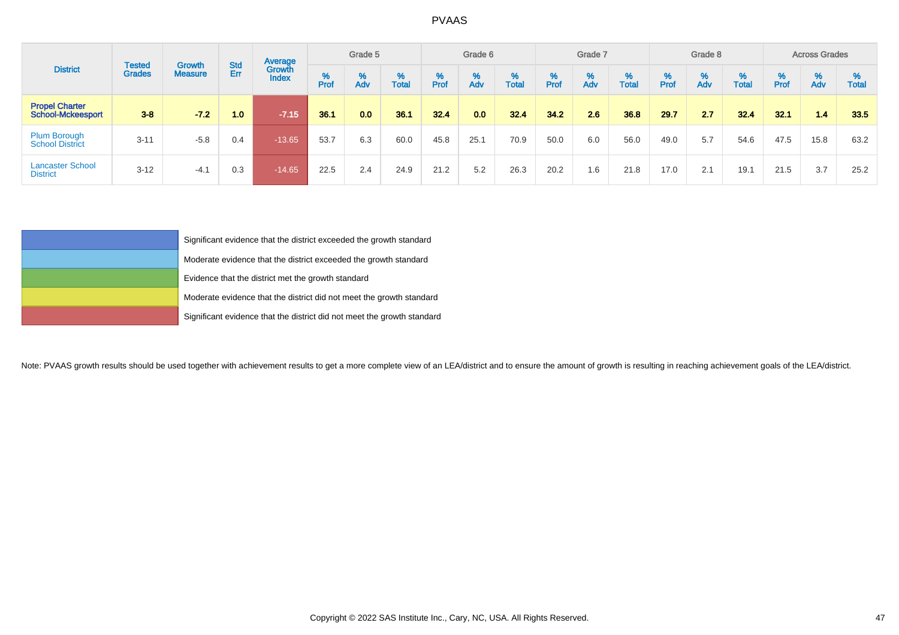# PVAAS

| District | Tested Grades | Growth Measure | Std Err | Average Growth Index | Grade 5 | | | Grade 6 | | | Grade 7 | | | Grade 8 | | | Across Grades | | |
|---|---|---|---|---|---|---|---|---|---|---|---|---|---|---|---|---|---|---|---|
| | | | | | % Prof | % Adv | % Total | % Prof | % Adv | % Total | % Prof | % Adv | % Total | % Prof | % Adv | % Total | % Prof | % Adv | % Total |
| **Propel Charter School-Mckeesport** | **3-8** | **-7.2** | **1.0** | **-7.15** | **36.1** | **0.0** | **36.1** | **32.4** | **0.0** | **32.4** | **34.2** | **2.6** | **36.8** | **29.7** | **2.7** | **32.4** | **32.1** | **1.4** | **33.5** |
| Plum Borough School District | 3-11 | -5.8 | 0.4 | -13.65 | 53.7 | 6.3 | 60.0 | 45.8 | 25.1 | 70.9 | 50.0 | 6.0 | 56.0 | 49.0 | 5.7 | 54.6 | 47.5 | 15.8 | 63.2 |
| Lancaster School District | 3-12 | -4.1 | 0.3 | -14.65 | 22.5 | 2.4 | 24.9 | 21.2 | 5.2 | 26.3 | 20.2 | 1.6 | 21.8 | 17.0 | 2.1 | 19.1 | 21.5 | 3.7 | 25.2 |

- Significant evidence that the district exceeded the growth standard
- Moderate evidence that the district exceeded the growth standard
- Evidence that the district met the growth standard
- Moderate evidence that the district did not meet the growth standard
- Significant evidence that the district did not meet the growth standard

Note: PVAAS growth results should be used together with achievement results to get a more complete view of an LEA/district and to ensure the amount of growth is resulting in reaching achievement goals of the LEA/district.

Copyright © 2022 SAS Institute Inc., Cary, NC, USA. All Rights Reserved.